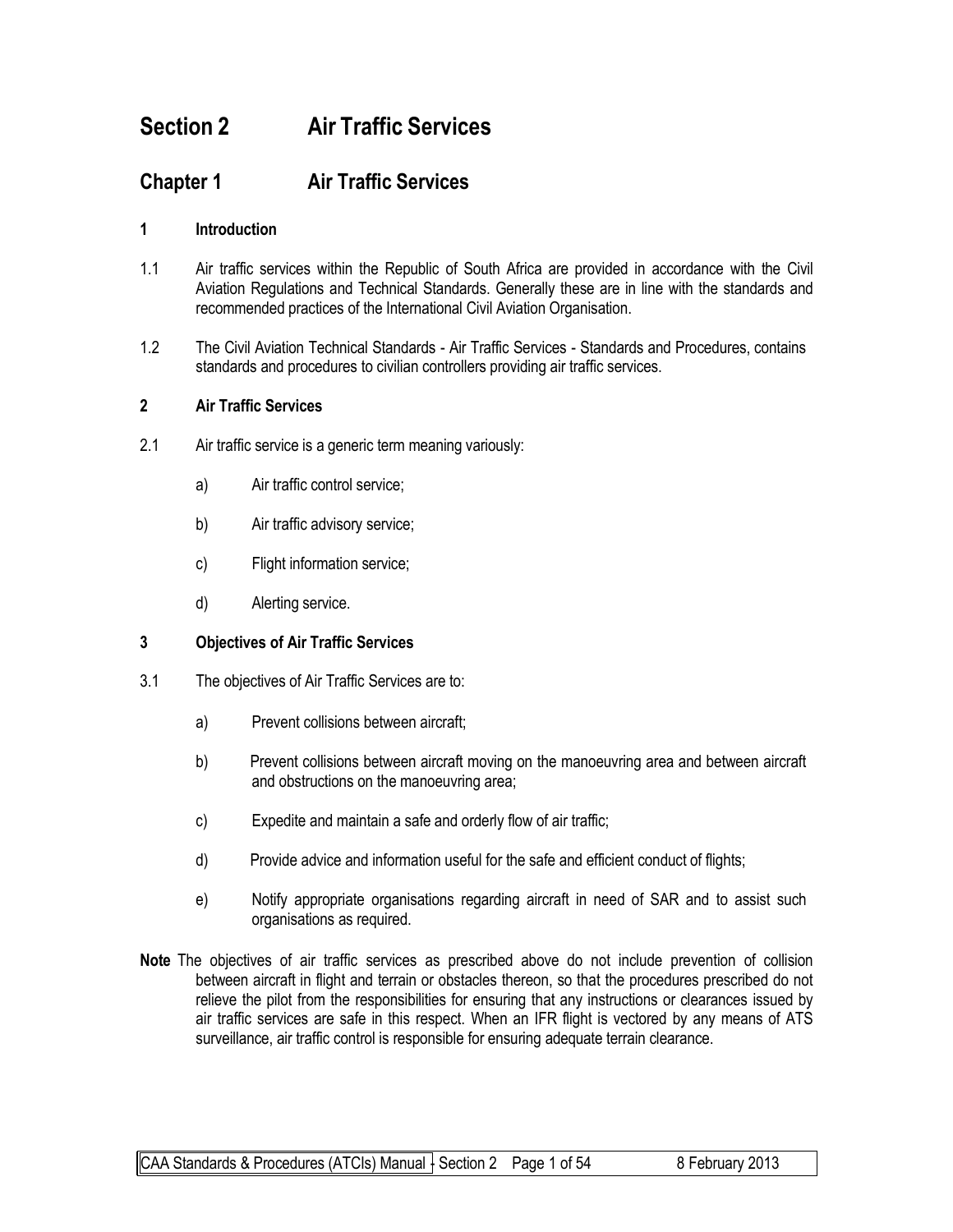# Section 2 Air Traffic Services

## Chapter 1 Air Traffic Services

### 1 Introduction

1.1 Air traffic services within the Republic of South Africa are provided in accordance with the Civil Aviation Regulations and Technical Standards. Generally these are in line with the standards and recommended practices of the International Civil Aviation Organisation.

1.2 The Civil Aviation Technical Standards - Air Traffic Services - Standards and Procedures, contains standards and procedures to civilian controllers providing air traffic services.

### 2 Air Traffic Services

2.1 Air traffic service is a generic term meaning variously:

a) Air traffic control service;

b) Air traffic advisory service;

c) Flight information service;

d) Alerting service.

### 3 Objectives of Air Traffic Services

3.1 The objectives of Air Traffic Services are to:

a) Prevent collisions between aircraft;

b) Prevent collisions between aircraft moving on the manoeuvring area and between aircraft and obstructions on the manoeuvring area;

c) Expedite and maintain a safe and orderly flow of air traffic;

d) Provide advice and information useful for the safe and efficient conduct of flights;

e) Notify appropriate organisations regarding aircraft in need of SAR and to assist such organisations as required.

**Note** The objectives of air traffic services as prescribed above do not include prevention of collision between aircraft in flight and terrain or obstacles thereon, so that the procedures prescribed do not relieve the pilot from the responsibilities for ensuring that any instructions or clearances issued by air traffic services are safe in this respect. When an IFR flight is vectored by any means of ATS surveillance, air traffic control is responsible for ensuring adequate terrain clearance.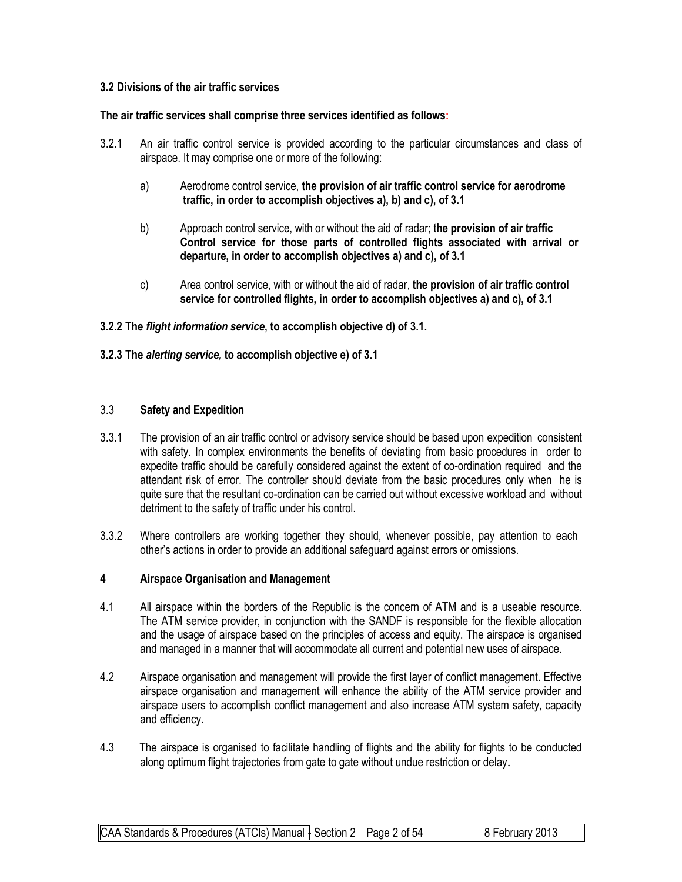### 3.2 Divisions of the air traffic services

**The air traffic services shall comprise three services identified as follows:**

3.2.1 An air traffic control service is provided according to the particular circumstances and class of airspace. It may comprise one or more of the following:

a) Aerodrome control service, **the provision of air traffic control service for aerodrome traffic, in order to accomplish objectives a), b) and c), of 3.1**

b) Approach control service, with or without the aid of radar; t**he provision of air traffic Control service for those parts of controlled flights associated with arrival or departure, in order to accomplish objectives a) and c), of 3.1**

c) Area control service, with or without the aid of radar, **the provision of air traffic control service for controlled flights, in order to accomplish objectives a) and c), of 3.1**

**3.2.2 The *flight information service*, to accomplish objective d) of 3.1.**

**3.2.3 The *alerting service,* to accomplish objective e) of 3.1**

### 3.3 Safety and Expedition

3.3.1 The provision of an air traffic control or advisory service should be based upon expedition consistent with safety. In complex environments the benefits of deviating from basic procedures in order to expedite traffic should be carefully considered against the extent of co-ordination required and the attendant risk of error. The controller should deviate from the basic procedures only when he is quite sure that the resultant co-ordination can be carried out without excessive workload and without detriment to the safety of traffic under his control.

3.3.2 Where controllers are working together they should, whenever possible, pay attention to each other's actions in order to provide an additional safeguard against errors or omissions.

## 4 Airspace Organisation and Management

4.1 All airspace within the borders of the Republic is the concern of ATM and is a useable resource. The ATM service provider, in conjunction with the SANDF is responsible for the flexible allocation and the usage of airspace based on the principles of access and equity. The airspace is organised and managed in a manner that will accommodate all current and potential new uses of airspace.

4.2 Airspace organisation and management will provide the first layer of conflict management. Effective airspace organisation and management will enhance the ability of the ATM service provider and airspace users to accomplish conflict management and also increase ATM system safety, capacity and efficiency.

4.3 The airspace is organised to facilitate handling of flights and the ability for flights to be conducted along optimum flight trajectories from gate to gate without undue restriction or delay.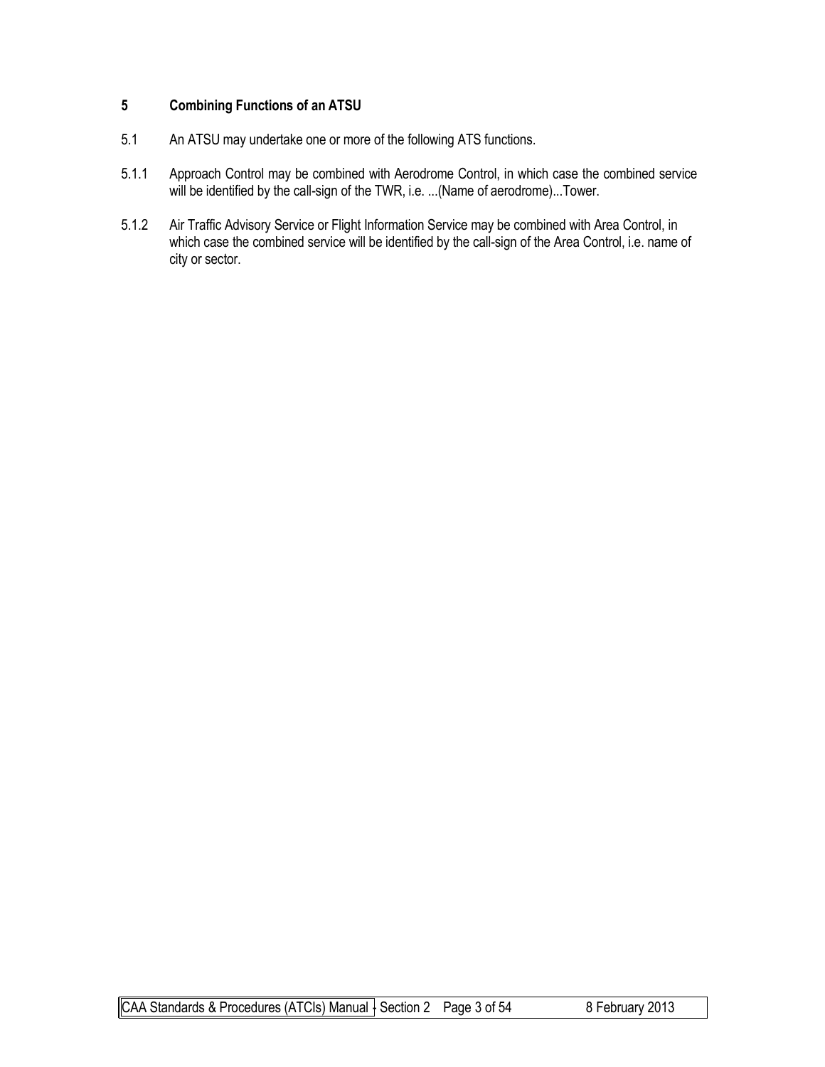## 5 Combining Functions of an ATSU

5.1 An ATSU may undertake one or more of the following ATS functions.

5.1.1 Approach Control may be combined with Aerodrome Control, in which case the combined service will be identified by the call-sign of the TWR, i.e. ...(Name of aerodrome)...Tower.

5.1.2 Air Traffic Advisory Service or Flight Information Service may be combined with Area Control, in which case the combined service will be identified by the call-sign of the Area Control, i.e. name of city or sector.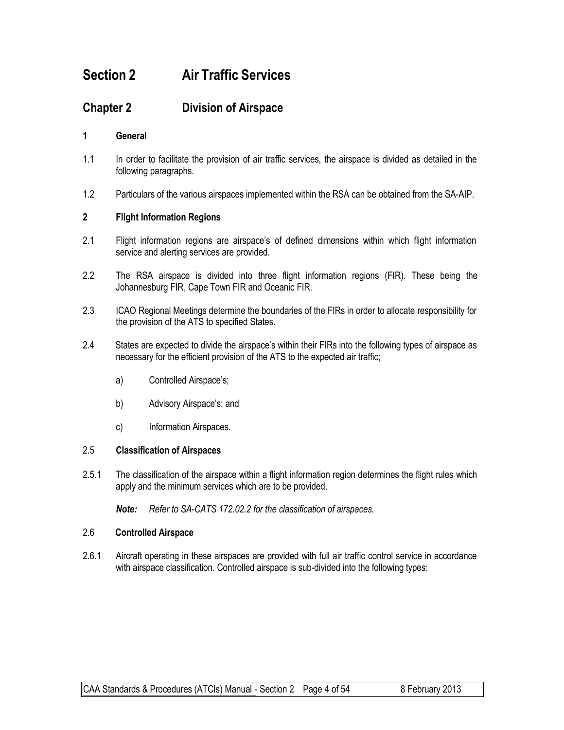# Section 2 Air Traffic Services

## Chapter 2 Division of Airspace

### 1 General

1.1 In order to facilitate the provision of air traffic services, the airspace is divided as detailed in the following paragraphs.

1.2 Particulars of the various airspaces implemented within the RSA can be obtained from the SA-AIP.

### 2 Flight Information Regions

2.1 Flight information regions are airspace's of defined dimensions within which flight information service and alerting services are provided.

2.2 The RSA airspace is divided into three flight information regions (FIR). These being the Johannesburg FIR, Cape Town FIR and Oceanic FIR.

2.3 ICAO Regional Meetings determine the boundaries of the FIRs in order to allocate responsibility for the provision of the ATS to specified States.

2.4 States are expected to divide the airspace's within their FIRs into the following types of airspace as necessary for the efficient provision of the ATS to the expected air traffic;

- a) Controlled Airspace's;
- b) Advisory Airspace's; and
- c) Information Airspaces.

#### 2.5 Classification of Airspaces

2.5.1 The classification of the airspace within a flight information region determines the flight rules which apply and the minimum services which are to be provided.

***Note:*** *Refer to SA-CATS 172.02.2 for the classification of airspaces.*

#### 2.6 Controlled Airspace

2.6.1 Aircraft operating in these airspaces are provided with full air traffic control service in accordance with airspace classification. Controlled airspace is sub-divided into the following types: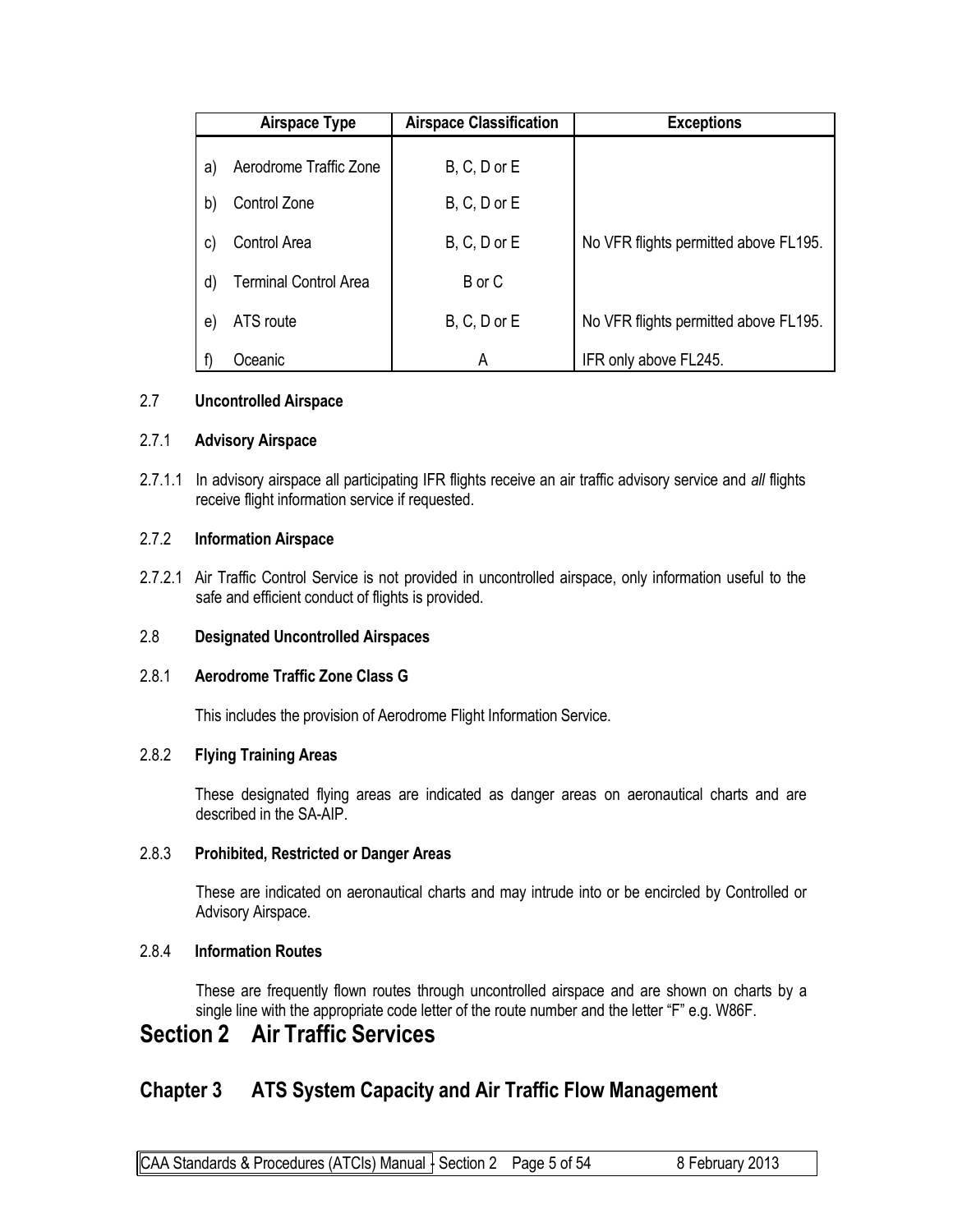| | Airspace Type | Airspace Classification | Exceptions |
|---|---|---|---|
| a) | Aerodrome Traffic Zone | B, C, D or E | |
| b) | Control Zone | B, C, D or E | |
| c) | Control Area | B, C, D or E | No VFR flights permitted above FL195. |
| d) | Terminal Control Area | B or C | |
| e) | ATS route | B, C, D or E | No VFR flights permitted above FL195. |
| f) | Oceanic | A | IFR only above FL245. |

### 2.7 Uncontrolled Airspace

#### 2.7.1 Advisory Airspace

2.7.1.1 In advisory airspace all participating IFR flights receive an air traffic advisory service and *all* flights receive flight information service if requested.

#### 2.7.2 Information Airspace

2.7.2.1 Air Traffic Control Service is not provided in uncontrolled airspace, only information useful to the safe and efficient conduct of flights is provided.

### 2.8 Designated Uncontrolled Airspaces

#### 2.8.1 Aerodrome Traffic Zone Class G

This includes the provision of Aerodrome Flight Information Service.

#### 2.8.2 Flying Training Areas

These designated flying areas are indicated as danger areas on aeronautical charts and are described in the SA-AIP.

#### 2.8.3 Prohibited, Restricted or Danger Areas

These are indicated on aeronautical charts and may intrude into or be encircled by Controlled or Advisory Airspace.

#### 2.8.4 Information Routes

These are frequently flown routes through uncontrolled airspace and are shown on charts by a single line with the appropriate code letter of the route number and the letter "F" e.g. W86F.

# Section 2 Air Traffic Services

## Chapter 3 ATS System Capacity and Air Traffic Flow Management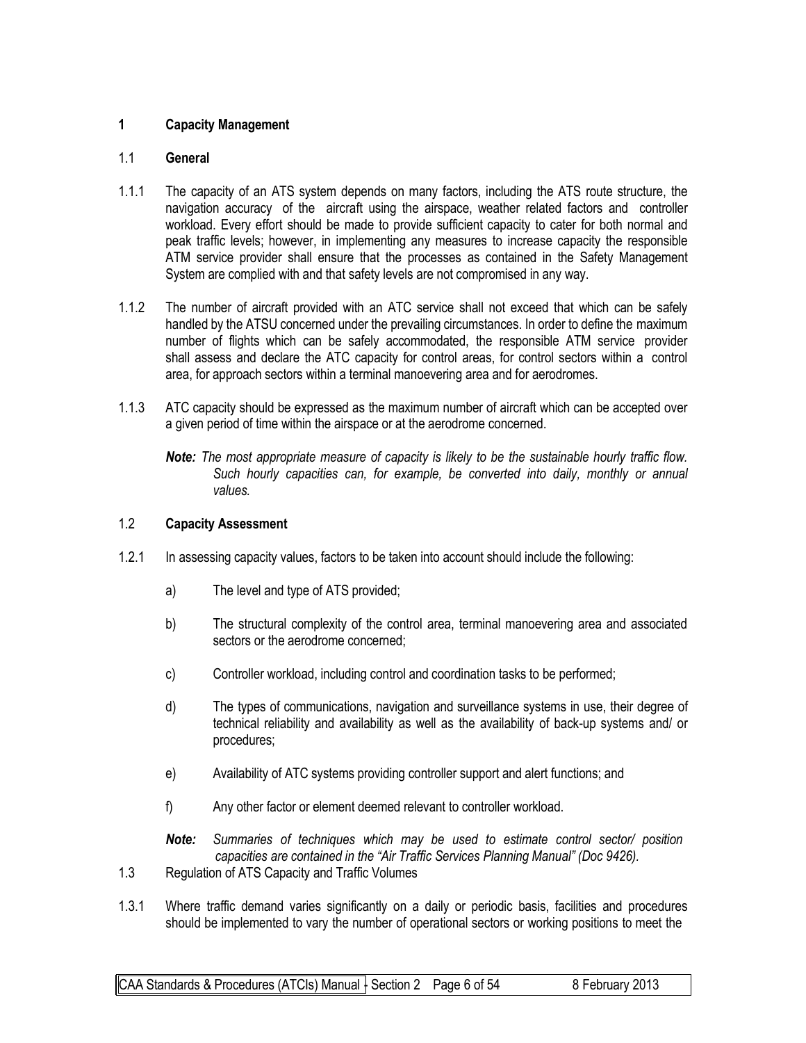# 1 Capacity Management

## 1.1 General

1.1.1 The capacity of an ATS system depends on many factors, including the ATS route structure, the navigation accuracy of the aircraft using the airspace, weather related factors and controller workload. Every effort should be made to provide sufficient capacity to cater for both normal and peak traffic levels; however, in implementing any measures to increase capacity the responsible ATM service provider shall ensure that the processes as contained in the Safety Management System are complied with and that safety levels are not compromised in any way.

1.1.2 The number of aircraft provided with an ATC service shall not exceed that which can be safely handled by the ATSU concerned under the prevailing circumstances. In order to define the maximum number of flights which can be safely accommodated, the responsible ATM service provider shall assess and declare the ATC capacity for control areas, for control sectors within a control area, for approach sectors within a terminal manoevering area and for aerodromes.

1.1.3 ATC capacity should be expressed as the maximum number of aircraft which can be accepted over a given period of time within the airspace or at the aerodrome concerned.

***Note:*** *The most appropriate measure of capacity is likely to be the sustainable hourly traffic flow. Such hourly capacities can, for example, be converted into daily, monthly or annual values.*

## 1.2 Capacity Assessment

1.2.1 In assessing capacity values, factors to be taken into account should include the following:

a) The level and type of ATS provided;

b) The structural complexity of the control area, terminal manoevering area and associated sectors or the aerodrome concerned;

c) Controller workload, including control and coordination tasks to be performed;

d) The types of communications, navigation and surveillance systems in use, their degree of technical reliability and availability as well as the availability of back-up systems and/ or procedures;

e) Availability of ATC systems providing controller support and alert functions; and

f) Any other factor or element deemed relevant to controller workload.

***Note:*** *Summaries of techniques which may be used to estimate control sector/ position capacities are contained in the "Air Traffic Services Planning Manual" (Doc 9426).*

1.3 Regulation of ATS Capacity and Traffic Volumes

1.3.1 Where traffic demand varies significantly on a daily or periodic basis, facilities and procedures should be implemented to vary the number of operational sectors or working positions to meet the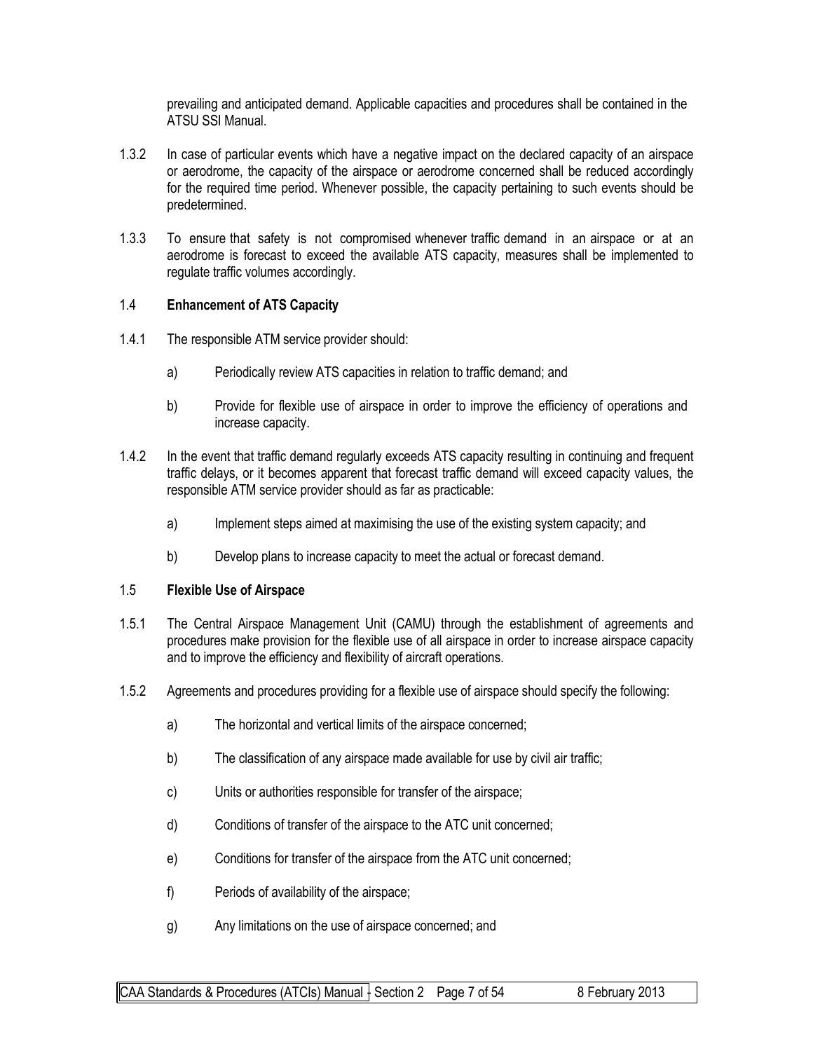prevailing and anticipated demand. Applicable capacities and procedures shall be contained in the ATSU SSI Manual.

1.3.2 In case of particular events which have a negative impact on the declared capacity of an airspace or aerodrome, the capacity of the airspace or aerodrome concerned shall be reduced accordingly for the required time period. Whenever possible, the capacity pertaining to such events should be predetermined.

1.3.3 To ensure that safety is not compromised whenever traffic demand in an airspace or at an aerodrome is forecast to exceed the available ATS capacity, measures shall be implemented to regulate traffic volumes accordingly.

### 1.4 **Enhancement of ATS Capacity**

1.4.1 The responsible ATM service provider should:

a) Periodically review ATS capacities in relation to traffic demand; and

b) Provide for flexible use of airspace in order to improve the efficiency of operations and increase capacity.

1.4.2 In the event that traffic demand regularly exceeds ATS capacity resulting in continuing and frequent traffic delays, or it becomes apparent that forecast traffic demand will exceed capacity values, the responsible ATM service provider should as far as practicable:

a) Implement steps aimed at maximising the use of the existing system capacity; and

b) Develop plans to increase capacity to meet the actual or forecast demand.

### 1.5 **Flexible Use of Airspace**

1.5.1 The Central Airspace Management Unit (CAMU) through the establishment of agreements and procedures make provision for the flexible use of all airspace in order to increase airspace capacity and to improve the efficiency and flexibility of aircraft operations.

1.5.2 Agreements and procedures providing for a flexible use of airspace should specify the following:

a) The horizontal and vertical limits of the airspace concerned;

b) The classification of any airspace made available for use by civil air traffic;

c) Units or authorities responsible for transfer of the airspace;

d) Conditions of transfer of the airspace to the ATC unit concerned;

e) Conditions for transfer of the airspace from the ATC unit concerned;

f) Periods of availability of the airspace;

g) Any limitations on the use of airspace concerned; and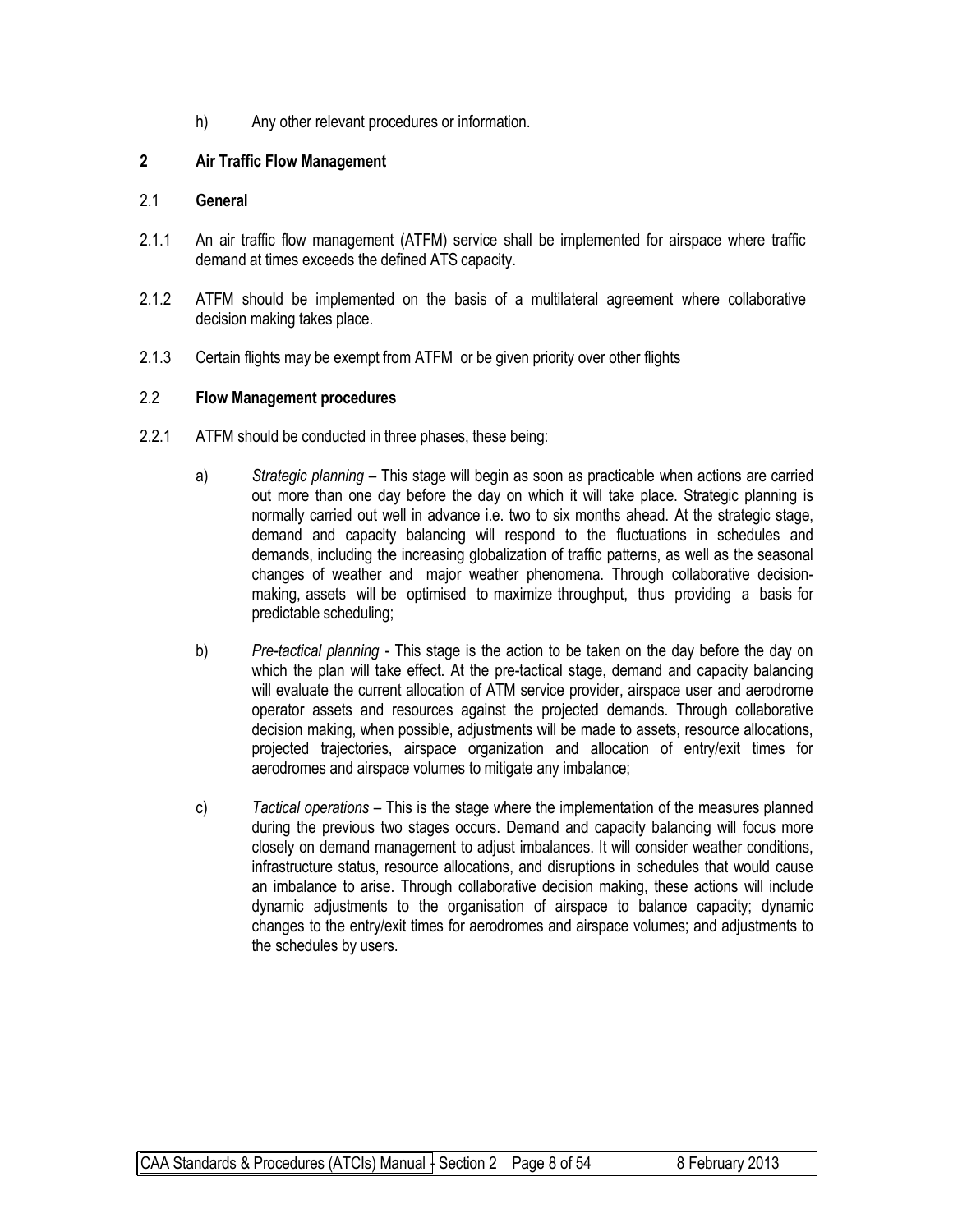h) Any other relevant procedures or information.

## 2 Air Traffic Flow Management

### 2.1 General

2.1.1 An air traffic flow management (ATFM) service shall be implemented for airspace where traffic demand at times exceeds the defined ATS capacity.

2.1.2 ATFM should be implemented on the basis of a multilateral agreement where collaborative decision making takes place.

2.1.3 Certain flights may be exempt from ATFM or be given priority over other flights

### 2.2 Flow Management procedures

2.2.1 ATFM should be conducted in three phases, these being:

a) *Strategic planning* – This stage will begin as soon as practicable when actions are carried out more than one day before the day on which it will take place. Strategic planning is normally carried out well in advance i.e. two to six months ahead. At the strategic stage, demand and capacity balancing will respond to the fluctuations in schedules and demands, including the increasing globalization of traffic patterns, as well as the seasonal changes of weather and major weather phenomena. Through collaborative decision-making, assets will be optimised to maximize throughput, thus providing a basis for predictable scheduling;

b) *Pre-tactical planning* - This stage is the action to be taken on the day before the day on which the plan will take effect. At the pre-tactical stage, demand and capacity balancing will evaluate the current allocation of ATM service provider, airspace user and aerodrome operator assets and resources against the projected demands. Through collaborative decision making, when possible, adjustments will be made to assets, resource allocations, projected trajectories, airspace organization and allocation of entry/exit times for aerodromes and airspace volumes to mitigate any imbalance;

c) *Tactical operations* – This is the stage where the implementation of the measures planned during the previous two stages occurs. Demand and capacity balancing will focus more closely on demand management to adjust imbalances. It will consider weather conditions, infrastructure status, resource allocations, and disruptions in schedules that would cause an imbalance to arise. Through collaborative decision making, these actions will include dynamic adjustments to the organisation of airspace to balance capacity; dynamic changes to the entry/exit times for aerodromes and airspace volumes; and adjustments to the schedules by users.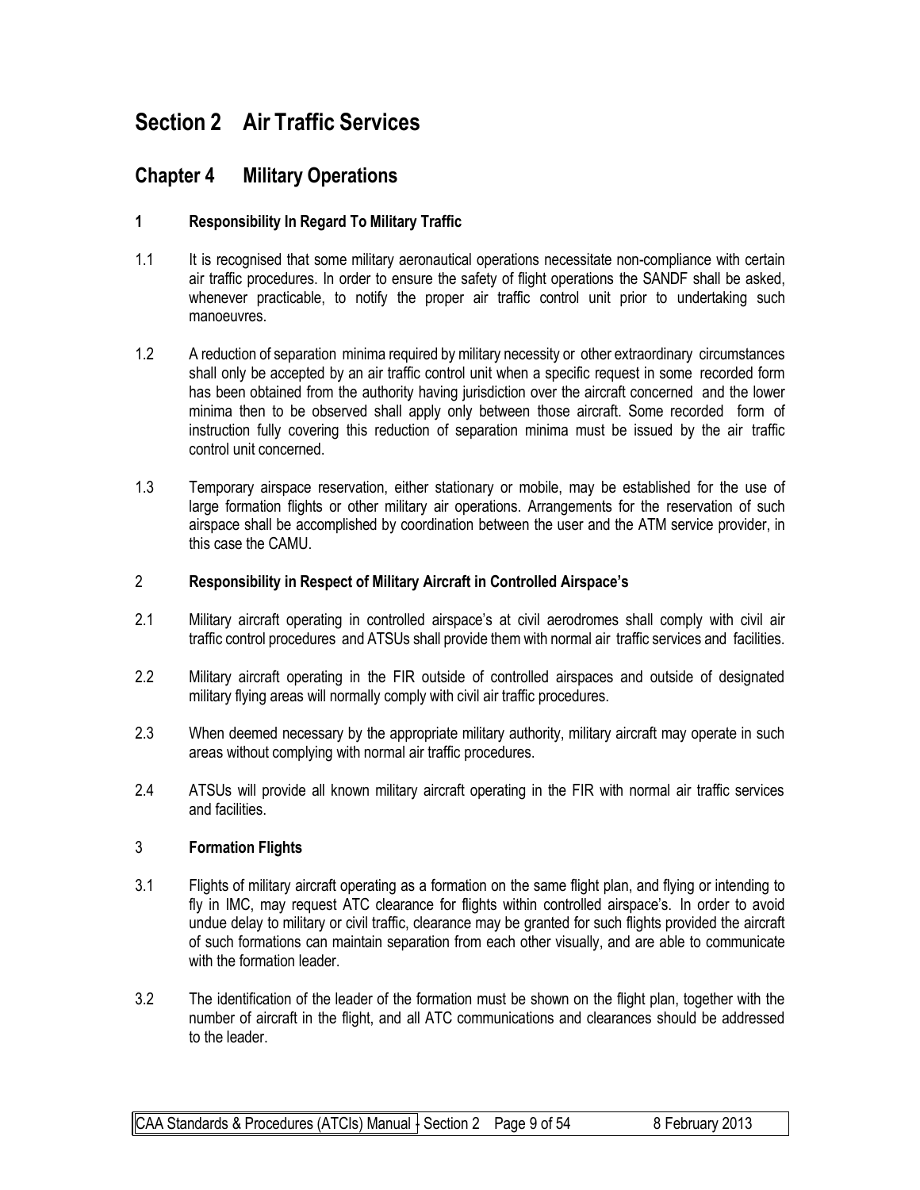# Section 2 Air Traffic Services

## Chapter 4 Military Operations

### 1 Responsibility In Regard To Military Traffic

1.1 It is recognised that some military aeronautical operations necessitate non-compliance with certain air traffic procedures. In order to ensure the safety of flight operations the SANDF shall be asked, whenever practicable, to notify the proper air traffic control unit prior to undertaking such manoeuvres.

1.2 A reduction of separation minima required by military necessity or other extraordinary circumstances shall only be accepted by an air traffic control unit when a specific request in some recorded form has been obtained from the authority having jurisdiction over the aircraft concerned and the lower minima then to be observed shall apply only between those aircraft. Some recorded form of instruction fully covering this reduction of separation minima must be issued by the air traffic control unit concerned.

1.3 Temporary airspace reservation, either stationary or mobile, may be established for the use of large formation flights or other military air operations. Arrangements for the reservation of such airspace shall be accomplished by coordination between the user and the ATM service provider, in this case the CAMU.

### 2 Responsibility in Respect of Military Aircraft in Controlled Airspace's

2.1 Military aircraft operating in controlled airspace's at civil aerodromes shall comply with civil air traffic control procedures and ATSUs shall provide them with normal air traffic services and facilities.

2.2 Military aircraft operating in the FIR outside of controlled airspaces and outside of designated military flying areas will normally comply with civil air traffic procedures.

2.3 When deemed necessary by the appropriate military authority, military aircraft may operate in such areas without complying with normal air traffic procedures.

2.4 ATSUs will provide all known military aircraft operating in the FIR with normal air traffic services and facilities.

### 3 Formation Flights

3.1 Flights of military aircraft operating as a formation on the same flight plan, and flying or intending to fly in IMC, may request ATC clearance for flights within controlled airspace's. In order to avoid undue delay to military or civil traffic, clearance may be granted for such flights provided the aircraft of such formations can maintain separation from each other visually, and are able to communicate with the formation leader.

3.2 The identification of the leader of the formation must be shown on the flight plan, together with the number of aircraft in the flight, and all ATC communications and clearances should be addressed to the leader.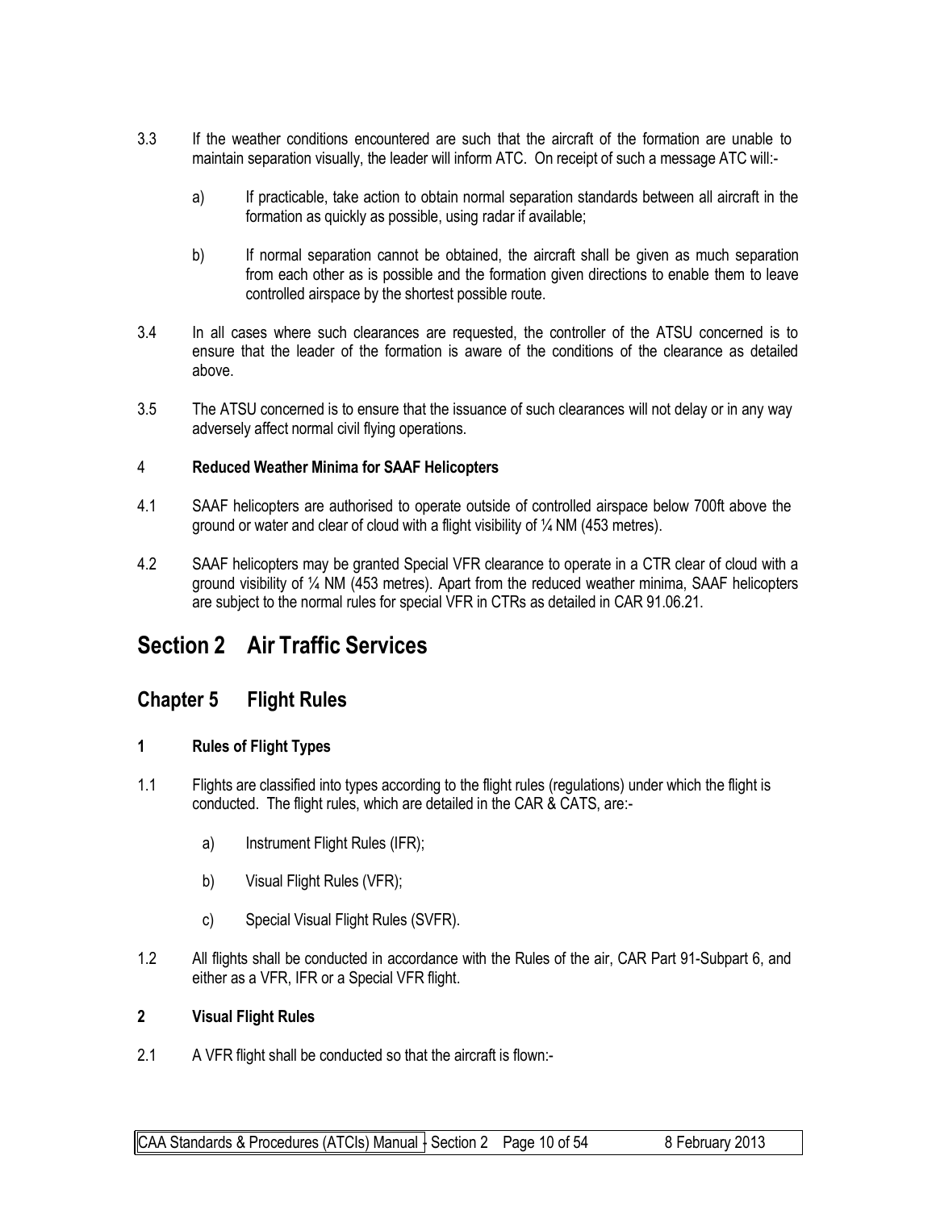3.3 If the weather conditions encountered are such that the aircraft of the formation are unable to maintain separation visually, the leader will inform ATC. On receipt of such a message ATC will:-

a) If practicable, take action to obtain normal separation standards between all aircraft in the formation as quickly as possible, using radar if available;

b) If normal separation cannot be obtained, the aircraft shall be given as much separation from each other as is possible and the formation given directions to enable them to leave controlled airspace by the shortest possible route.

3.4 In all cases where such clearances are requested, the controller of the ATSU concerned is to ensure that the leader of the formation is aware of the conditions of the clearance as detailed above.

3.5 The ATSU concerned is to ensure that the issuance of such clearances will not delay or in any way adversely affect normal civil flying operations.

### 4 Reduced Weather Minima for SAAF Helicopters

4.1 SAAF helicopters are authorised to operate outside of controlled airspace below 700ft above the ground or water and clear of cloud with a flight visibility of ¼ NM (453 metres).

4.2 SAAF helicopters may be granted Special VFR clearance to operate in a CTR clear of cloud with a ground visibility of ¼ NM (453 metres). Apart from the reduced weather minima, SAAF helicopters are subject to the normal rules for special VFR in CTRs as detailed in CAR 91.06.21.

# Section 2 Air Traffic Services

## Chapter 5 Flight Rules

### 1 Rules of Flight Types

1.1 Flights are classified into types according to the flight rules (regulations) under which the flight is conducted. The flight rules, which are detailed in the CAR & CATS, are:-

a) Instrument Flight Rules (IFR);

b) Visual Flight Rules (VFR);

c) Special Visual Flight Rules (SVFR).

1.2 All flights shall be conducted in accordance with the Rules of the air, CAR Part 91-Subpart 6, and either as a VFR, IFR or a Special VFR flight.

### 2 Visual Flight Rules

2.1 A VFR flight shall be conducted so that the aircraft is flown:-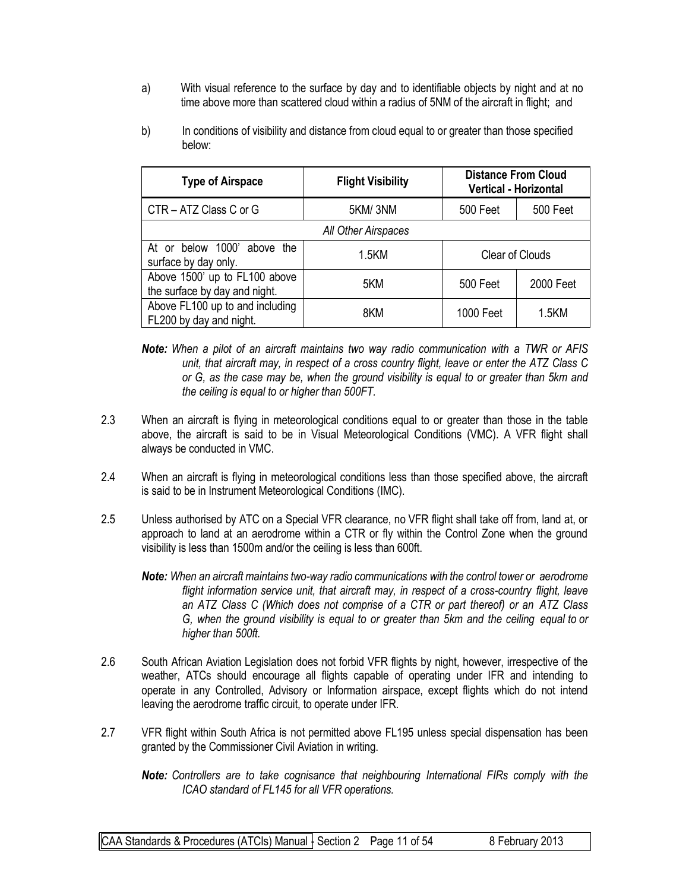a) With visual reference to the surface by day and to identifiable objects by night and at no time above more than scattered cloud within a radius of 5NM of the aircraft in flight; and

b) In conditions of visibility and distance from cloud equal to or greater than those specified below:

| Type of Airspace | Flight Visibility | Distance From Cloud Vertical - Horizontal | |
|---|---|---|---|
| CTR – ATZ Class C or G | 5KM/ 3NM | 500 Feet | 500 Feet |
| *All Other Airspaces* | | | |
| At or below 1000' above the surface by day only. | 1.5KM | Clear of Clouds | |
| Above 1500' up to FL100 above the surface by day and night. | 5KM | 500 Feet | 2000 Feet |
| Above FL100 up to and including FL200 by day and night. | 8KM | 1000 Feet | 1.5KM |

***Note:*** *When a pilot of an aircraft maintains two way radio communication with a TWR or AFIS unit, that aircraft may, in respect of a cross country flight, leave or enter the ATZ Class C or G, as the case may be, when the ground visibility is equal to or greater than 5km and the ceiling is equal to or higher than 500FT.*

2.3 When an aircraft is flying in meteorological conditions equal to or greater than those in the table above, the aircraft is said to be in Visual Meteorological Conditions (VMC). A VFR flight shall always be conducted in VMC.

2.4 When an aircraft is flying in meteorological conditions less than those specified above, the aircraft is said to be in Instrument Meteorological Conditions (IMC).

2.5 Unless authorised by ATC on a Special VFR clearance, no VFR flight shall take off from, land at, or approach to land at an aerodrome within a CTR or fly within the Control Zone when the ground visibility is less than 1500m and/or the ceiling is less than 600ft.

***Note:*** *When an aircraft maintains two-way radio communications with the control tower or aerodrome flight information service unit, that aircraft may, in respect of a cross-country flight, leave an ATZ Class C (Which does not comprise of a CTR or part thereof) or an ATZ Class G, when the ground visibility is equal to or greater than 5km and the ceiling equal to or higher than 500ft.*

2.6 South African Aviation Legislation does not forbid VFR flights by night, however, irrespective of the weather, ATCs should encourage all flights capable of operating under IFR and intending to operate in any Controlled, Advisory or Information airspace, except flights which do not intend leaving the aerodrome traffic circuit, to operate under IFR.

2.7 VFR flight within South Africa is not permitted above FL195 unless special dispensation has been granted by the Commissioner Civil Aviation in writing.

***Note:*** *Controllers are to take cognisance that neighbouring International FIRs comply with the ICAO standard of FL145 for all VFR operations.*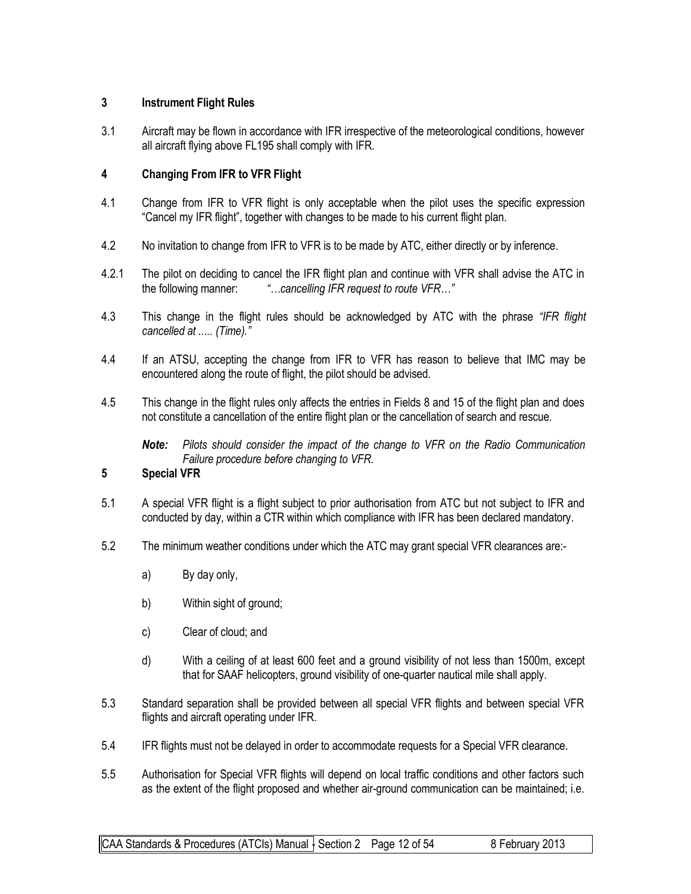## 3 Instrument Flight Rules

3.1 Aircraft may be flown in accordance with IFR irrespective of the meteorological conditions, however all aircraft flying above FL195 shall comply with IFR.

## 4 Changing From IFR to VFR Flight

4.1 Change from IFR to VFR flight is only acceptable when the pilot uses the specific expression "Cancel my IFR flight", together with changes to be made to his current flight plan.

4.2 No invitation to change from IFR to VFR is to be made by ATC, either directly or by inference.

4.2.1 The pilot on deciding to cancel the IFR flight plan and continue with VFR shall advise the ATC in the following manner: *"…cancelling IFR request to route VFR…"*

4.3 This change in the flight rules should be acknowledged by ATC with the phrase *"IFR flight cancelled at ..... (Time)."*

4.4 If an ATSU, accepting the change from IFR to VFR has reason to believe that IMC may be encountered along the route of flight, the pilot should be advised.

4.5 This change in the flight rules only affects the entries in Fields 8 and 15 of the flight plan and does not constitute a cancellation of the entire flight plan or the cancellation of search and rescue.

***Note:*** *Pilots should consider the impact of the change to VFR on the Radio Communication Failure procedure before changing to VFR.*

## 5 Special VFR

5.1 A special VFR flight is a flight subject to prior authorisation from ATC but not subject to IFR and conducted by day, within a CTR within which compliance with IFR has been declared mandatory.

5.2 The minimum weather conditions under which the ATC may grant special VFR clearances are:-

a) By day only,

b) Within sight of ground;

c) Clear of cloud; and

d) With a ceiling of at least 600 feet and a ground visibility of not less than 1500m, except that for SAAF helicopters, ground visibility of one-quarter nautical mile shall apply.

5.3 Standard separation shall be provided between all special VFR flights and between special VFR flights and aircraft operating under IFR.

5.4 IFR flights must not be delayed in order to accommodate requests for a Special VFR clearance.

5.5 Authorisation for Special VFR flights will depend on local traffic conditions and other factors such as the extent of the flight proposed and whether air-ground communication can be maintained; i.e.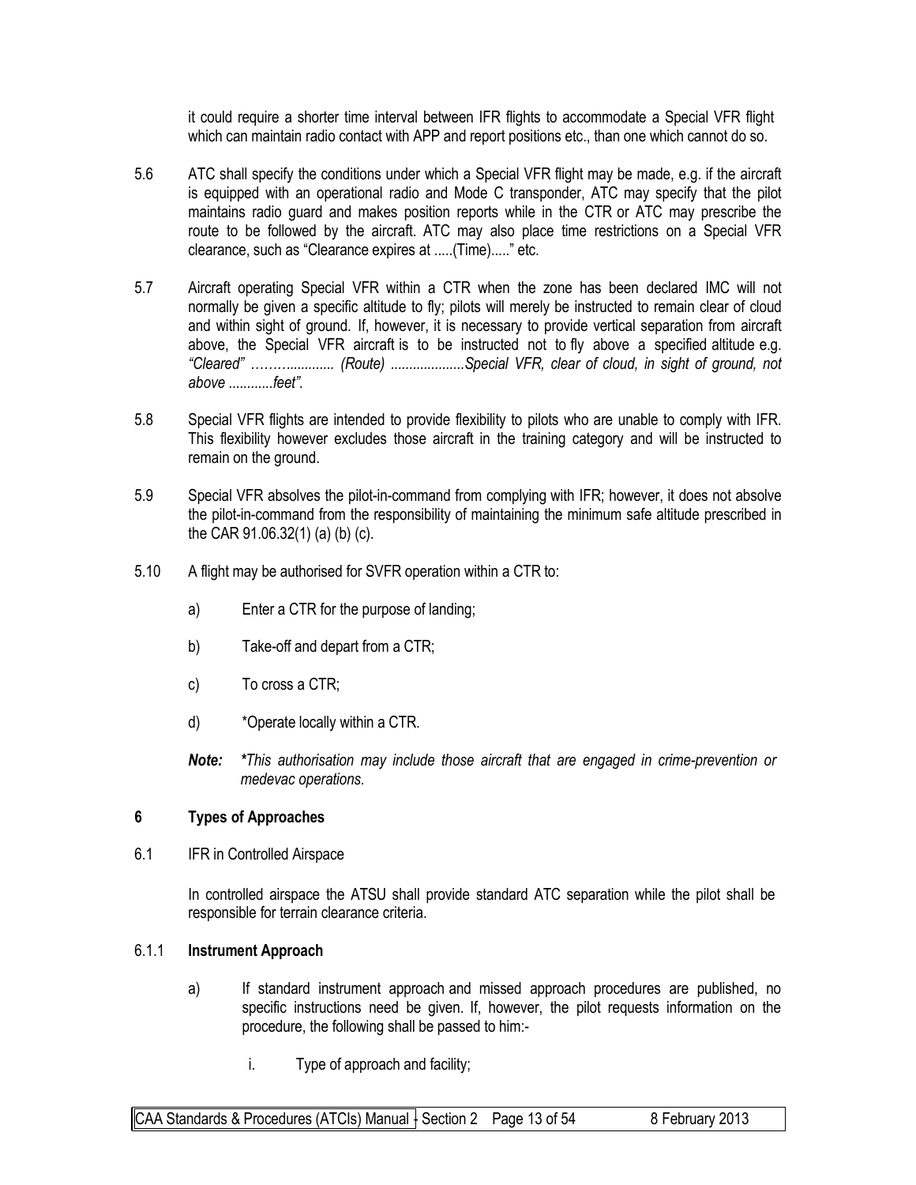it could require a shorter time interval between IFR flights to accommodate a Special VFR flight which can maintain radio contact with APP and report positions etc., than one which cannot do so.

5.6 ATC shall specify the conditions under which a Special VFR flight may be made, e.g. if the aircraft is equipped with an operational radio and Mode C transponder, ATC may specify that the pilot maintains radio guard and makes position reports while in the CTR or ATC may prescribe the route to be followed by the aircraft. ATC may also place time restrictions on a Special VFR clearance, such as "Clearance expires at .....(Time)....." etc.

5.7 Aircraft operating Special VFR within a CTR when the zone has been declared IMC will not normally be given a specific altitude to fly; pilots will merely be instructed to remain clear of cloud and within sight of ground. If, however, it is necessary to provide vertical separation from aircraft above, the Special VFR aircraft is to be instructed not to fly above a specified altitude e.g. *"Cleared" ……............ (Route) ...................Special VFR, clear of cloud, in sight of ground, not above ............feet".*

5.8 Special VFR flights are intended to provide flexibility to pilots who are unable to comply with IFR. This flexibility however excludes those aircraft in the training category and will be instructed to remain on the ground.

5.9 Special VFR absolves the pilot-in-command from complying with IFR; however, it does not absolve the pilot-in-command from the responsibility of maintaining the minimum safe altitude prescribed in the CAR 91.06.32(1) (a) (b) (c).

5.10 A flight may be authorised for SVFR operation within a CTR to:

a) Enter a CTR for the purpose of landing;

b) Take-off and depart from a CTR;

c) To cross a CTR;

d) *Operate locally within a CTR.

***Note:*** ****This authorisation may include those aircraft that are engaged in crime-prevention or medevac operations.*

## 6 Types of Approaches

6.1 IFR in Controlled Airspace

In controlled airspace the ATSU shall provide standard ATC separation while the pilot shall be responsible for terrain clearance criteria.

### 6.1.1 **Instrument Approach**

a) If standard instrument approach and missed approach procedures are published, no specific instructions need be given. If, however, the pilot requests information on the procedure, the following shall be passed to him:-

i. Type of approach and facility;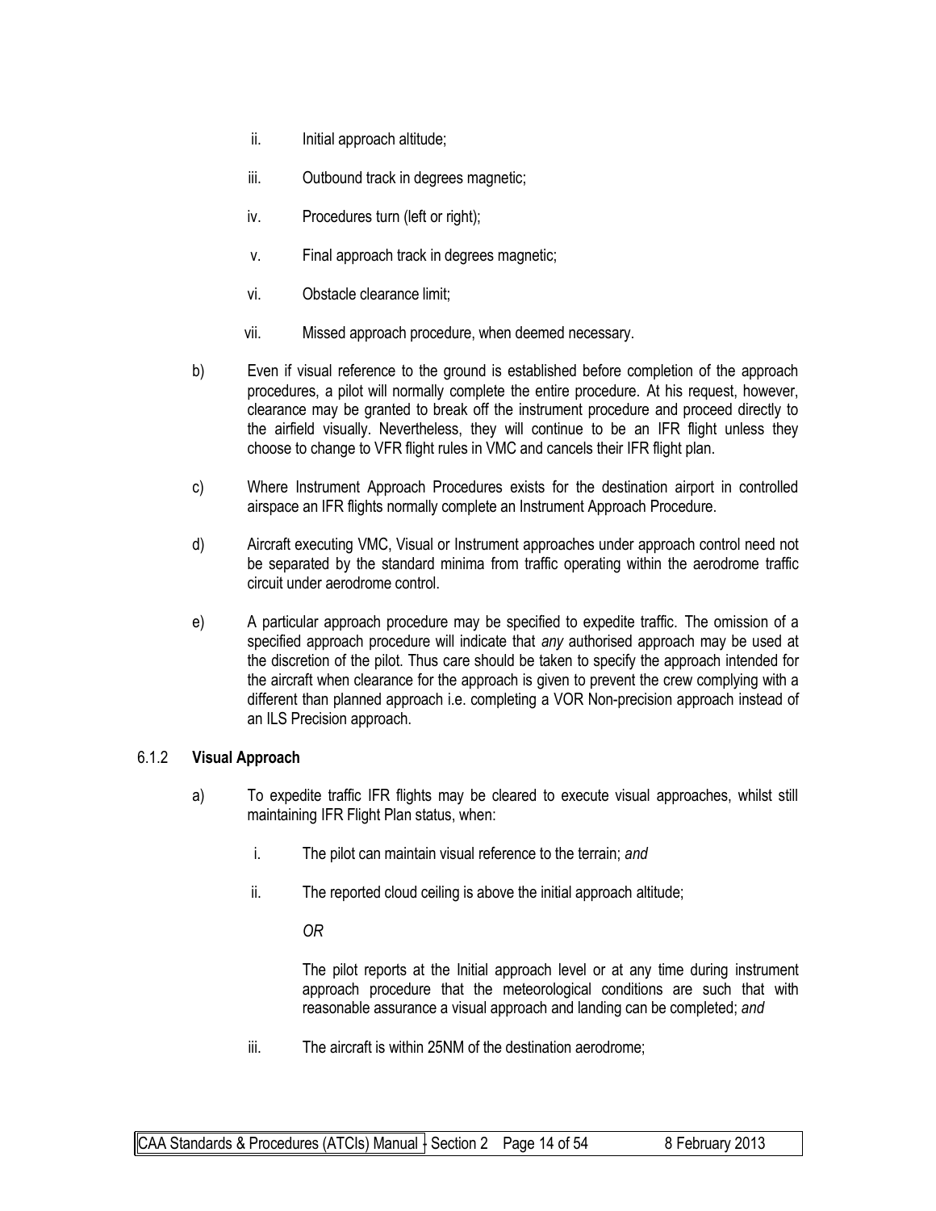ii. Initial approach altitude;

iii. Outbound track in degrees magnetic;

iv. Procedures turn (left or right);

v. Final approach track in degrees magnetic;

vi. Obstacle clearance limit;

vii. Missed approach procedure, when deemed necessary.

b) Even if visual reference to the ground is established before completion of the approach procedures, a pilot will normally complete the entire procedure. At his request, however, clearance may be granted to break off the instrument procedure and proceed directly to the airfield visually. Nevertheless, they will continue to be an IFR flight unless they choose to change to VFR flight rules in VMC and cancels their IFR flight plan.

c) Where Instrument Approach Procedures exists for the destination airport in controlled airspace an IFR flights normally complete an Instrument Approach Procedure.

d) Aircraft executing VMC, Visual or Instrument approaches under approach control need not be separated by the standard minima from traffic operating within the aerodrome traffic circuit under aerodrome control.

e) A particular approach procedure may be specified to expedite traffic. The omission of a specified approach procedure will indicate that *any* authorised approach may be used at the discretion of the pilot. Thus care should be taken to specify the approach intended for the aircraft when clearance for the approach is given to prevent the crew complying with a different than planned approach i.e. completing a VOR Non-precision approach instead of an ILS Precision approach.

### 6.1.2 Visual Approach

a) To expedite traffic IFR flights may be cleared to execute visual approaches, whilst still maintaining IFR Flight Plan status, when:

i. The pilot can maintain visual reference to the terrain; *and*

ii. The reported cloud ceiling is above the initial approach altitude;

*OR*

The pilot reports at the Initial approach level or at any time during instrument approach procedure that the meteorological conditions are such that with reasonable assurance a visual approach and landing can be completed; *and*

iii. The aircraft is within 25NM of the destination aerodrome;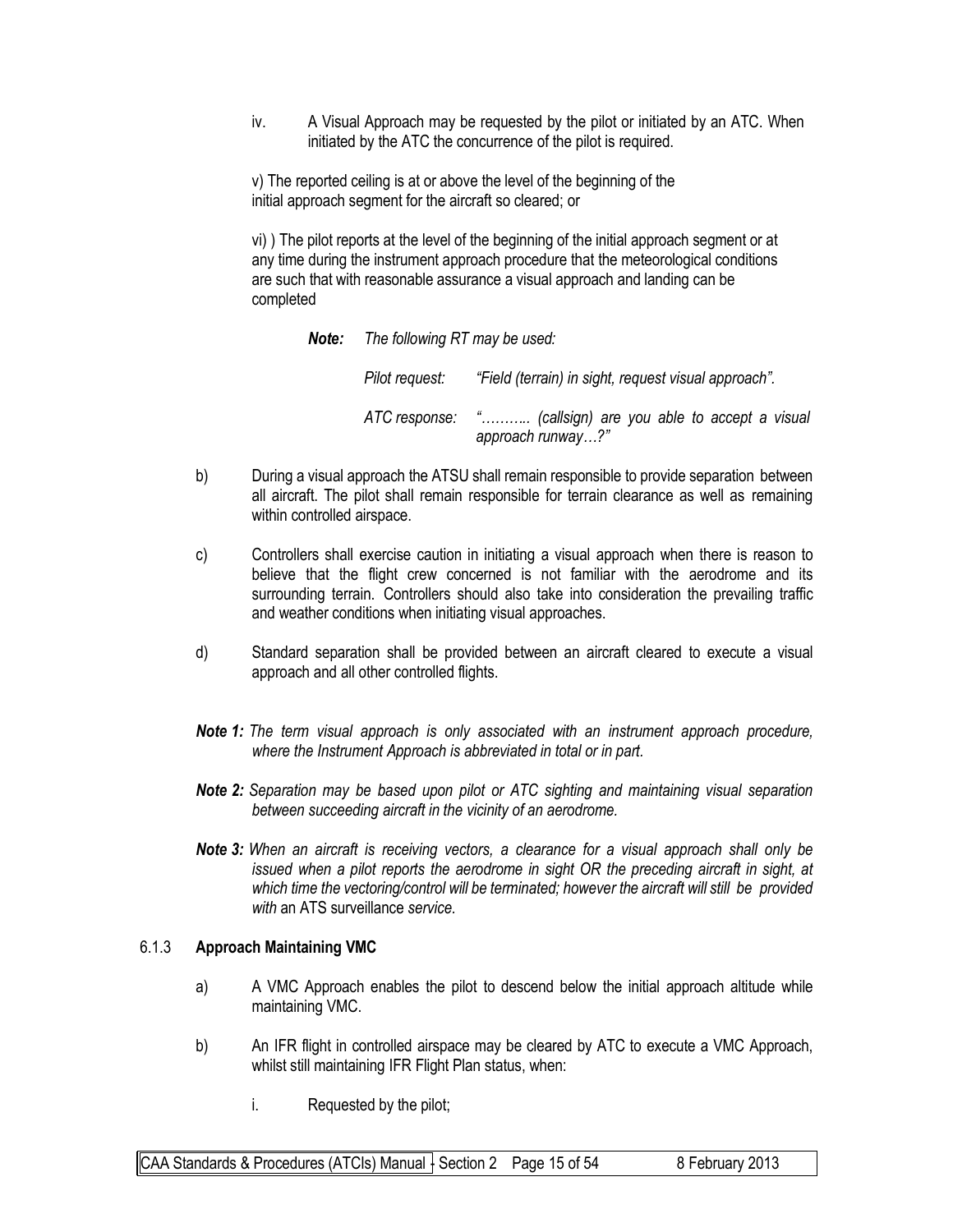iv. A Visual Approach may be requested by the pilot or initiated by an ATC. When initiated by the ATC the concurrence of the pilot is required.

v) The reported ceiling is at or above the level of the beginning of the initial approach segment for the aircraft so cleared; or

vi) ) The pilot reports at the level of the beginning of the initial approach segment or at any time during the instrument approach procedure that the meteorological conditions are such that with reasonable assurance a visual approach and landing can be completed

***Note:*** *The following RT may be used:*

*Pilot request:* *"Field (terrain) in sight, request visual approach".*

*ATC response:* *"……….. (callsign) are you able to accept a visual approach runway…?"*

b) During a visual approach the ATSU shall remain responsible to provide separation between all aircraft. The pilot shall remain responsible for terrain clearance as well as remaining within controlled airspace.

c) Controllers shall exercise caution in initiating a visual approach when there is reason to believe that the flight crew concerned is not familiar with the aerodrome and its surrounding terrain. Controllers should also take into consideration the prevailing traffic and weather conditions when initiating visual approaches.

d) Standard separation shall be provided between an aircraft cleared to execute a visual approach and all other controlled flights.

***Note 1:*** *The term visual approach is only associated with an instrument approach procedure, where the Instrument Approach is abbreviated in total or in part.*

***Note 2:*** *Separation may be based upon pilot or ATC sighting and maintaining visual separation between succeeding aircraft in the vicinity of an aerodrome.*

***Note 3:*** *When an aircraft is receiving vectors, a clearance for a visual approach shall only be issued when a pilot reports the aerodrome in sight OR the preceding aircraft in sight, at which time the vectoring/control will be terminated; however the aircraft will still be provided with* an ATS surveillance *service.*

### 6.1.3 **Approach Maintaining VMC**

a) A VMC Approach enables the pilot to descend below the initial approach altitude while maintaining VMC.

b) An IFR flight in controlled airspace may be cleared by ATC to execute a VMC Approach, whilst still maintaining IFR Flight Plan status, when:

i. Requested by the pilot;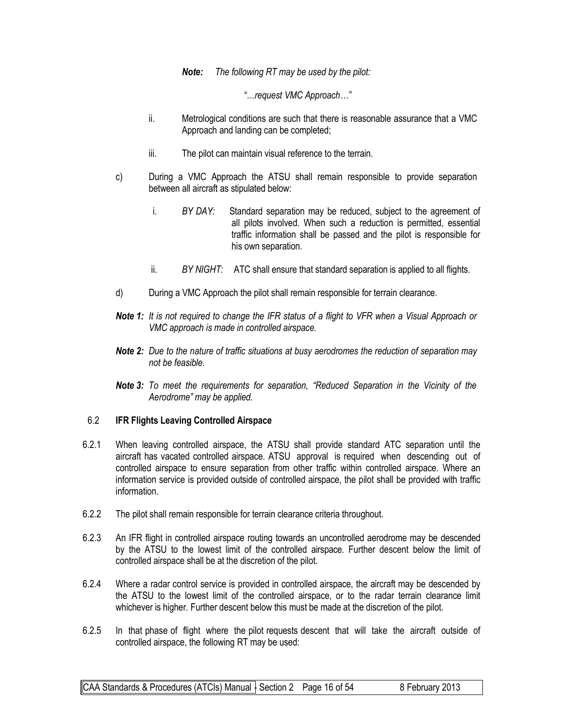*Note: The following RT may be used by the pilot:*

*"…request VMC Approach…"*

ii. Metrological conditions are such that there is reasonable assurance that a VMC Approach and landing can be completed;

iii. The pilot can maintain visual reference to the terrain.

c) During a VMC Approach the ATSU shall remain responsible to provide separation between all aircraft as stipulated below:

i. *BY DAY:* Standard separation may be reduced, subject to the agreement of all pilots involved. When such a reduction is permitted, essential traffic information shall be passed and the pilot is responsible for his own separation.

ii. *BY NIGHT:* ATC shall ensure that standard separation is applied to all flights.

d) During a VMC Approach the pilot shall remain responsible for terrain clearance.

***Note 1:*** *It is not required to change the IFR status of a flight to VFR when a Visual Approach or VMC approach is made in controlled airspace.*

***Note 2:*** *Due to the nature of traffic situations at busy aerodromes the reduction of separation may not be feasible.*

***Note 3:*** *To meet the requirements for separation, "Reduced Separation in the Vicinity of the Aerodrome" may be applied.*

## 6.2 IFR Flights Leaving Controlled Airspace

6.2.1 When leaving controlled airspace, the ATSU shall provide standard ATC separation until the aircraft has vacated controlled airspace. ATSU approval is required when descending out of controlled airspace to ensure separation from other traffic within controlled airspace. Where an information service is provided outside of controlled airspace, the pilot shall be provided with traffic information.

6.2.2 The pilot shall remain responsible for terrain clearance criteria throughout.

6.2.3 An IFR flight in controlled airspace routing towards an uncontrolled aerodrome may be descended by the ATSU to the lowest limit of the controlled airspace. Further descent below the limit of controlled airspace shall be at the discretion of the pilot.

6.2.4 Where a radar control service is provided in controlled airspace, the aircraft may be descended by the ATSU to the lowest limit of the controlled airspace, or to the radar terrain clearance limit whichever is higher. Further descent below this must be made at the discretion of the pilot.

6.2.5 In that phase of flight where the pilot requests descent that will take the aircraft outside of controlled airspace, the following RT may be used: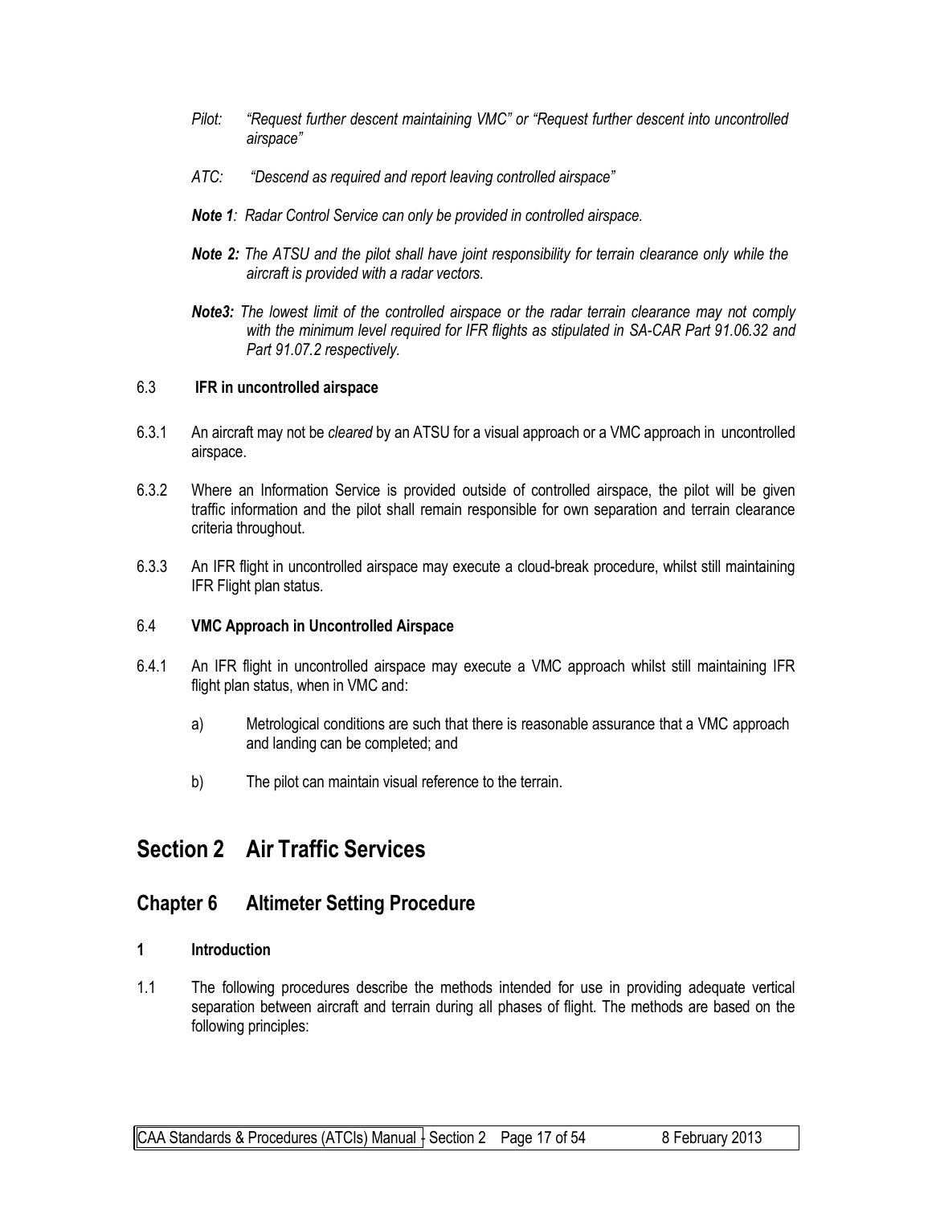*Pilot: "Request further descent maintaining VMC" or "Request further descent into uncontrolled airspace"*

*ATC: "Descend as required and report leaving controlled airspace"*

***Note 1**: Radar Control Service can only be provided in controlled airspace.*

***Note 2:** The ATSU and the pilot shall have joint responsibility for terrain clearance only while the aircraft is provided with a radar vectors.*

***Note3:** The lowest limit of the controlled airspace or the radar terrain clearance may not comply with the minimum level required for IFR flights as stipulated in SA-CAR Part 91.06.32 and Part 91.07.2 respectively.*

6.3 **IFR in uncontrolled airspace**

6.3.1 An aircraft may not be *cleared* by an ATSU for a visual approach or a VMC approach in uncontrolled airspace.

6.3.2 Where an Information Service is provided outside of controlled airspace, the pilot will be given traffic information and the pilot shall remain responsible for own separation and terrain clearance criteria throughout.

6.3.3 An IFR flight in uncontrolled airspace may execute a cloud-break procedure, whilst still maintaining IFR Flight plan status.

6.4 **VMC Approach in Uncontrolled Airspace**

6.4.1 An IFR flight in uncontrolled airspace may execute a VMC approach whilst still maintaining IFR flight plan status, when in VMC and:

a) Metrological conditions are such that there is reasonable assurance that a VMC approach and landing can be completed; and

b) The pilot can maintain visual reference to the terrain.

# Section 2 Air Traffic Services

## Chapter 6 Altimeter Setting Procedure

### 1 Introduction

1.1 The following procedures describe the methods intended for use in providing adequate vertical separation between aircraft and terrain during all phases of flight. The methods are based on the following principles: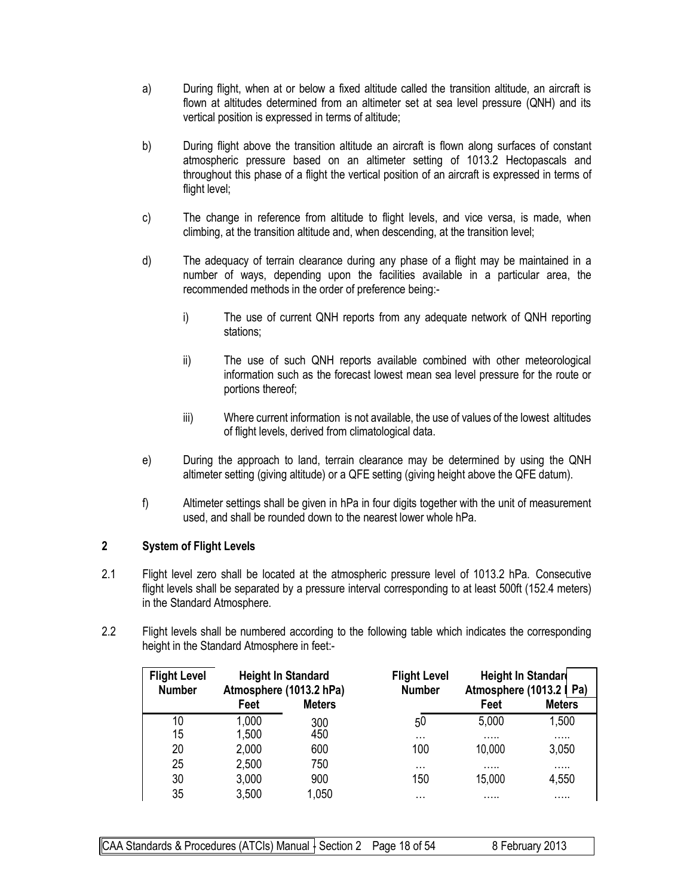a) During flight, when at or below a fixed altitude called the transition altitude, an aircraft is flown at altitudes determined from an altimeter set at sea level pressure (QNH) and its vertical position is expressed in terms of altitude;

b) During flight above the transition altitude an aircraft is flown along surfaces of constant atmospheric pressure based on an altimeter setting of 1013.2 Hectopascals and throughout this phase of a flight the vertical position of an aircraft is expressed in terms of flight level;

c) The change in reference from altitude to flight levels, and vice versa, is made, when climbing, at the transition altitude and, when descending, at the transition level;

d) The adequacy of terrain clearance during any phase of a flight may be maintained in a number of ways, depending upon the facilities available in a particular area, the recommended methods in the order of preference being:-

   i) The use of current QNH reports from any adequate network of QNH reporting stations;

   ii) The use of such QNH reports available combined with other meteorological information such as the forecast lowest mean sea level pressure for the route or portions thereof;

   iii) Where current information is not available, the use of values of the lowest altitudes of flight levels, derived from climatological data.

e) During the approach to land, terrain clearance may be determined by using the QNH altimeter setting (giving altitude) or a QFE setting (giving height above the QFE datum).

f) Altimeter settings shall be given in hPa in four digits together with the unit of measurement used, and shall be rounded down to the nearest lower whole hPa.

## 2 System of Flight Levels

2.1 Flight level zero shall be located at the atmospheric pressure level of 1013.2 hPa. Consecutive flight levels shall be separated by a pressure interval corresponding to at least 500ft (152.4 meters) in the Standard Atmosphere.

2.2 Flight levels shall be numbered according to the following table which indicates the corresponding height in the Standard Atmosphere in feet:-

| Flight Level Number | Height In Standard Atmosphere (1013.2 hPa) | | Flight Level Number | Height In Standard Atmosphere (1013.2 hPa) | |
|---|---|---|---|---|---|
| | Feet | Meters | | Feet | Meters |
| 10 | 1,000 | 300 | 50 | 5,000 | 1,500 |
| 15 | 1,500 | 450 | … | ….. | ….. |
| 20 | 2,000 | 600 | 100 | 10,000 | 3,050 |
| 25 | 2,500 | 750 | … | ….. | ….. |
| 30 | 3,000 | 900 | 150 | 15,000 | 4,550 |
| 35 | 3,500 | 1,050 | … | ….. | ….. |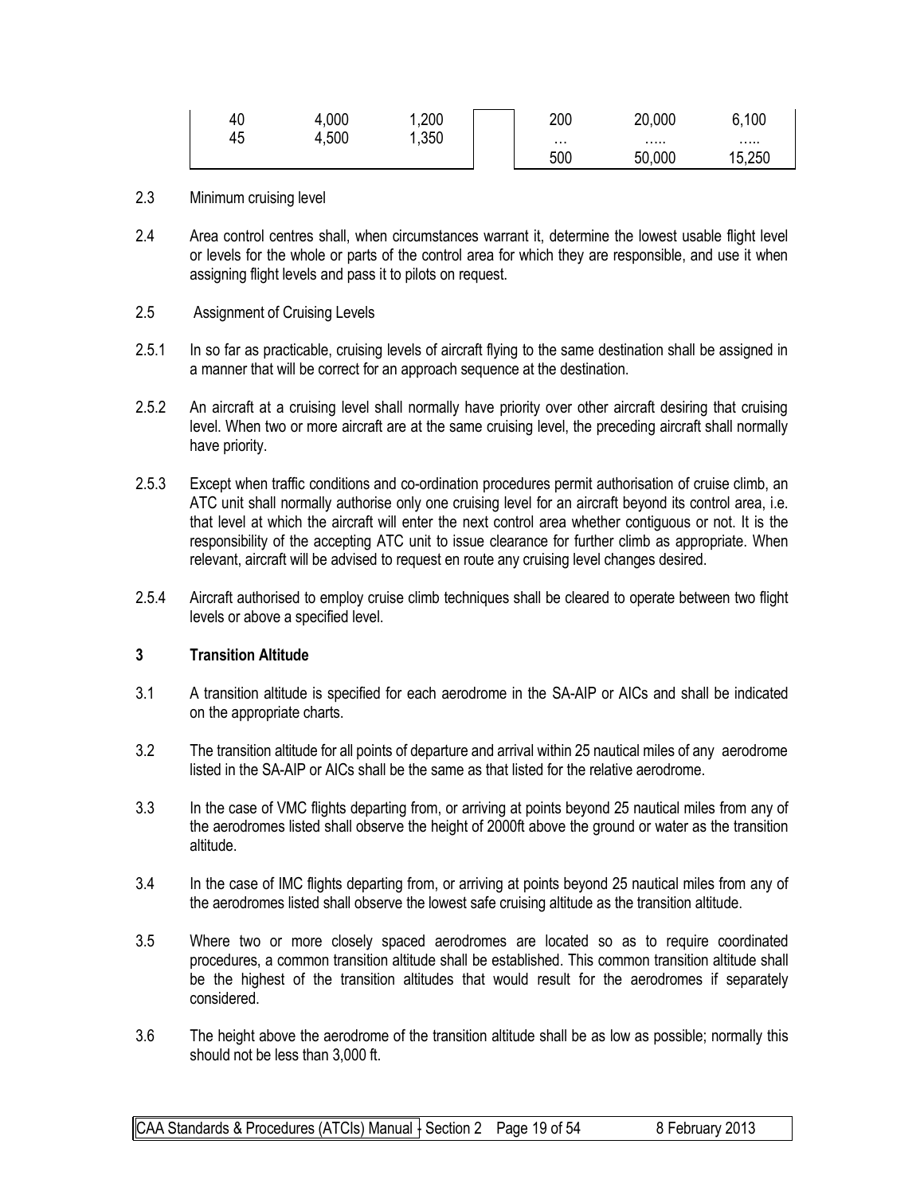| | | | | | |
|---|---|---|---|---|---|
| 40 | 4,000 | 1,200 | 200 | 20,000 | 6,100 |
| 45 | 4,500 | 1,350 | … | ….. | ….. |
| | | | 500 | 50,000 | 15,250 |

2.3 Minimum cruising level

2.4 Area control centres shall, when circumstances warrant it, determine the lowest usable flight level or levels for the whole or parts of the control area for which they are responsible, and use it when assigning flight levels and pass it to pilots on request.

2.5 Assignment of Cruising Levels

2.5.1 In so far as practicable, cruising levels of aircraft flying to the same destination shall be assigned in a manner that will be correct for an approach sequence at the destination.

2.5.2 An aircraft at a cruising level shall normally have priority over other aircraft desiring that cruising level. When two or more aircraft are at the same cruising level, the preceding aircraft shall normally have priority.

2.5.3 Except when traffic conditions and co-ordination procedures permit authorisation of cruise climb, an ATC unit shall normally authorise only one cruising level for an aircraft beyond its control area, i.e. that level at which the aircraft will enter the next control area whether contiguous or not. It is the responsibility of the accepting ATC unit to issue clearance for further climb as appropriate. When relevant, aircraft will be advised to request en route any cruising level changes desired.

2.5.4 Aircraft authorised to employ cruise climb techniques shall be cleared to operate between two flight levels or above a specified level.

## 3 Transition Altitude

3.1 A transition altitude is specified for each aerodrome in the SA-AIP or AICs and shall be indicated on the appropriate charts.

3.2 The transition altitude for all points of departure and arrival within 25 nautical miles of any aerodrome listed in the SA-AIP or AICs shall be the same as that listed for the relative aerodrome.

3.3 In the case of VMC flights departing from, or arriving at points beyond 25 nautical miles from any of the aerodromes listed shall observe the height of 2000ft above the ground or water as the transition altitude.

3.4 In the case of IMC flights departing from, or arriving at points beyond 25 nautical miles from any of the aerodromes listed shall observe the lowest safe cruising altitude as the transition altitude.

3.5 Where two or more closely spaced aerodromes are located so as to require coordinated procedures, a common transition altitude shall be established. This common transition altitude shall be the highest of the transition altitudes that would result for the aerodromes if separately considered.

3.6 The height above the aerodrome of the transition altitude shall be as low as possible; normally this should not be less than 3,000 ft.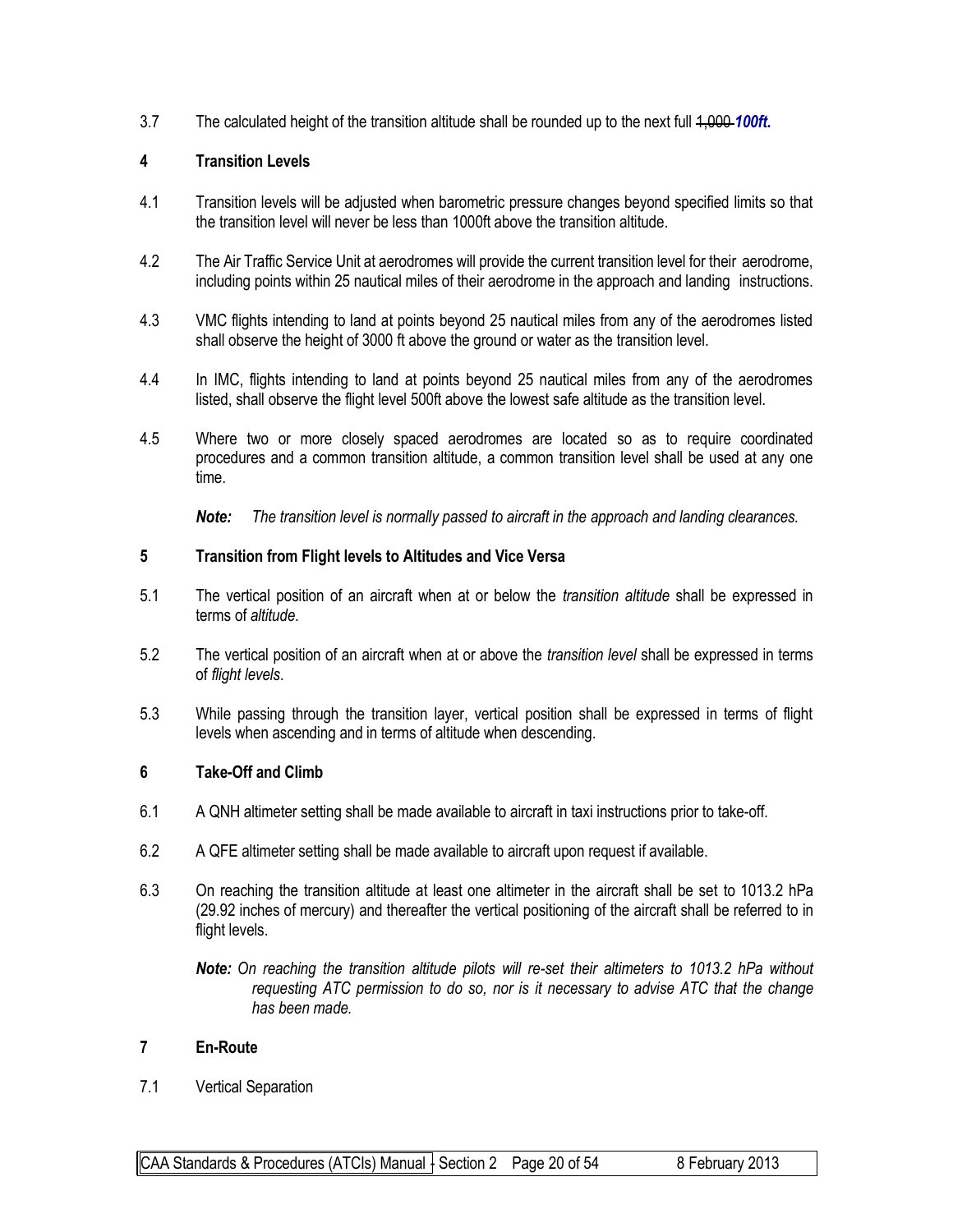3.7 The calculated height of the transition altitude shall be rounded up to the next full ~~1,000~~ ***100ft.***

## 4 Transition Levels

4.1 Transition levels will be adjusted when barometric pressure changes beyond specified limits so that the transition level will never be less than 1000ft above the transition altitude.

4.2 The Air Traffic Service Unit at aerodromes will provide the current transition level for their aerodrome, including points within 25 nautical miles of their aerodrome in the approach and landing instructions.

4.3 VMC flights intending to land at points beyond 25 nautical miles from any of the aerodromes listed shall observe the height of 3000 ft above the ground or water as the transition level.

4.4 In IMC, flights intending to land at points beyond 25 nautical miles from any of the aerodromes listed, shall observe the flight level 500ft above the lowest safe altitude as the transition level.

4.5 Where two or more closely spaced aerodromes are located so as to require coordinated procedures and a common transition altitude, a common transition level shall be used at any one time.

***Note:*** *The transition level is normally passed to aircraft in the approach and landing clearances.*

## 5 Transition from Flight levels to Altitudes and Vice Versa

5.1 The vertical position of an aircraft when at or below the *transition altitude* shall be expressed in terms of *altitude*.

5.2 The vertical position of an aircraft when at or above the *transition level* shall be expressed in terms of *flight levels*.

5.3 While passing through the transition layer, vertical position shall be expressed in terms of flight levels when ascending and in terms of altitude when descending.

## 6 Take-Off and Climb

6.1 A QNH altimeter setting shall be made available to aircraft in taxi instructions prior to take-off.

6.2 A QFE altimeter setting shall be made available to aircraft upon request if available.

6.3 On reaching the transition altitude at least one altimeter in the aircraft shall be set to 1013.2 hPa (29.92 inches of mercury) and thereafter the vertical positioning of the aircraft shall be referred to in flight levels.

***Note:*** *On reaching the transition altitude pilots will re-set their altimeters to 1013.2 hPa without requesting ATC permission to do so, nor is it necessary to advise ATC that the change has been made.*

## 7 En-Route

7.1 Vertical Separation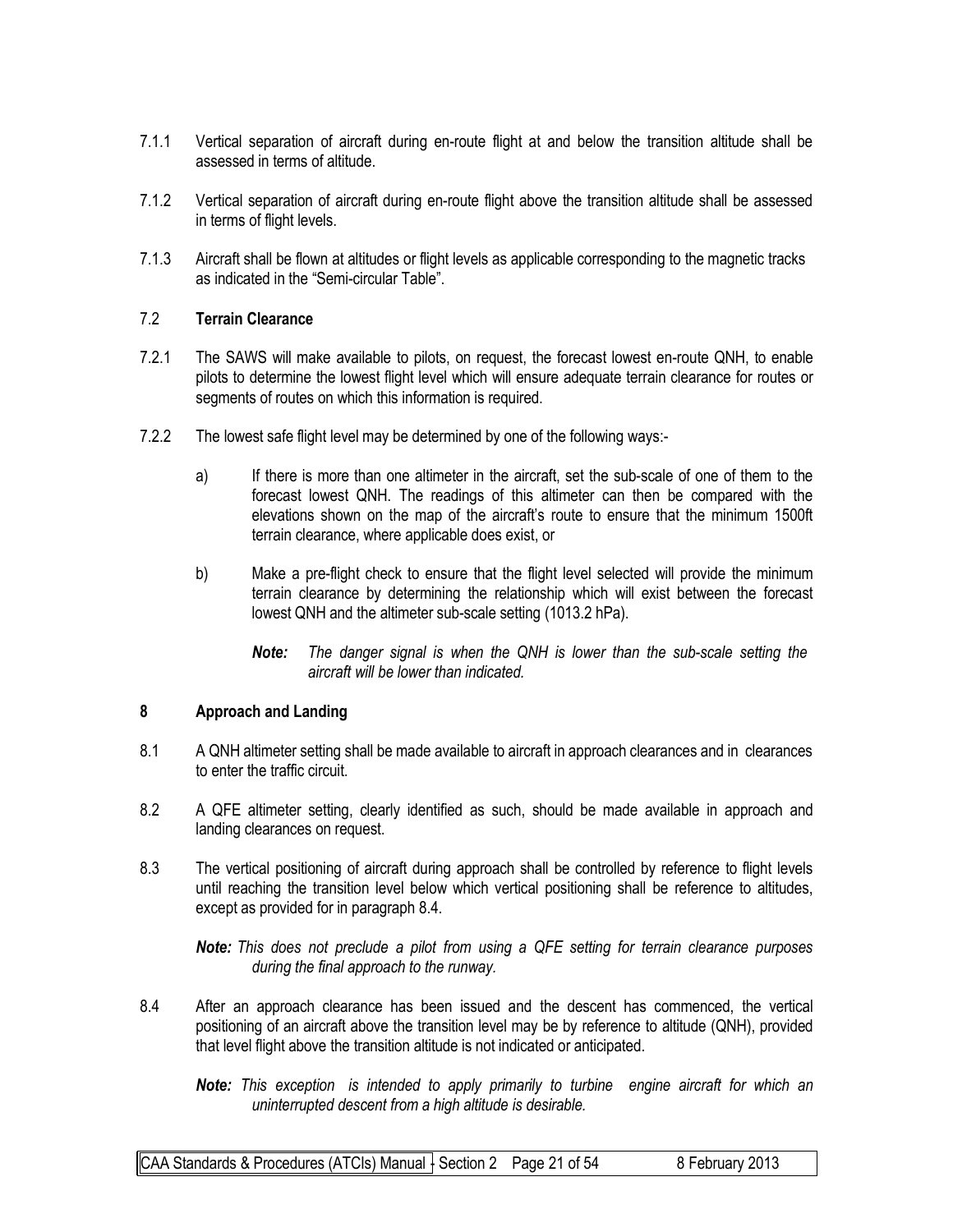7.1.1 Vertical separation of aircraft during en-route flight at and below the transition altitude shall be assessed in terms of altitude.

7.1.2 Vertical separation of aircraft during en-route flight above the transition altitude shall be assessed in terms of flight levels.

7.1.3 Aircraft shall be flown at altitudes or flight levels as applicable corresponding to the magnetic tracks as indicated in the "Semi-circular Table".

### 7.2 Terrain Clearance

7.2.1 The SAWS will make available to pilots, on request, the forecast lowest en-route QNH, to enable pilots to determine the lowest flight level which will ensure adequate terrain clearance for routes or segments of routes on which this information is required.

7.2.2 The lowest safe flight level may be determined by one of the following ways:-

a) If there is more than one altimeter in the aircraft, set the sub-scale of one of them to the forecast lowest QNH. The readings of this altimeter can then be compared with the elevations shown on the map of the aircraft's route to ensure that the minimum 1500ft terrain clearance, where applicable does exist, or

b) Make a pre-flight check to ensure that the flight level selected will provide the minimum terrain clearance by determining the relationship which will exist between the forecast lowest QNH and the altimeter sub-scale setting (1013.2 hPa).

***Note:*** *The danger signal is when the QNH is lower than the sub-scale setting the aircraft will be lower than indicated.*

## 8 Approach and Landing

8.1 A QNH altimeter setting shall be made available to aircraft in approach clearances and in clearances to enter the traffic circuit.

8.2 A QFE altimeter setting, clearly identified as such, should be made available in approach and landing clearances on request.

8.3 The vertical positioning of aircraft during approach shall be controlled by reference to flight levels until reaching the transition level below which vertical positioning shall be reference to altitudes, except as provided for in paragraph 8.4.

***Note:*** *This does not preclude a pilot from using a QFE setting for terrain clearance purposes during the final approach to the runway.*

8.4 After an approach clearance has been issued and the descent has commenced, the vertical positioning of an aircraft above the transition level may be by reference to altitude (QNH), provided that level flight above the transition altitude is not indicated or anticipated.

***Note:*** *This exception is intended to apply primarily to turbine engine aircraft for which an uninterrupted descent from a high altitude is desirable.*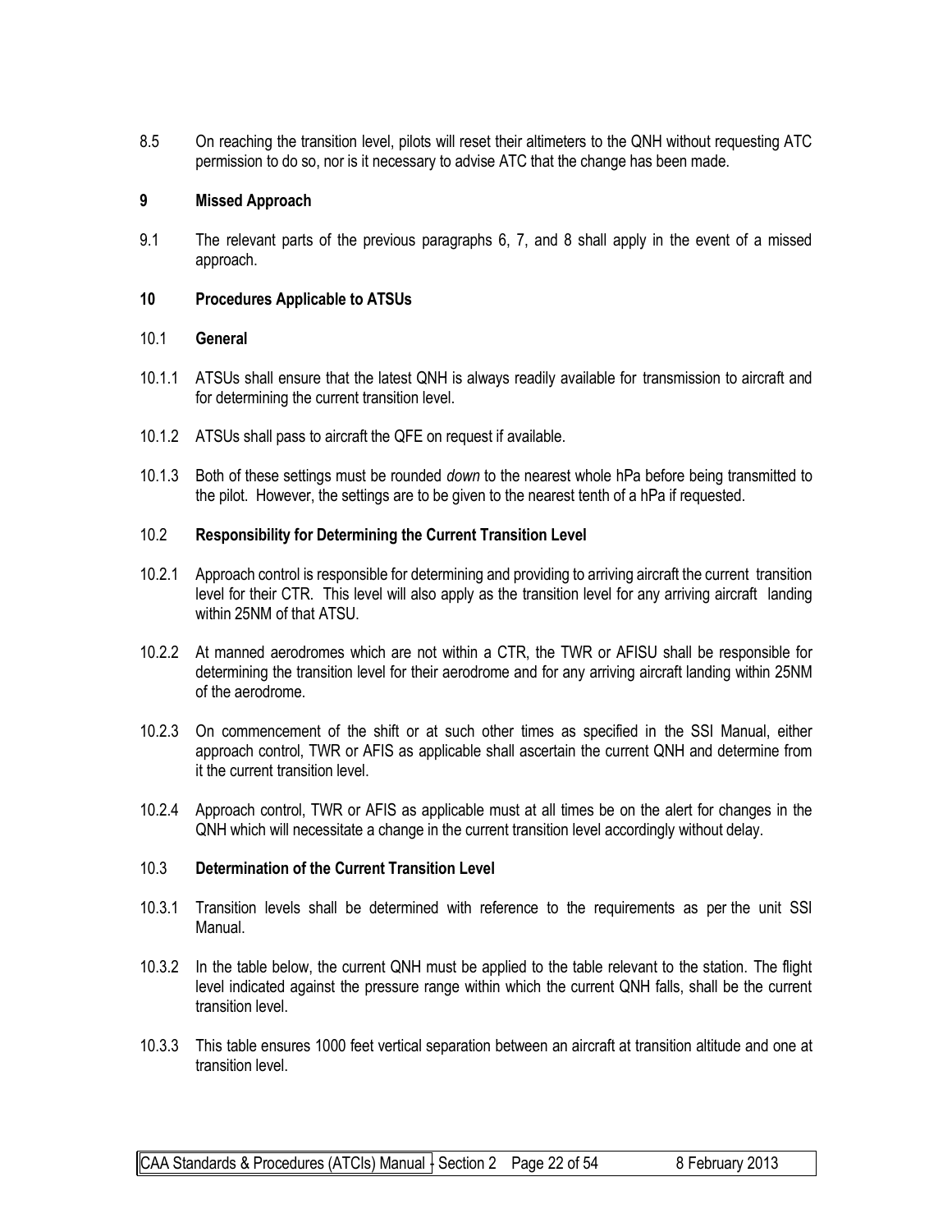8.5 On reaching the transition level, pilots will reset their altimeters to the QNH without requesting ATC permission to do so, nor is it necessary to advise ATC that the change has been made.

## 9 Missed Approach

9.1 The relevant parts of the previous paragraphs 6, 7, and 8 shall apply in the event of a missed approach.

## 10 Procedures Applicable to ATSUs

### 10.1 General

10.1.1 ATSUs shall ensure that the latest QNH is always readily available for transmission to aircraft and for determining the current transition level.

10.1.2 ATSUs shall pass to aircraft the QFE on request if available.

10.1.3 Both of these settings must be rounded *down* to the nearest whole hPa before being transmitted to the pilot. However, the settings are to be given to the nearest tenth of a hPa if requested.

### 10.2 Responsibility for Determining the Current Transition Level

10.2.1 Approach control is responsible for determining and providing to arriving aircraft the current transition level for their CTR. This level will also apply as the transition level for any arriving aircraft landing within 25NM of that ATSU.

10.2.2 At manned aerodromes which are not within a CTR, the TWR or AFISU shall be responsible for determining the transition level for their aerodrome and for any arriving aircraft landing within 25NM of the aerodrome.

10.2.3 On commencement of the shift or at such other times as specified in the SSI Manual, either approach control, TWR or AFIS as applicable shall ascertain the current QNH and determine from it the current transition level.

10.2.4 Approach control, TWR or AFIS as applicable must at all times be on the alert for changes in the QNH which will necessitate a change in the current transition level accordingly without delay.

### 10.3 Determination of the Current Transition Level

10.3.1 Transition levels shall be determined with reference to the requirements as per the unit SSI Manual.

10.3.2 In the table below, the current QNH must be applied to the table relevant to the station. The flight level indicated against the pressure range within which the current QNH falls, shall be the current transition level.

10.3.3 This table ensures 1000 feet vertical separation between an aircraft at transition altitude and one at transition level.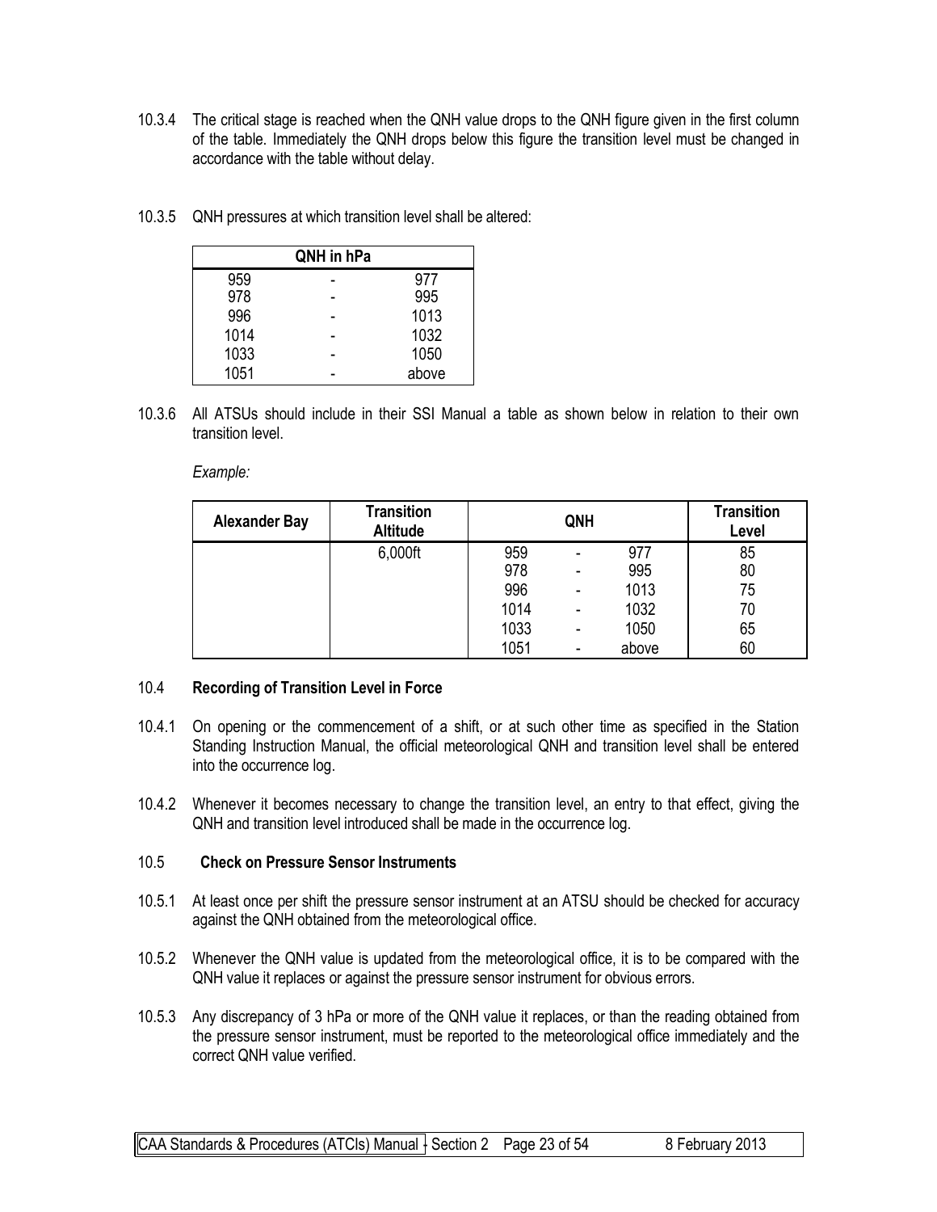10.3.4 The critical stage is reached when the QNH value drops to the QNH figure given in the first column of the table. Immediately the QNH drops below this figure the transition level must be changed in accordance with the table without delay.

10.3.5 QNH pressures at which transition level shall be altered:

| QNH in hPa | | |
|---|---|---|
| 959 | - | 977 |
| 978 | - | 995 |
| 996 | - | 1013 |
| 1014 | - | 1032 |
| 1033 | - | 1050 |
| 1051 | - | above |

10.3.6 All ATSUs should include in their SSI Manual a table as shown below in relation to their own transition level.

*Example:*

| Alexander Bay | Transition Altitude | QNH | | | Transition Level |
|---|---|---|---|---|---|
| | 6,000ft | 959 | - | 977 | 85 |
| | | 978 | - | 995 | 80 |
| | | 996 | - | 1013 | 75 |
| | | 1014 | - | 1032 | 70 |
| | | 1033 | - | 1050 | 65 |
| | | 1051 | - | above | 60 |

### 10.4 **Recording of Transition Level in Force**

10.4.1 On opening or the commencement of a shift, or at such other time as specified in the Station Standing Instruction Manual, the official meteorological QNH and transition level shall be entered into the occurrence log.

10.4.2 Whenever it becomes necessary to change the transition level, an entry to that effect, giving the QNH and transition level introduced shall be made in the occurrence log.

### 10.5 **Check on Pressure Sensor Instruments**

10.5.1 At least once per shift the pressure sensor instrument at an ATSU should be checked for accuracy against the QNH obtained from the meteorological office.

10.5.2 Whenever the QNH value is updated from the meteorological office, it is to be compared with the QNH value it replaces or against the pressure sensor instrument for obvious errors.

10.5.3 Any discrepancy of 3 hPa or more of the QNH value it replaces, or than the reading obtained from the pressure sensor instrument, must be reported to the meteorological office immediately and the correct QNH value verified.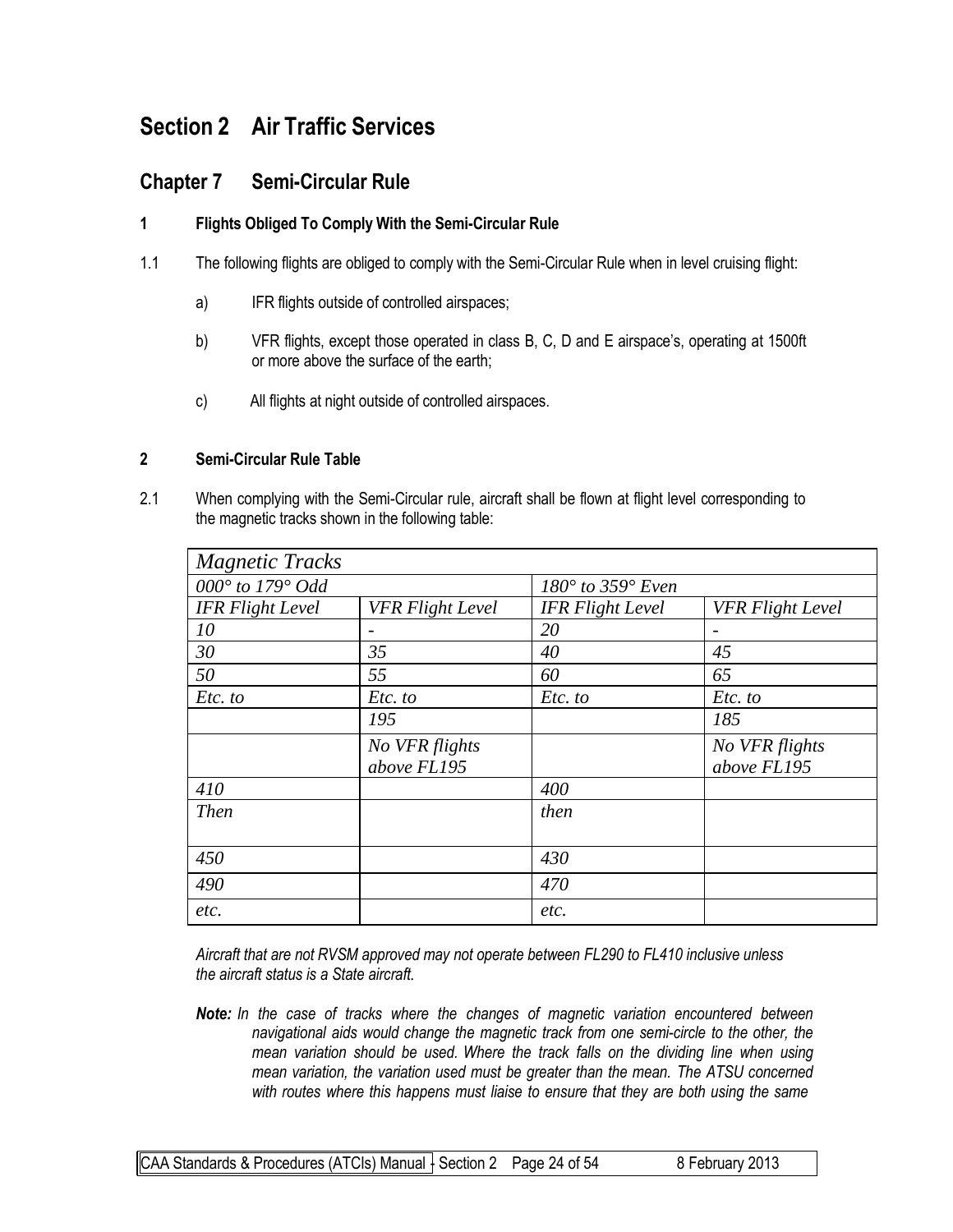# Section 2 Air Traffic Services

## Chapter 7 Semi-Circular Rule

### 1 Flights Obliged To Comply With the Semi-Circular Rule

1.1 The following flights are obliged to comply with the Semi-Circular Rule when in level cruising flight:

a) IFR flights outside of controlled airspaces;

b) VFR flights, except those operated in class B, C, D and E airspace's, operating at 1500ft or more above the surface of the earth;

c) All flights at night outside of controlled airspaces.

### 2 Semi-Circular Rule Table

2.1 When complying with the Semi-Circular rule, aircraft shall be flown at flight level corresponding to the magnetic tracks shown in the following table:

| *Magnetic Tracks* | | | |
|---|---|---|---|
| *000° to 179° Odd* | | *180° to 359° Even* | |
| *IFR Flight Level* | *VFR Flight Level* | *IFR Flight Level* | *VFR Flight Level* |
| *10* | - | *20* | - |
| *30* | *35* | *40* | *45* |
| *50* | *55* | *60* | *65* |
| *Etc. to* | *Etc. to* | *Etc. to* | *Etc. to* |
| | *195* | | *185* |
| | *No VFR flights above FL195* | | *No VFR flights above FL195* |
| *410* | | *400* | |
| *Then* | | *then* | |
| *450* | | *430* | |
| *490* | | *470* | |
| *etc.* | | *etc.* | |

*Aircraft that are not RVSM approved may not operate between FL290 to FL410 inclusive unless the aircraft status is a State aircraft.*

***Note:*** *In the case of tracks where the changes of magnetic variation encountered between navigational aids would change the magnetic track from one semi-circle to the other, the mean variation should be used. Where the track falls on the dividing line when using mean variation, the variation used must be greater than the mean. The ATSU concerned with routes where this happens must liaise to ensure that they are both using the same*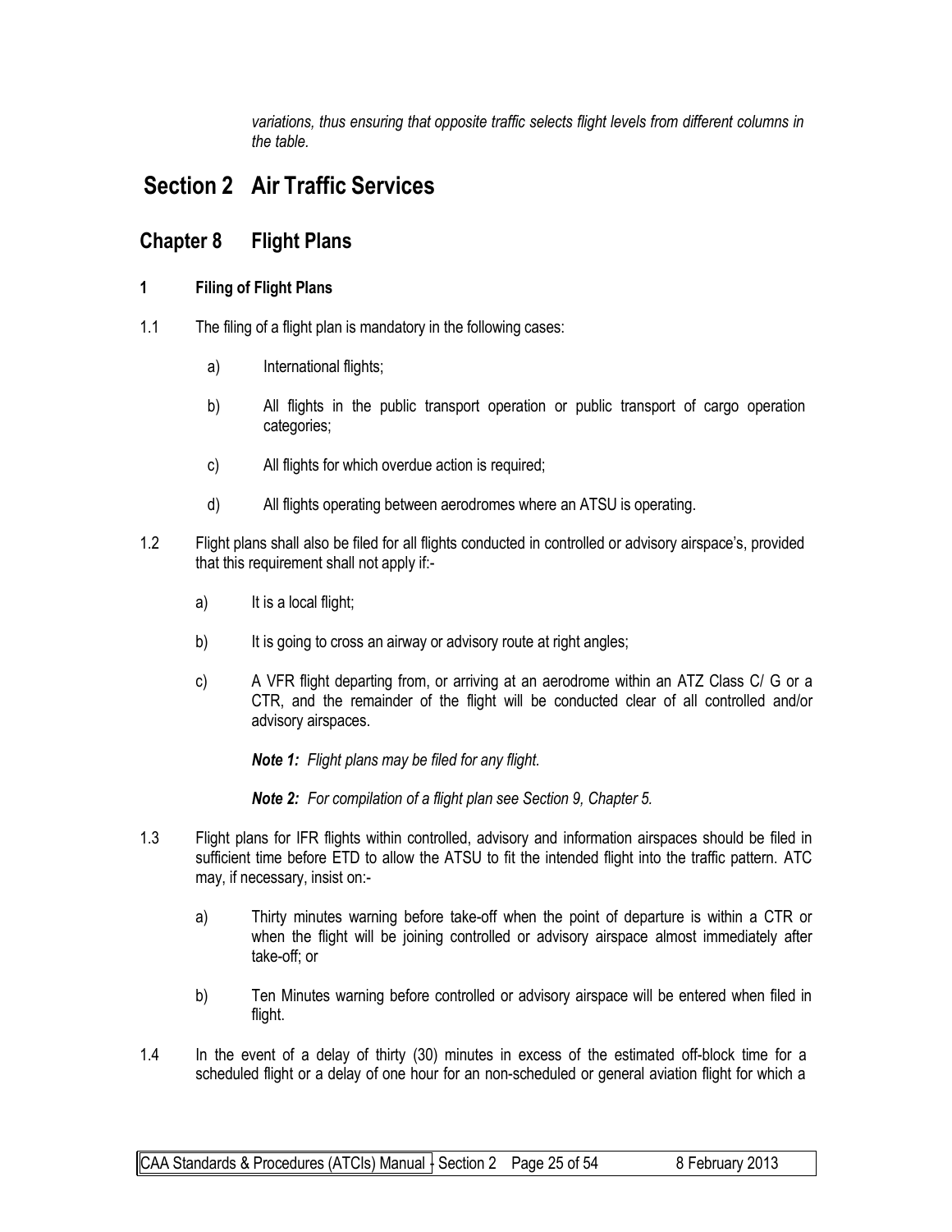*variations, thus ensuring that opposite traffic selects flight levels from different columns in the table.*

# Section 2 Air Traffic Services

## Chapter 8 Flight Plans

### 1 Filing of Flight Plans

1.1 The filing of a flight plan is mandatory in the following cases:

a) International flights;

b) All flights in the public transport operation or public transport of cargo operation categories;

c) All flights for which overdue action is required;

d) All flights operating between aerodromes where an ATSU is operating.

1.2 Flight plans shall also be filed for all flights conducted in controlled or advisory airspace's, provided that this requirement shall not apply if:-

a) It is a local flight;

b) It is going to cross an airway or advisory route at right angles;

c) A VFR flight departing from, or arriving at an aerodrome within an ATZ Class C/ G or a CTR, and the remainder of the flight will be conducted clear of all controlled and/or advisory airspaces.

***Note 1:*** *Flight plans may be filed for any flight.*

***Note 2:*** *For compilation of a flight plan see Section 9, Chapter 5.*

1.3 Flight plans for IFR flights within controlled, advisory and information airspaces should be filed in sufficient time before ETD to allow the ATSU to fit the intended flight into the traffic pattern. ATC may, if necessary, insist on:-

a) Thirty minutes warning before take-off when the point of departure is within a CTR or when the flight will be joining controlled or advisory airspace almost immediately after take-off; or

b) Ten Minutes warning before controlled or advisory airspace will be entered when filed in flight.

1.4 In the event of a delay of thirty (30) minutes in excess of the estimated off-block time for a scheduled flight or a delay of one hour for an non-scheduled or general aviation flight for which a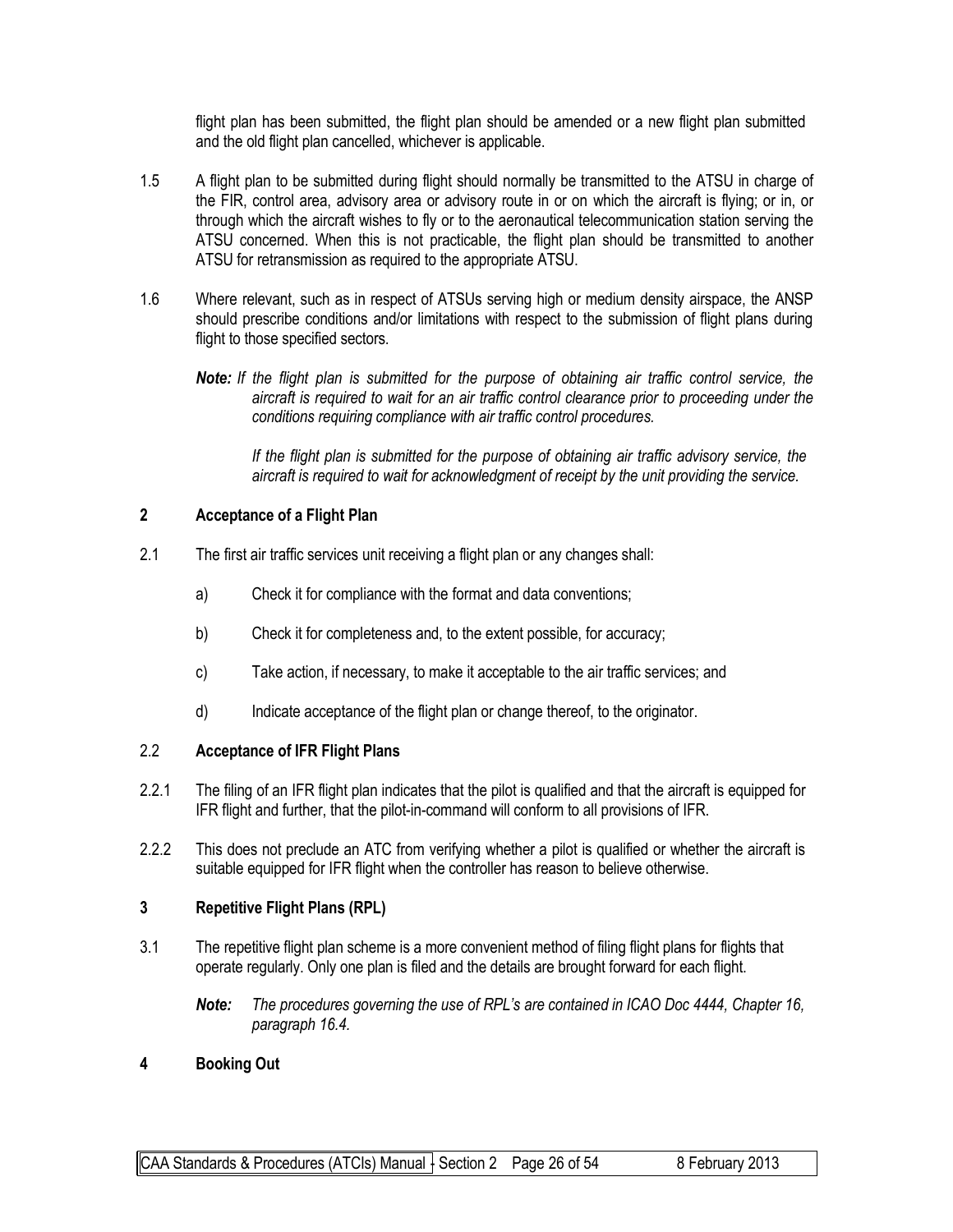flight plan has been submitted, the flight plan should be amended or a new flight plan submitted and the old flight plan cancelled, whichever is applicable.

1.5 A flight plan to be submitted during flight should normally be transmitted to the ATSU in charge of the FIR, control area, advisory area or advisory route in or on which the aircraft is flying; or in, or through which the aircraft wishes to fly or to the aeronautical telecommunication station serving the ATSU concerned. When this is not practicable, the flight plan should be transmitted to another ATSU for retransmission as required to the appropriate ATSU.

1.6 Where relevant, such as in respect of ATSUs serving high or medium density airspace, the ANSP should prescribe conditions and/or limitations with respect to the submission of flight plans during flight to those specified sectors.

***Note:*** *If the flight plan is submitted for the purpose of obtaining air traffic control service, the aircraft is required to wait for an air traffic control clearance prior to proceeding under the conditions requiring compliance with air traffic control procedures.*

*If the flight plan is submitted for the purpose of obtaining air traffic advisory service, the aircraft is required to wait for acknowledgment of receipt by the unit providing the service.*

## 2 Acceptance of a Flight Plan

2.1 The first air traffic services unit receiving a flight plan or any changes shall:

a) Check it for compliance with the format and data conventions;

b) Check it for completeness and, to the extent possible, for accuracy;

c) Take action, if necessary, to make it acceptable to the air traffic services; and

d) Indicate acceptance of the flight plan or change thereof, to the originator.

### 2.2 Acceptance of IFR Flight Plans

2.2.1 The filing of an IFR flight plan indicates that the pilot is qualified and that the aircraft is equipped for IFR flight and further, that the pilot-in-command will conform to all provisions of IFR.

2.2.2 This does not preclude an ATC from verifying whether a pilot is qualified or whether the aircraft is suitable equipped for IFR flight when the controller has reason to believe otherwise.

## 3 Repetitive Flight Plans (RPL)

3.1 The repetitive flight plan scheme is a more convenient method of filing flight plans for flights that operate regularly. Only one plan is filed and the details are brought forward for each flight.

***Note:*** *The procedures governing the use of RPL's are contained in ICAO Doc 4444, Chapter 16, paragraph 16.4.*

## 4 Booking Out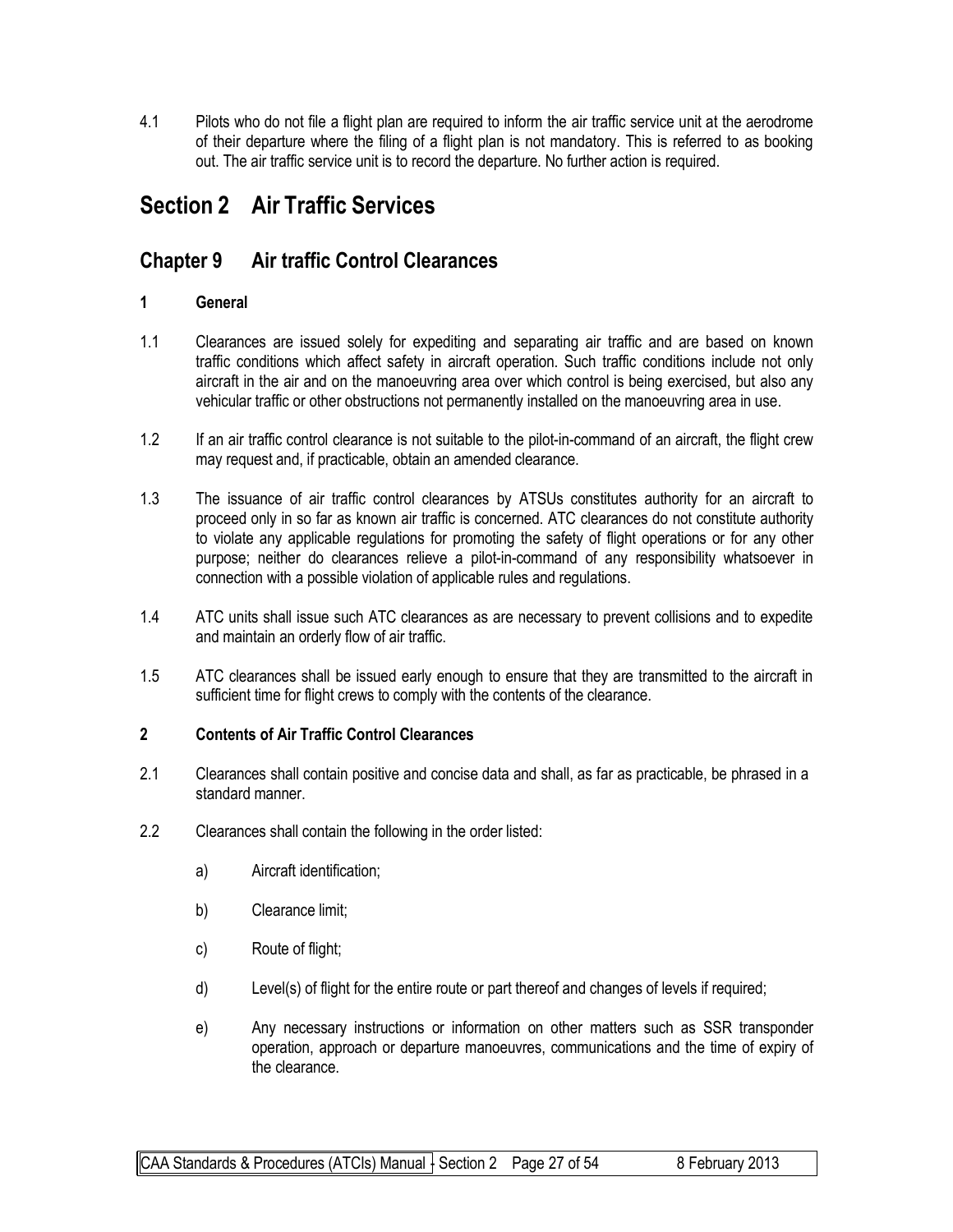4.1 Pilots who do not file a flight plan are required to inform the air traffic service unit at the aerodrome of their departure where the filing of a flight plan is not mandatory. This is referred to as booking out. The air traffic service unit is to record the departure. No further action is required.

# Section 2 Air Traffic Services

## Chapter 9 Air traffic Control Clearances

### 1 General

1.1 Clearances are issued solely for expediting and separating air traffic and are based on known traffic conditions which affect safety in aircraft operation. Such traffic conditions include not only aircraft in the air and on the manoeuvring area over which control is being exercised, but also any vehicular traffic or other obstructions not permanently installed on the manoeuvring area in use.

1.2 If an air traffic control clearance is not suitable to the pilot-in-command of an aircraft, the flight crew may request and, if practicable, obtain an amended clearance.

1.3 The issuance of air traffic control clearances by ATSUs constitutes authority for an aircraft to proceed only in so far as known air traffic is concerned. ATC clearances do not constitute authority to violate any applicable regulations for promoting the safety of flight operations or for any other purpose; neither do clearances relieve a pilot-in-command of any responsibility whatsoever in connection with a possible violation of applicable rules and regulations.

1.4 ATC units shall issue such ATC clearances as are necessary to prevent collisions and to expedite and maintain an orderly flow of air traffic.

1.5 ATC clearances shall be issued early enough to ensure that they are transmitted to the aircraft in sufficient time for flight crews to comply with the contents of the clearance.

### 2 Contents of Air Traffic Control Clearances

2.1 Clearances shall contain positive and concise data and shall, as far as practicable, be phrased in a standard manner.

2.2 Clearances shall contain the following in the order listed:

a) Aircraft identification;

b) Clearance limit;

c) Route of flight;

d) Level(s) of flight for the entire route or part thereof and changes of levels if required;

e) Any necessary instructions or information on other matters such as SSR transponder operation, approach or departure manoeuvres, communications and the time of expiry of the clearance.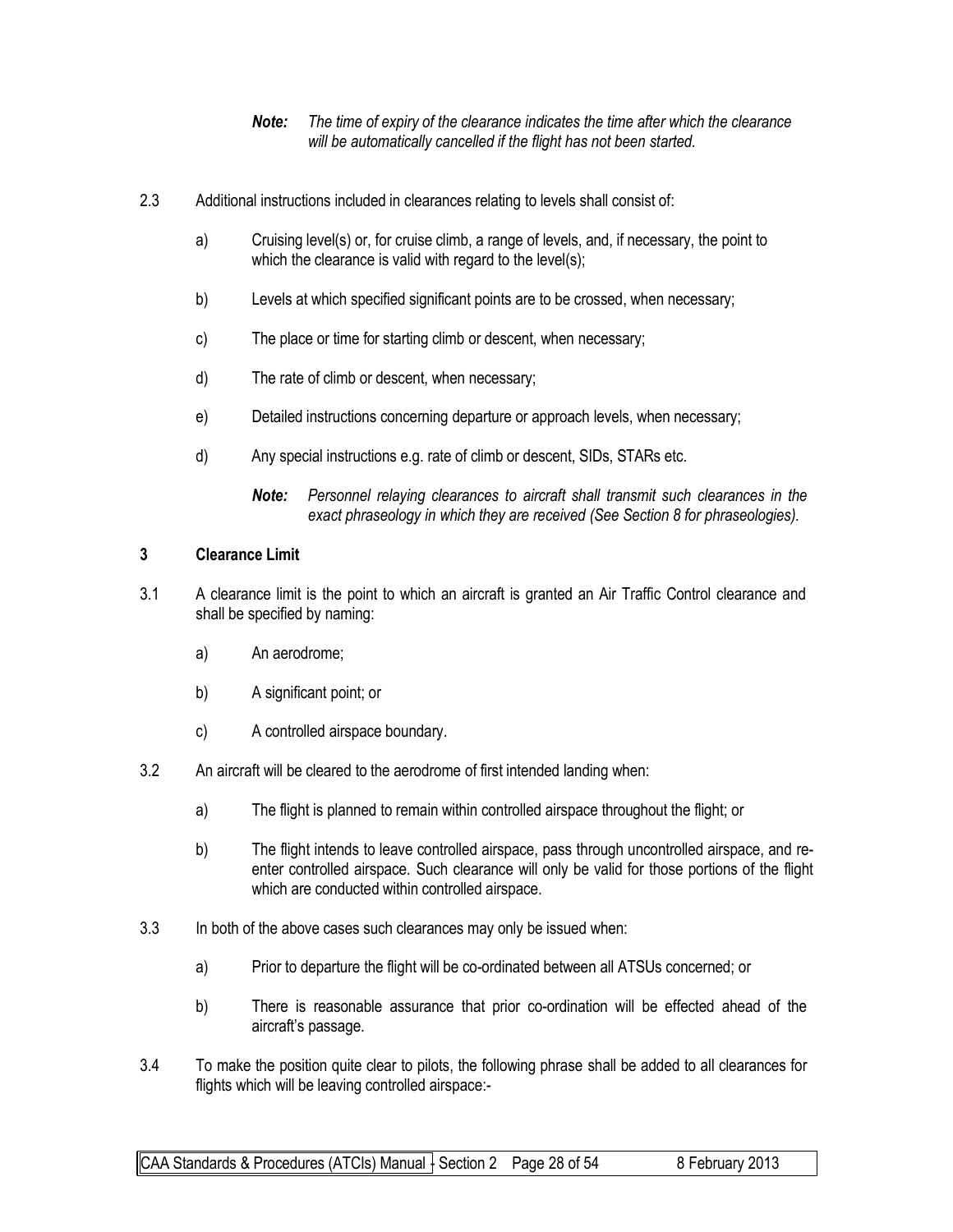*Note: The time of expiry of the clearance indicates the time after which the clearance will be automatically cancelled if the flight has not been started.*

2.3 Additional instructions included in clearances relating to levels shall consist of:

a) Cruising level(s) or, for cruise climb, a range of levels, and, if necessary, the point to which the clearance is valid with regard to the level(s);

b) Levels at which specified significant points are to be crossed, when necessary;

c) The place or time for starting climb or descent, when necessary;

d) The rate of climb or descent, when necessary;

e) Detailed instructions concerning departure or approach levels, when necessary;

d) Any special instructions e.g. rate of climb or descent, SIDs, STARs etc.

*Note: Personnel relaying clearances to aircraft shall transmit such clearances in the exact phraseology in which they are received (See Section 8 for phraseologies).*

## 3 Clearance Limit

3.1 A clearance limit is the point to which an aircraft is granted an Air Traffic Control clearance and shall be specified by naming:

a) An aerodrome;

b) A significant point; or

c) A controlled airspace boundary.

3.2 An aircraft will be cleared to the aerodrome of first intended landing when:

a) The flight is planned to remain within controlled airspace throughout the flight; or

b) The flight intends to leave controlled airspace, pass through uncontrolled airspace, and re-enter controlled airspace. Such clearance will only be valid for those portions of the flight which are conducted within controlled airspace.

3.3 In both of the above cases such clearances may only be issued when:

a) Prior to departure the flight will be co-ordinated between all ATSUs concerned; or

b) There is reasonable assurance that prior co-ordination will be effected ahead of the aircraft's passage.

3.4 To make the position quite clear to pilots, the following phrase shall be added to all clearances for flights which will be leaving controlled airspace:-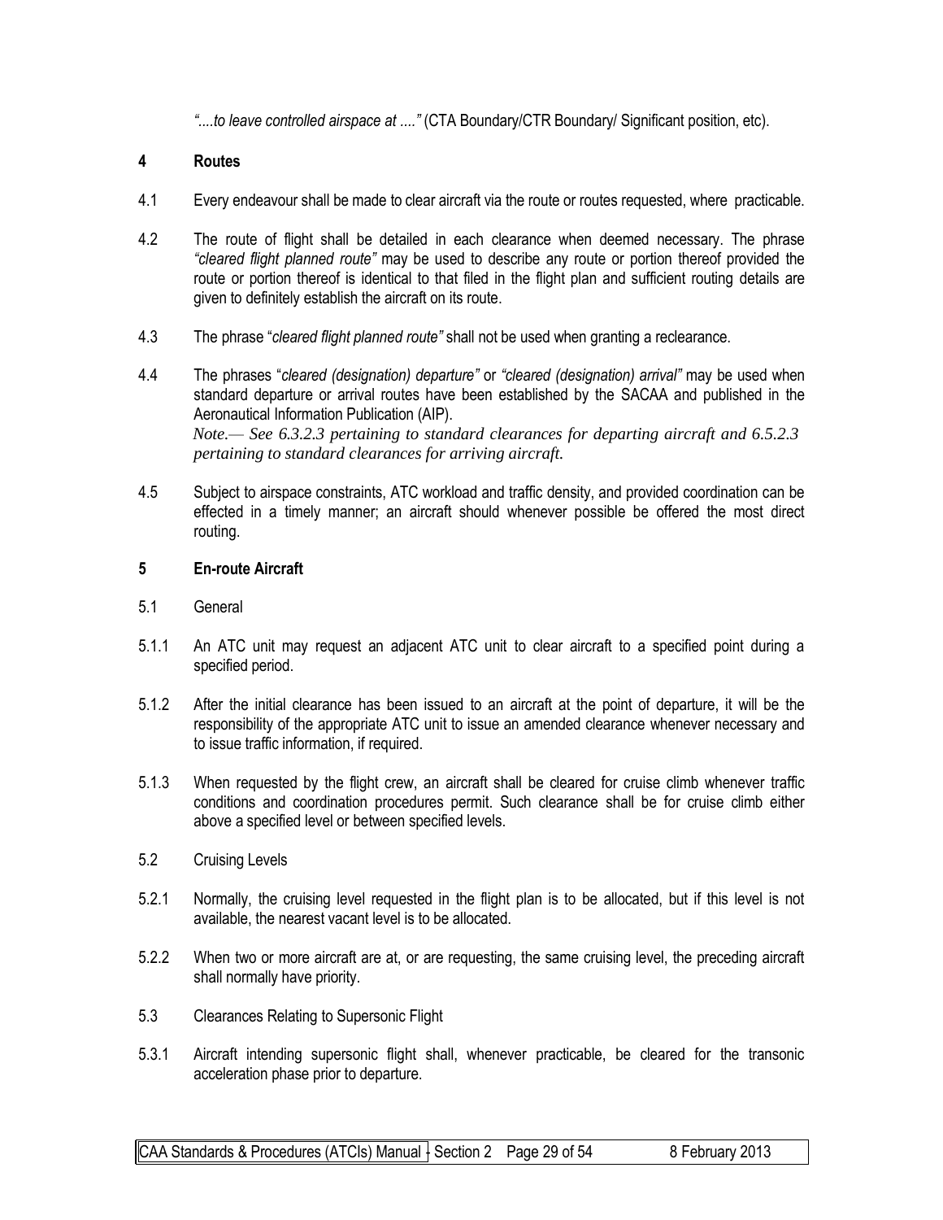*"....to leave controlled airspace at ...."* (CTA Boundary/CTR Boundary/ Significant position, etc).

## 4 Routes

4.1 Every endeavour shall be made to clear aircraft via the route or routes requested, where practicable.

4.2 The route of flight shall be detailed in each clearance when deemed necessary. The phrase *"cleared flight planned route"* may be used to describe any route or portion thereof provided the route or portion thereof is identical to that filed in the flight plan and sufficient routing details are given to definitely establish the aircraft on its route.

4.3 The phrase "*cleared flight planned route"* shall not be used when granting a reclearance.

4.4 The phrases "*cleared (designation) departure"* or *"cleared (designation) arrival"* may be used when standard departure or arrival routes have been established by the SACAA and published in the Aeronautical Information Publication (AIP).
*Note.— See 6.3.2.3 pertaining to standard clearances for departing aircraft and 6.5.2.3 pertaining to standard clearances for arriving aircraft.*

4.5 Subject to airspace constraints, ATC workload and traffic density, and provided coordination can be effected in a timely manner; an aircraft should whenever possible be offered the most direct routing.

## 5 En-route Aircraft

5.1 General

5.1.1 An ATC unit may request an adjacent ATC unit to clear aircraft to a specified point during a specified period.

5.1.2 After the initial clearance has been issued to an aircraft at the point of departure, it will be the responsibility of the appropriate ATC unit to issue an amended clearance whenever necessary and to issue traffic information, if required.

5.1.3 When requested by the flight crew, an aircraft shall be cleared for cruise climb whenever traffic conditions and coordination procedures permit. Such clearance shall be for cruise climb either above a specified level or between specified levels.

5.2 Cruising Levels

5.2.1 Normally, the cruising level requested in the flight plan is to be allocated, but if this level is not available, the nearest vacant level is to be allocated.

5.2.2 When two or more aircraft are at, or are requesting, the same cruising level, the preceding aircraft shall normally have priority.

5.3 Clearances Relating to Supersonic Flight

5.3.1 Aircraft intending supersonic flight shall, whenever practicable, be cleared for the transonic acceleration phase prior to departure.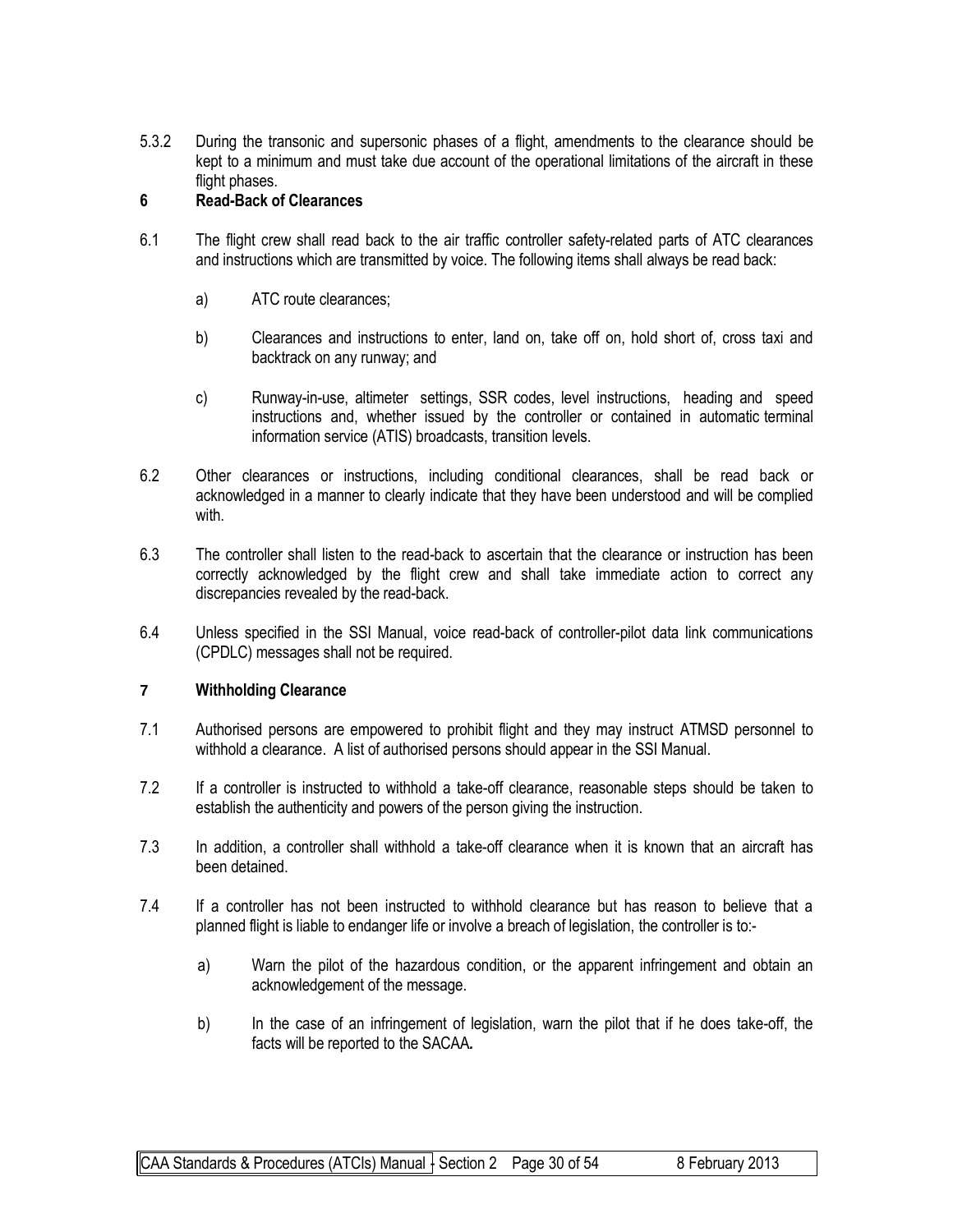5.3.2 During the transonic and supersonic phases of a flight, amendments to the clearance should be kept to a minimum and must take due account of the operational limitations of the aircraft in these flight phases.

## 6 Read-Back of Clearances

6.1 The flight crew shall read back to the air traffic controller safety-related parts of ATC clearances and instructions which are transmitted by voice. The following items shall always be read back:

a) ATC route clearances;

b) Clearances and instructions to enter, land on, take off on, hold short of, cross taxi and backtrack on any runway; and

c) Runway-in-use, altimeter settings, SSR codes, level instructions, heading and speed instructions and, whether issued by the controller or contained in automatic terminal information service (ATIS) broadcasts, transition levels.

6.2 Other clearances or instructions, including conditional clearances, shall be read back or acknowledged in a manner to clearly indicate that they have been understood and will be complied with.

6.3 The controller shall listen to the read-back to ascertain that the clearance or instruction has been correctly acknowledged by the flight crew and shall take immediate action to correct any discrepancies revealed by the read-back.

6.4 Unless specified in the SSI Manual, voice read-back of controller-pilot data link communications (CPDLC) messages shall not be required.

## 7 Withholding Clearance

7.1 Authorised persons are empowered to prohibit flight and they may instruct ATMSD personnel to withhold a clearance. A list of authorised persons should appear in the SSI Manual.

7.2 If a controller is instructed to withhold a take-off clearance, reasonable steps should be taken to establish the authenticity and powers of the person giving the instruction.

7.3 In addition, a controller shall withhold a take-off clearance when it is known that an aircraft has been detained.

7.4 If a controller has not been instructed to withhold clearance but has reason to believe that a planned flight is liable to endanger life or involve a breach of legislation, the controller is to:-

a) Warn the pilot of the hazardous condition, or the apparent infringement and obtain an acknowledgement of the message.

b) In the case of an infringement of legislation, warn the pilot that if he does take-off, the facts will be reported to the SACAA**.**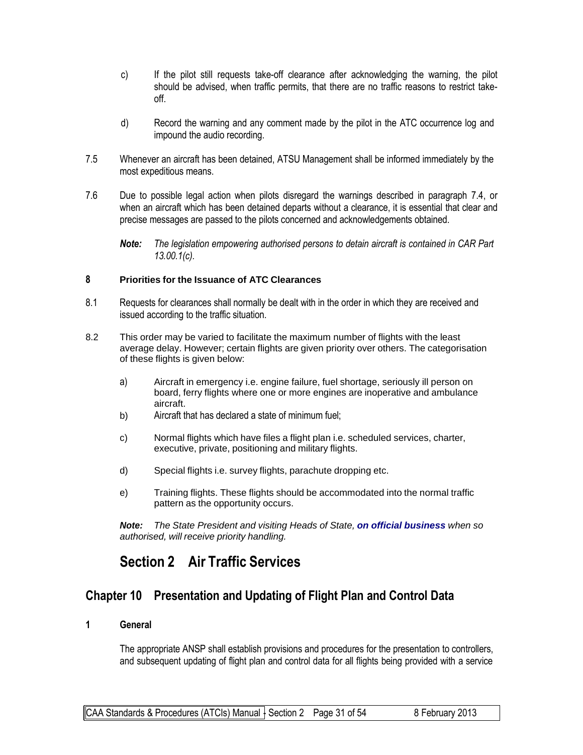c) If the pilot still requests take-off clearance after acknowledging the warning, the pilot should be advised, when traffic permits, that there are no traffic reasons to restrict take-off.

d) Record the warning and any comment made by the pilot in the ATC occurrence log and impound the audio recording.

7.5 Whenever an aircraft has been detained, ATSU Management shall be informed immediately by the most expeditious means.

7.6 Due to possible legal action when pilots disregard the warnings described in paragraph 7.4, or when an aircraft which has been detained departs without a clearance, it is essential that clear and precise messages are passed to the pilots concerned and acknowledgements obtained.

> ***Note:*** *The legislation empowering authorised persons to detain aircraft is contained in CAR Part 13.00.1(c).*

#### 8 Priorities for the Issuance of ATC Clearances

8.1 Requests for clearances shall normally be dealt with in the order in which they are received and issued according to the traffic situation.

8.2 This order may be varied to facilitate the maximum number of flights with the least average delay. However; certain flights are given priority over others. The categorisation of these flights is given below:

a) Aircraft in emergency i.e. engine failure, fuel shortage, seriously ill person on board, ferry flights where one or more engines are inoperative and ambulance aircraft.

b) Aircraft that has declared a state of minimum fuel;

c) Normal flights which have files a flight plan i.e. scheduled services, charter, executive, private, positioning and military flights.

d) Special flights i.e. survey flights, parachute dropping etc.

e) Training flights. These flights should be accommodated into the normal traffic pattern as the opportunity occurs.

***Note:*** *The State President and visiting Heads of State,* ***on official business*** *when so authorised, will receive priority handling.*

# Section 2 Air Traffic Services

## Chapter 10 Presentation and Updating of Flight Plan and Control Data

#### 1 General

The appropriate ANSP shall establish provisions and procedures for the presentation to controllers, and subsequent updating of flight plan and control data for all flights being provided with a service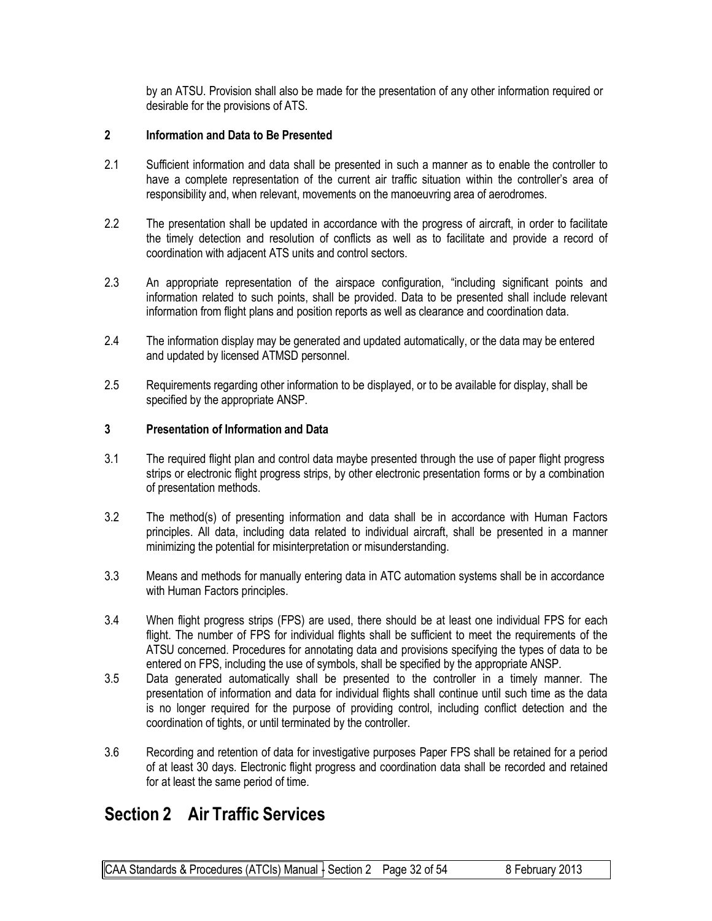by an ATSU. Provision shall also be made for the presentation of any other information required or desirable for the provisions of ATS.

**2 Information and Data to Be Presented**

2.1 Sufficient information and data shall be presented in such a manner as to enable the controller to have a complete representation of the current air traffic situation within the controller's area of responsibility and, when relevant, movements on the manoeuvring area of aerodromes.

2.2 The presentation shall be updated in accordance with the progress of aircraft, in order to facilitate the timely detection and resolution of conflicts as well as to facilitate and provide a record of coordination with adjacent ATS units and control sectors.

2.3 An appropriate representation of the airspace configuration, "including significant points and information related to such points, shall be provided. Data to be presented shall include relevant information from flight plans and position reports as well as clearance and coordination data.

2.4 The information display may be generated and updated automatically, or the data may be entered and updated by licensed ATMSD personnel.

2.5 Requirements regarding other information to be displayed, or to be available for display, shall be specified by the appropriate ANSP.

**3 Presentation of Information and Data**

3.1 The required flight plan and control data maybe presented through the use of paper flight progress strips or electronic flight progress strips, by other electronic presentation forms or by a combination of presentation methods.

3.2 The method(s) of presenting information and data shall be in accordance with Human Factors principles. All data, including data related to individual aircraft, shall be presented in a manner minimizing the potential for misinterpretation or misunderstanding.

3.3 Means and methods for manually entering data in ATC automation systems shall be in accordance with Human Factors principles.

3.4 When flight progress strips (FPS) are used, there should be at least one individual FPS for each flight. The number of FPS for individual flights shall be sufficient to meet the requirements of the ATSU concerned. Procedures for annotating data and provisions specifying the types of data to be entered on FPS, including the use of symbols, shall be specified by the appropriate ANSP.

3.5 Data generated automatically shall be presented to the controller in a timely manner. The presentation of information and data for individual flights shall continue until such time as the data is no longer required for the purpose of providing control, including conflict detection and the coordination of tights, or until terminated by the controller.

3.6 Recording and retention of data for investigative purposes Paper FPS shall be retained for a period of at least 30 days. Electronic flight progress and coordination data shall be recorded and retained for at least the same period of time.

# Section 2 Air Traffic Services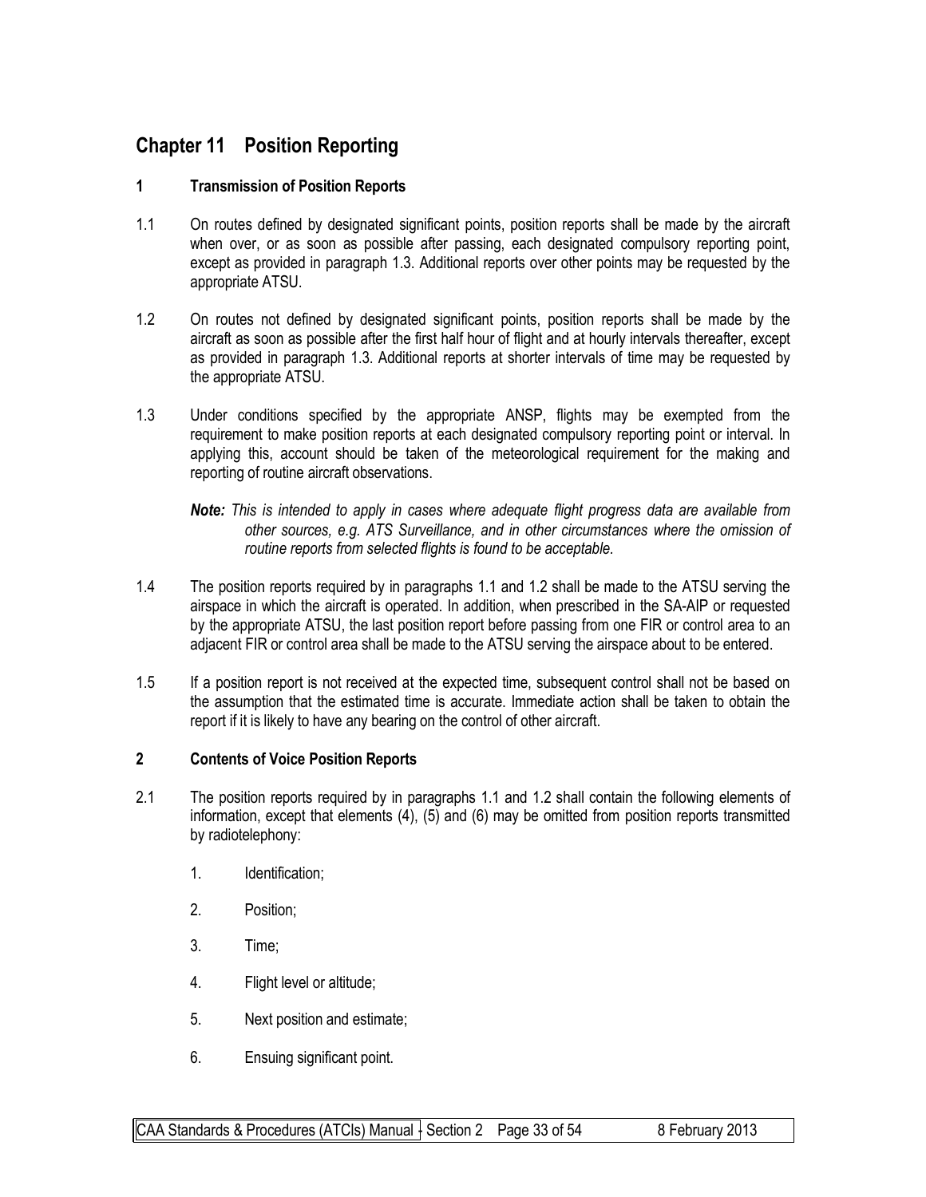# Chapter 11 Position Reporting

## 1 Transmission of Position Reports

1.1 On routes defined by designated significant points, position reports shall be made by the aircraft when over, or as soon as possible after passing, each designated compulsory reporting point, except as provided in paragraph 1.3. Additional reports over other points may be requested by the appropriate ATSU.

1.2 On routes not defined by designated significant points, position reports shall be made by the aircraft as soon as possible after the first half hour of flight and at hourly intervals thereafter, except as provided in paragraph 1.3. Additional reports at shorter intervals of time may be requested by the appropriate ATSU.

1.3 Under conditions specified by the appropriate ANSP, flights may be exempted from the requirement to make position reports at each designated compulsory reporting point or interval. In applying this, account should be taken of the meteorological requirement for the making and reporting of routine aircraft observations.

***Note:*** *This is intended to apply in cases where adequate flight progress data are available from other sources, e.g. ATS Surveillance, and in other circumstances where the omission of routine reports from selected flights is found to be acceptable.*

1.4 The position reports required by in paragraphs 1.1 and 1.2 shall be made to the ATSU serving the airspace in which the aircraft is operated. In addition, when prescribed in the SA-AIP or requested by the appropriate ATSU, the last position report before passing from one FIR or control area to an adjacent FIR or control area shall be made to the ATSU serving the airspace about to be entered.

1.5 If a position report is not received at the expected time, subsequent control shall not be based on the assumption that the estimated time is accurate. Immediate action shall be taken to obtain the report if it is likely to have any bearing on the control of other aircraft.

## 2 Contents of Voice Position Reports

2.1 The position reports required by in paragraphs 1.1 and 1.2 shall contain the following elements of information, except that elements (4), (5) and (6) may be omitted from position reports transmitted by radiotelephony:

1. Identification;
2. Position;
3. Time;
4. Flight level or altitude;
5. Next position and estimate;
6. Ensuing significant point.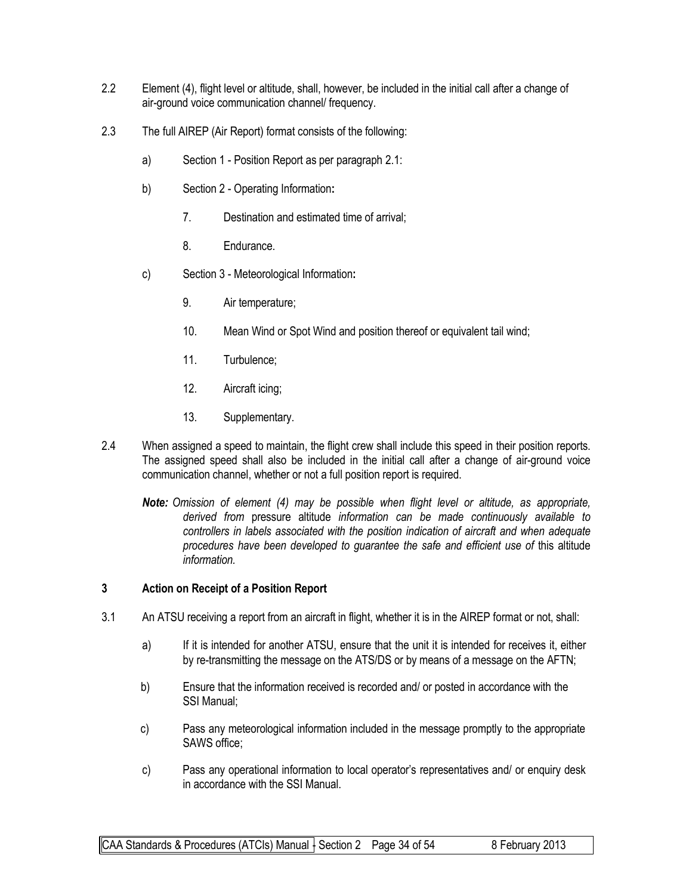2.2 Element (4), flight level or altitude, shall, however, be included in the initial call after a change of air-ground voice communication channel/ frequency.

2.3 The full AIREP (Air Report) format consists of the following:

a) Section 1 - Position Report as per paragraph 2.1:

b) Section 2 - Operating Information**:**

7. Destination and estimated time of arrival;

8. Endurance.

c) Section 3 - Meteorological Information**:**

9. Air temperature;

10. Mean Wind or Spot Wind and position thereof or equivalent tail wind;

11. Turbulence;

12. Aircraft icing;

13. Supplementary.

2.4 When assigned a speed to maintain, the flight crew shall include this speed in their position reports. The assigned speed shall also be included in the initial call after a change of air-ground voice communication channel, whether or not a full position report is required.

***Note:*** *Omission of element (4) may be possible when flight level or altitude, as appropriate, derived from* pressure altitude *information can be made continuously available to controllers in labels associated with the position indication of aircraft and when adequate procedures have been developed to guarantee the safe and efficient use of* this altitude *information.*

### 3 Action on Receipt of a Position Report

3.1 An ATSU receiving a report from an aircraft in flight, whether it is in the AIREP format or not, shall:

a) If it is intended for another ATSU, ensure that the unit it is intended for receives it, either by re-transmitting the message on the ATS/DS or by means of a message on the AFTN;

b) Ensure that the information received is recorded and/ or posted in accordance with the SSI Manual;

c) Pass any meteorological information included in the message promptly to the appropriate SAWS office;

c) Pass any operational information to local operator's representatives and/ or enquiry desk in accordance with the SSI Manual.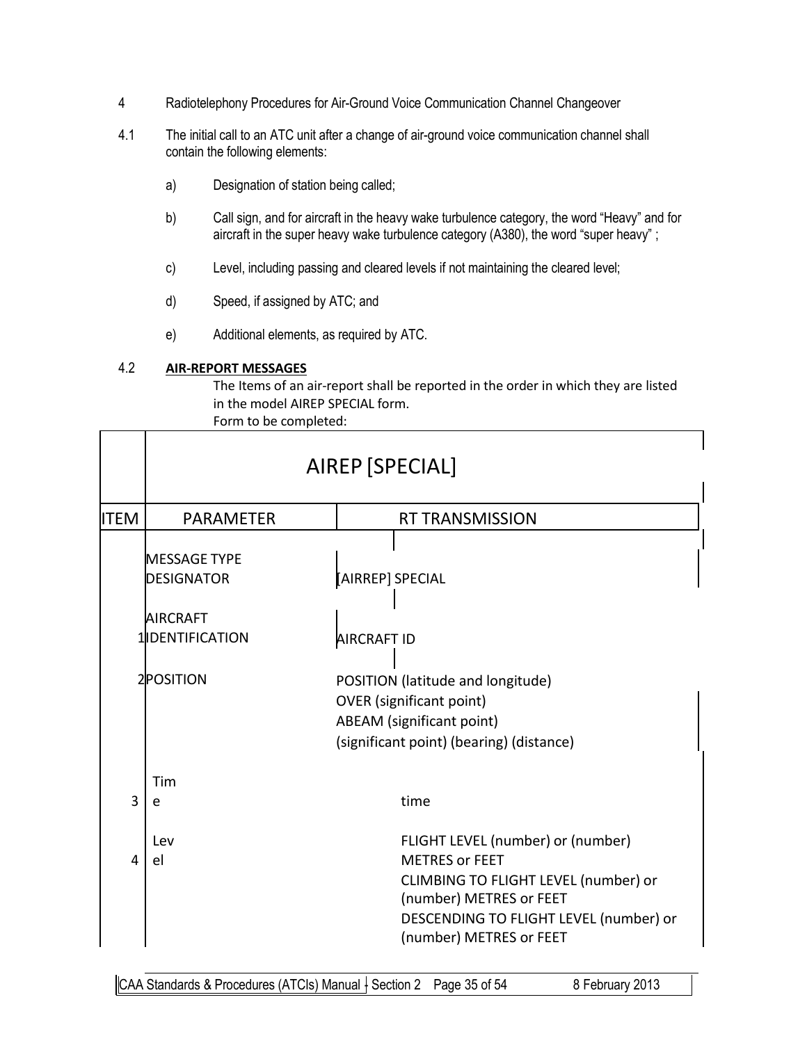4 Radiotelephony Procedures for Air-Ground Voice Communication Channel Changeover

4.1 The initial call to an ATC unit after a change of air-ground voice communication channel shall contain the following elements:

a) Designation of station being called;

b) Call sign, and for aircraft in the heavy wake turbulence category, the word "Heavy" and for aircraft in the super heavy wake turbulence category (A380), the word "super heavy" ;

c) Level, including passing and cleared levels if not maintaining the cleared level;

d) Speed, if assigned by ATC; and

e) Additional elements, as required by ATC.

4.2 **AIR-REPORT MESSAGES**

The Items of an air-report shall be reported in the order in which they are listed in the model AIREP SPECIAL form.

Form to be completed:

| | AIREP [SPECIAL] | |
|---|---|---|
| **ITEM** | **PARAMETER** | **RT TRANSMISSION** |
| | MESSAGE TYPE DESIGNATOR | [AIRREP] SPECIAL |
| 1 | AIRCRAFT IDENTIFICATION | AIRCRAFT ID |
| 2 | POSITION | POSITION (latitude and longitude)<br>OVER (significant point)<br>ABEAM (significant point)<br>(significant point) (bearing) (distance) |
| 3 | Time | time |
| 4 | Level | FLIGHT LEVEL (number) or (number) METRES or FEET<br>CLIMBING TO FLIGHT LEVEL (number) or (number) METRES or FEET<br>DESCENDING TO FLIGHT LEVEL (number) or (number) METRES or FEET |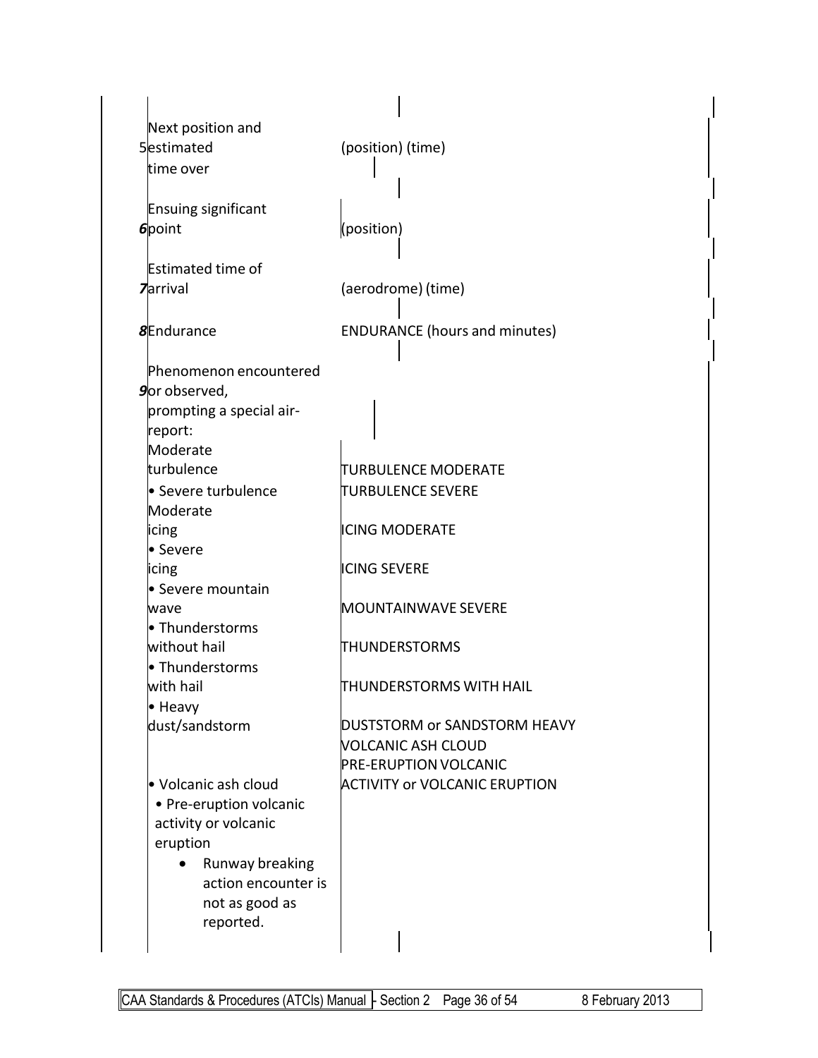| | | |
|---|---|---|
| 5 | Next position and estimated time over | (position) (time) |
| ***6*** | Ensuing significant point | (position) |
| ***7*** | Estimated time of arrival | (aerodrome) (time) |
| ***8*** | Endurance | ENDURANCE (hours and minutes) |
| ***9*** | Phenomenon encountered or observed, prompting a special air-report: | |
| | Moderate turbulence | TURBULENCE MODERATE |
| | • Severe turbulence | TURBULENCE SEVERE |
| | Moderate icing | ICING MODERATE |
| | • Severe icing | ICING SEVERE |
| | • Severe mountain wave | MOUNTAINWAVE SEVERE |
| | • Thunderstorms without hail | THUNDERSTORMS |
| | • Thunderstorms with hail | THUNDERSTORMS WITH HAIL |
| | • Heavy dust/sandstorm | DUSTSTORM or SANDSTORM HEAVY |
| | • Volcanic ash cloud | VOLCANIC ASH CLOUD |
| | • Pre-eruption volcanic activity or volcanic eruption | PRE-ERUPTION VOLCANIC ACTIVITY or VOLCANIC ERUPTION |
| | • Runway breaking action encounter is not as good as reported. | |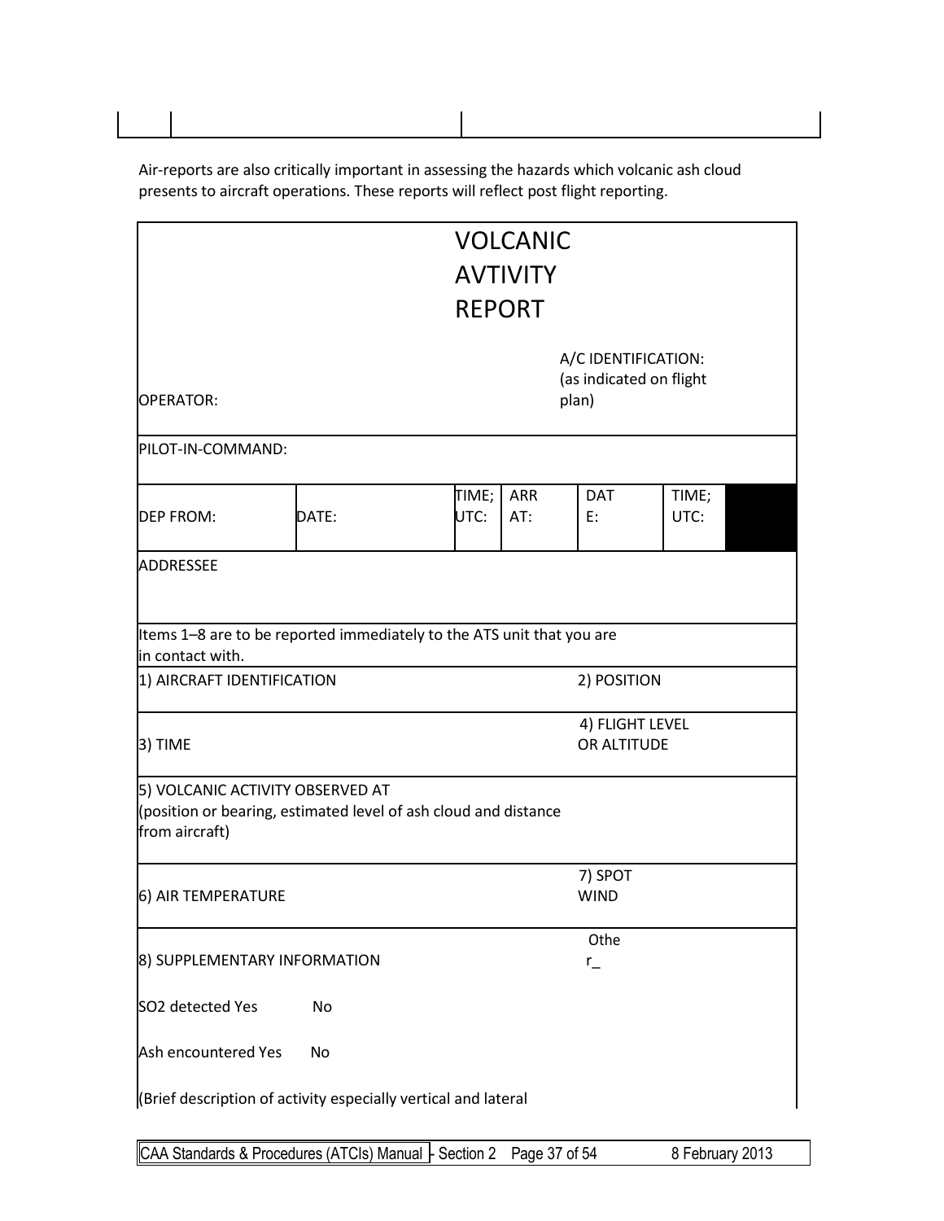Air-reports are also critically important in assessing the hazards which volcanic ash cloud presents to aircraft operations. These reports will reflect post flight reporting.

| VOLCANIC AVTIVITY REPORT | | | | | | |
|---|---|---|---|---|---|---|
| OPERATOR: | | | | A/C IDENTIFICATION: (as indicated on flight plan) | | |
| PILOT-IN-COMMAND: | | | | | | |
| DEP FROM: | DATE: | TIME; UTC: | ARR AT: | DAT E: | TIME; UTC: | |
| ADDRESSEE | | | | | | |
| Items 1–8 are to be reported immediately to the ATS unit that you are in contact with. | | | | | | |
| 1) AIRCRAFT IDENTIFICATION | | | | 2) POSITION | | |
| 3) TIME | | | | 4) FLIGHT LEVEL OR ALTITUDE | | |
| 5) VOLCANIC ACTIVITY OBSERVED AT (position or bearing, estimated level of ash cloud and distance from aircraft) | | | | | | |
| 6) AIR TEMPERATURE | | | | 7) SPOT WIND | | |
| 8) SUPPLEMENTARY INFORMATION<br><br>$SO_2$ detected Yes No<br><br>Ash encountered Yes No<br><br>(Brief description of activity especially vertical and lateral | | | | Other_ | | |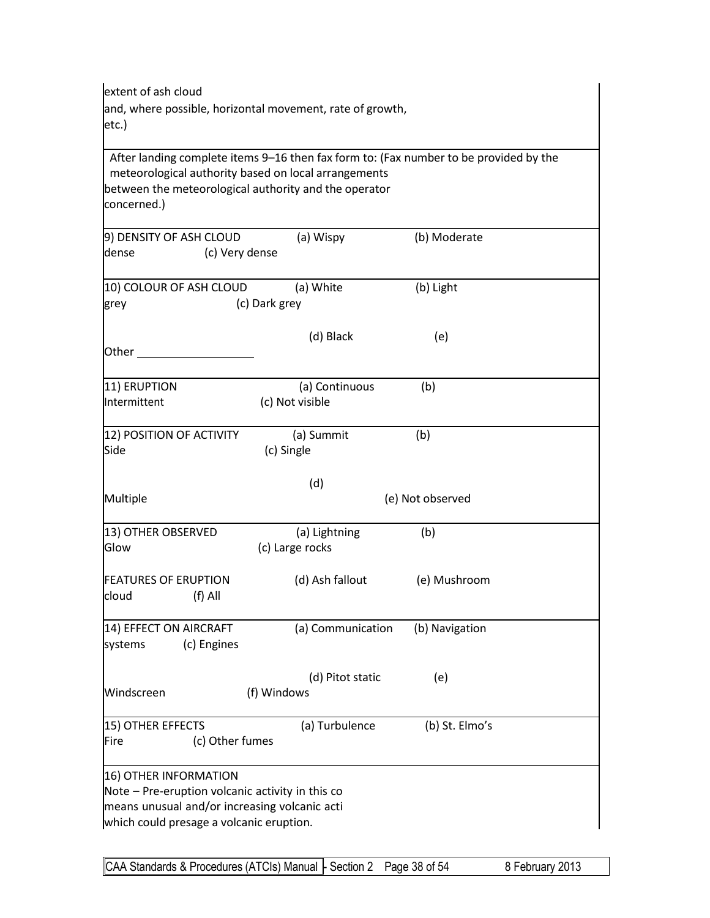extent of ash cloud
and, where possible, horizontal movement, rate of growth,
etc.)

After landing complete items 9–16 then fax form to: (Fax number to be provided by the meteorological authority based on local arrangements between the meteorological authority and the operator concerned.)

9) DENSITY OF ASH CLOUD (a) Wispy (b) Moderate dense (c) Very dense

10) COLOUR OF ASH CLOUD (a) White (b) Light grey (c) Dark grey

(d) Black (e) Other ___________________

11) ERUPTION (a) Continuous (b) Intermittent (c) Not visible

12) POSITION OF ACTIVITY (a) Summit (b) Side (c) Single

(d) Multiple (e) Not observed

13) OTHER OBSERVED FEATURES OF ERUPTION (a) Lightning (b) Glow (c) Large rocks

(d) Ash fallout (e) Mushroom cloud (f) All

14) EFFECT ON AIRCRAFT (a) Communication (b) Navigation systems (c) Engines

(d) Pitot static (e) Windscreen (f) Windows

15) OTHER EFFECTS (a) Turbulence (b) St. Elmo's Fire (c) Other fumes

16) OTHER INFORMATION
Note – Pre-eruption volcanic activity in this co
means unusual and/or increasing volcanic acti
which could presage a volcanic eruption.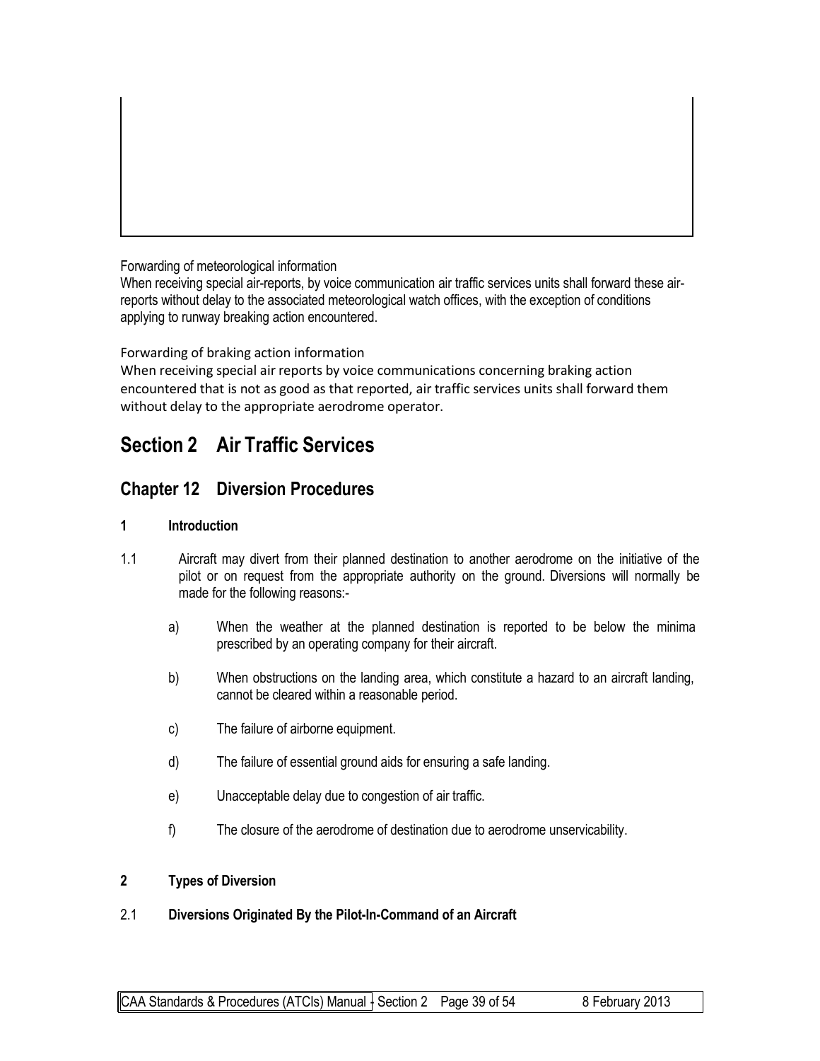Forwarding of meteorological information

When receiving special air-reports, by voice communication air traffic services units shall forward these air-reports without delay to the associated meteorological watch offices, with the exception of conditions applying to runway breaking action encountered.

Forwarding of braking action information

When receiving special air reports by voice communications concerning braking action encountered that is not as good as that reported, air traffic services units shall forward them without delay to the appropriate aerodrome operator.

# Section 2 Air Traffic Services

## Chapter 12 Diversion Procedures

### 1 Introduction

1.1 Aircraft may divert from their planned destination to another aerodrome on the initiative of the pilot or on request from the appropriate authority on the ground. Diversions will normally be made for the following reasons:-

a) When the weather at the planned destination is reported to be below the minima prescribed by an operating company for their aircraft.

b) When obstructions on the landing area, which constitute a hazard to an aircraft landing, cannot be cleared within a reasonable period.

c) The failure of airborne equipment.

d) The failure of essential ground aids for ensuring a safe landing.

e) Unacceptable delay due to congestion of air traffic.

f) The closure of the aerodrome of destination due to aerodrome unservicability.

### 2 Types of Diversion

2.1 **Diversions Originated By the Pilot-In-Command of an Aircraft**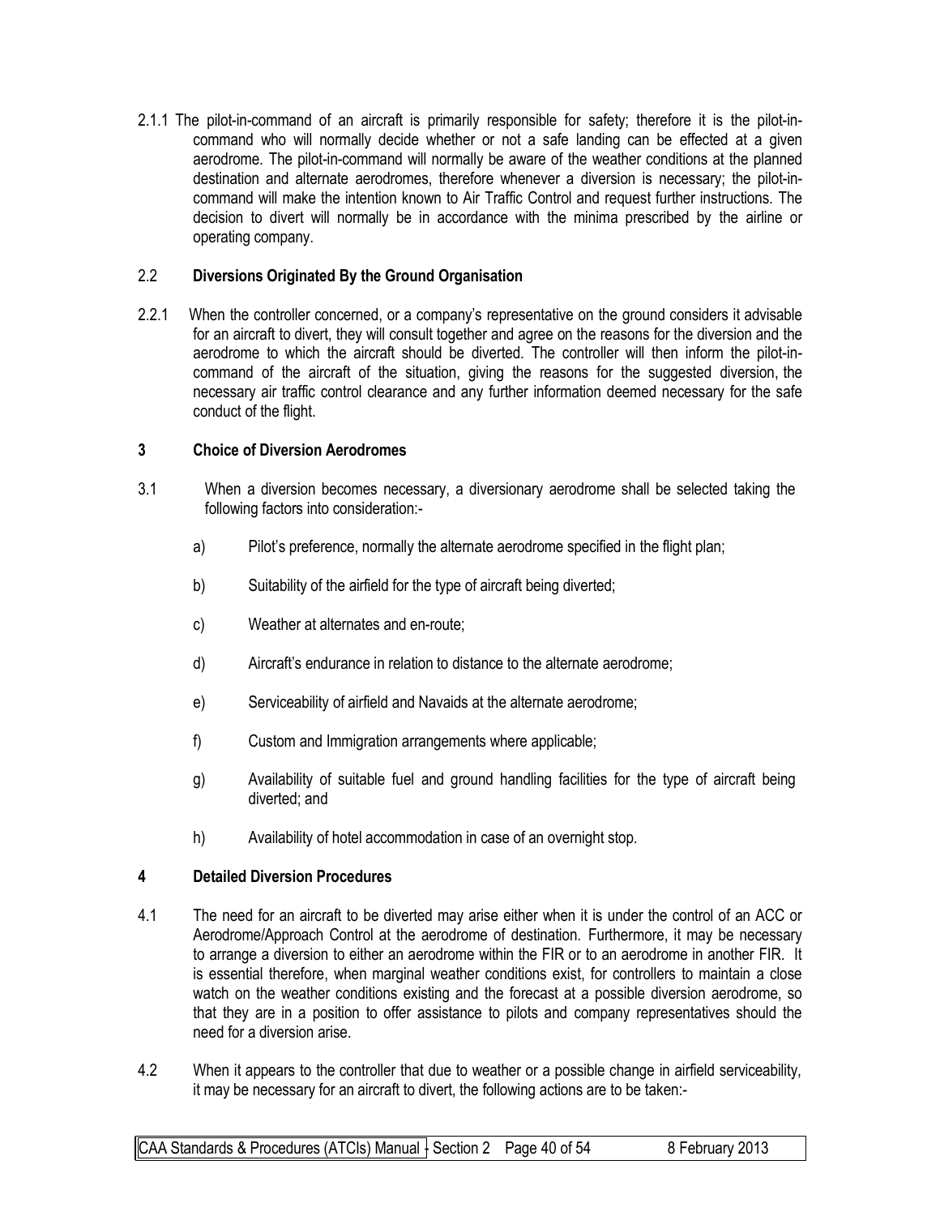2.1.1 The pilot-in-command of an aircraft is primarily responsible for safety; therefore it is the pilot-in-command who will normally decide whether or not a safe landing can be effected at a given aerodrome. The pilot-in-command will normally be aware of the weather conditions at the planned destination and alternate aerodromes, therefore whenever a diversion is necessary; the pilot-in-command will make the intention known to Air Traffic Control and request further instructions. The decision to divert will normally be in accordance with the minima prescribed by the airline or operating company.

### 2.2 Diversions Originated By the Ground Organisation

2.2.1 When the controller concerned, or a company's representative on the ground considers it advisable for an aircraft to divert, they will consult together and agree on the reasons for the diversion and the aerodrome to which the aircraft should be diverted. The controller will then inform the pilot-in-command of the aircraft of the situation, giving the reasons for the suggested diversion, the necessary air traffic control clearance and any further information deemed necessary for the safe conduct of the flight.

## 3 Choice of Diversion Aerodromes

3.1 When a diversion becomes necessary, a diversionary aerodrome shall be selected taking the following factors into consideration:-

a) Pilot's preference, normally the alternate aerodrome specified in the flight plan;

b) Suitability of the airfield for the type of aircraft being diverted;

c) Weather at alternates and en-route;

d) Aircraft's endurance in relation to distance to the alternate aerodrome;

e) Serviceability of airfield and Navaids at the alternate aerodrome;

f) Custom and Immigration arrangements where applicable;

g) Availability of suitable fuel and ground handling facilities for the type of aircraft being diverted; and

h) Availability of hotel accommodation in case of an overnight stop.

## 4 Detailed Diversion Procedures

4.1 The need for an aircraft to be diverted may arise either when it is under the control of an ACC or Aerodrome/Approach Control at the aerodrome of destination. Furthermore, it may be necessary to arrange a diversion to either an aerodrome within the FIR or to an aerodrome in another FIR. It is essential therefore, when marginal weather conditions exist, for controllers to maintain a close watch on the weather conditions existing and the forecast at a possible diversion aerodrome, so that they are in a position to offer assistance to pilots and company representatives should the need for a diversion arise.

4.2 When it appears to the controller that due to weather or a possible change in airfield serviceability, it may be necessary for an aircraft to divert, the following actions are to be taken:-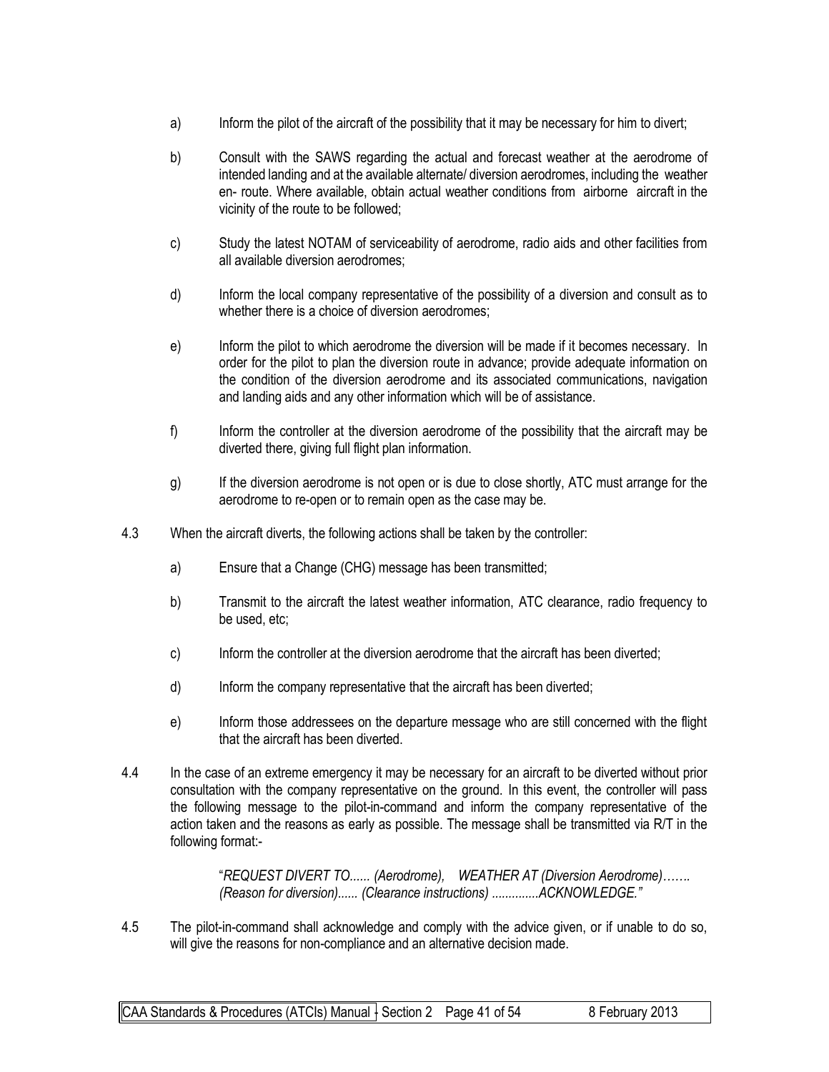a) Inform the pilot of the aircraft of the possibility that it may be necessary for him to divert;

b) Consult with the SAWS regarding the actual and forecast weather at the aerodrome of intended landing and at the available alternate/ diversion aerodromes, including the weather en- route. Where available, obtain actual weather conditions from airborne aircraft in the vicinity of the route to be followed;

c) Study the latest NOTAM of serviceability of aerodrome, radio aids and other facilities from all available diversion aerodromes;

d) Inform the local company representative of the possibility of a diversion and consult as to whether there is a choice of diversion aerodromes;

e) Inform the pilot to which aerodrome the diversion will be made if it becomes necessary. In order for the pilot to plan the diversion route in advance; provide adequate information on the condition of the diversion aerodrome and its associated communications, navigation and landing aids and any other information which will be of assistance.

f) Inform the controller at the diversion aerodrome of the possibility that the aircraft may be diverted there, giving full flight plan information.

g) If the diversion aerodrome is not open or is due to close shortly, ATC must arrange for the aerodrome to re-open or to remain open as the case may be.

4.3 When the aircraft diverts, the following actions shall be taken by the controller:

a) Ensure that a Change (CHG) message has been transmitted;

b) Transmit to the aircraft the latest weather information, ATC clearance, radio frequency to be used, etc;

c) Inform the controller at the diversion aerodrome that the aircraft has been diverted;

d) Inform the company representative that the aircraft has been diverted;

e) Inform those addressees on the departure message who are still concerned with the flight that the aircraft has been diverted.

4.4 In the case of an extreme emergency it may be necessary for an aircraft to be diverted without prior consultation with the company representative on the ground. In this event, the controller will pass the following message to the pilot-in-command and inform the company representative of the action taken and the reasons as early as possible. The message shall be transmitted via R/T in the following format:-

> "*REQUEST DIVERT TO...... (Aerodrome), WEATHER AT (Diversion Aerodrome)……. (Reason for diversion)...... (Clearance instructions) ..............ACKNOWLEDGE.*"

4.5 The pilot-in-command shall acknowledge and comply with the advice given, or if unable to do so, will give the reasons for non-compliance and an alternative decision made.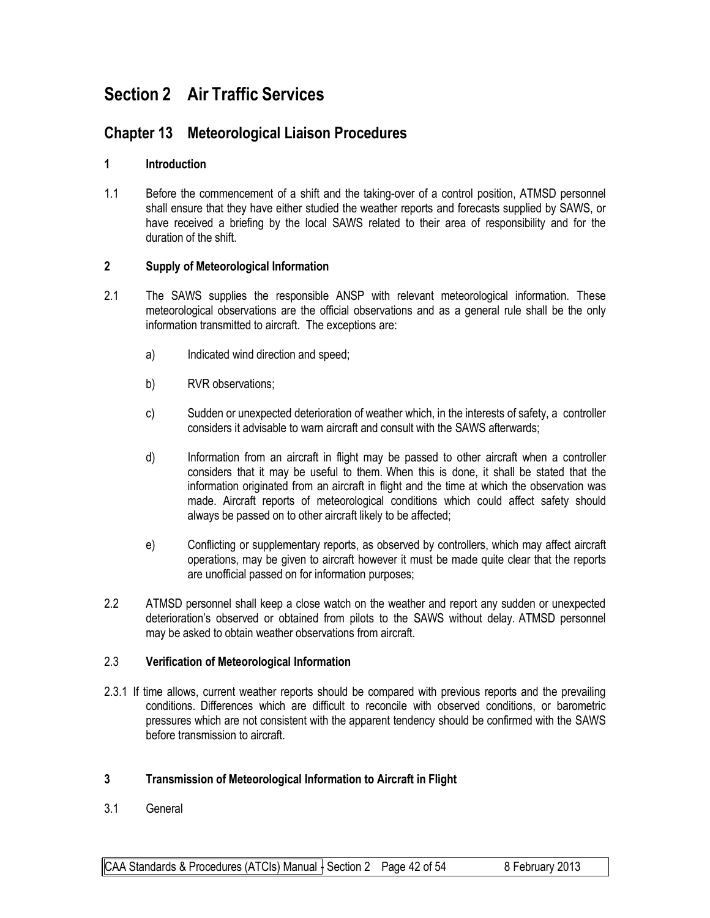# Section 2 Air Traffic Services

## Chapter 13 Meteorological Liaison Procedures

### 1 Introduction

1.1 Before the commencement of a shift and the taking-over of a control position, ATMSD personnel shall ensure that they have either studied the weather reports and forecasts supplied by SAWS, or have received a briefing by the local SAWS related to their area of responsibility and for the duration of the shift.

### 2 Supply of Meteorological Information

2.1 The SAWS supplies the responsible ANSP with relevant meteorological information. These meteorological observations are the official observations and as a general rule shall be the only information transmitted to aircraft. The exceptions are:

a) Indicated wind direction and speed;

b) RVR observations;

c) Sudden or unexpected deterioration of weather which, in the interests of safety, a controller considers it advisable to warn aircraft and consult with the SAWS afterwards;

d) Information from an aircraft in flight may be passed to other aircraft when a controller considers that it may be useful to them. When this is done, it shall be stated that the information originated from an aircraft in flight and the time at which the observation was made. Aircraft reports of meteorological conditions which could affect safety should always be passed on to other aircraft likely to be affected;

e) Conflicting or supplementary reports, as observed by controllers, which may affect aircraft operations, may be given to aircraft however it must be made quite clear that the reports are unofficial passed on for information purposes;

2.2 ATMSD personnel shall keep a close watch on the weather and report any sudden or unexpected deterioration's observed or obtained from pilots to the SAWS without delay. ATMSD personnel may be asked to obtain weather observations from aircraft.

2.3 **Verification of Meteorological Information**

2.3.1 If time allows, current weather reports should be compared with previous reports and the prevailing conditions. Differences which are difficult to reconcile with observed conditions, or barometric pressures which are not consistent with the apparent tendency should be confirmed with the SAWS before transmission to aircraft.

### 3 Transmission of Meteorological Information to Aircraft in Flight

3.1 General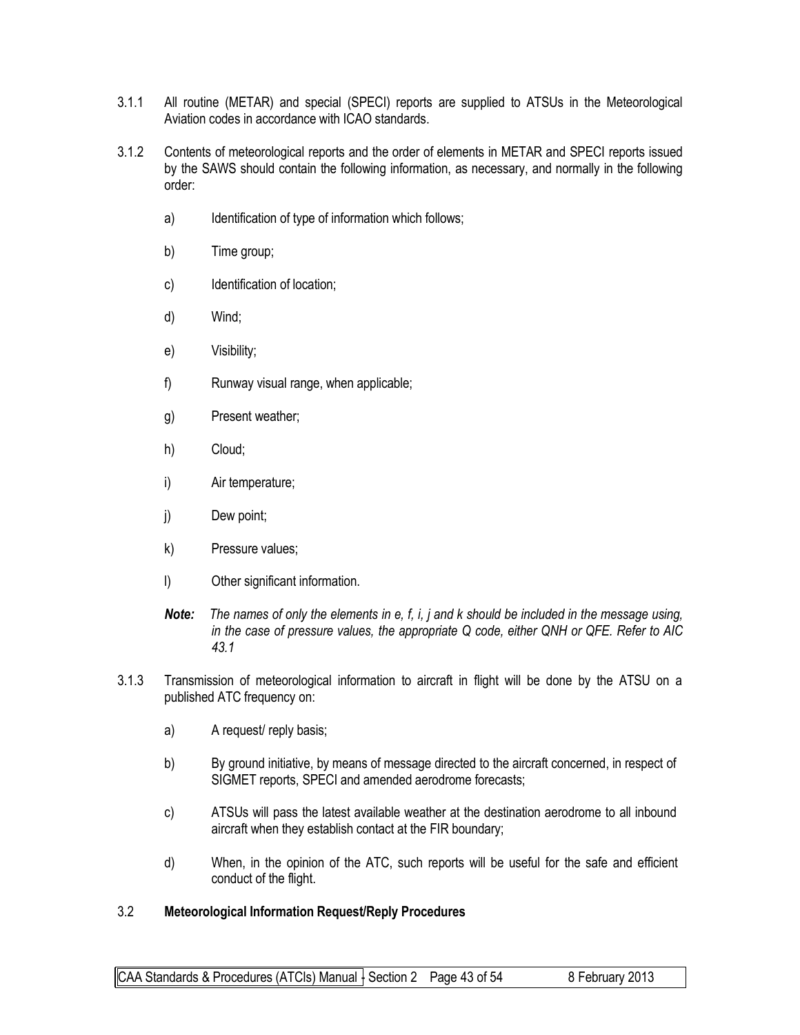3.1.1 All routine (METAR) and special (SPECI) reports are supplied to ATSUs in the Meteorological Aviation codes in accordance with ICAO standards.

3.1.2 Contents of meteorological reports and the order of elements in METAR and SPECI reports issued by the SAWS should contain the following information, as necessary, and normally in the following order:

a) Identification of type of information which follows;

b) Time group;

c) Identification of location;

d) Wind;

e) Visibility;

f) Runway visual range, when applicable;

g) Present weather;

h) Cloud;

i) Air temperature;

j) Dew point;

k) Pressure values;

l) Other significant information.

***Note:*** *The names of only the elements in e, f, i, j and k should be included in the message using, in the case of pressure values, the appropriate Q code, either QNH or QFE. Refer to AIC 43.1*

3.1.3 Transmission of meteorological information to aircraft in flight will be done by the ATSU on a published ATC frequency on:

a) A request/ reply basis;

b) By ground initiative, by means of message directed to the aircraft concerned, in respect of SIGMET reports, SPECI and amended aerodrome forecasts;

c) ATSUs will pass the latest available weather at the destination aerodrome to all inbound aircraft when they establish contact at the FIR boundary;

d) When, in the opinion of the ATC, such reports will be useful for the safe and efficient conduct of the flight.

### 3.2 **Meteorological Information Request/Reply Procedures**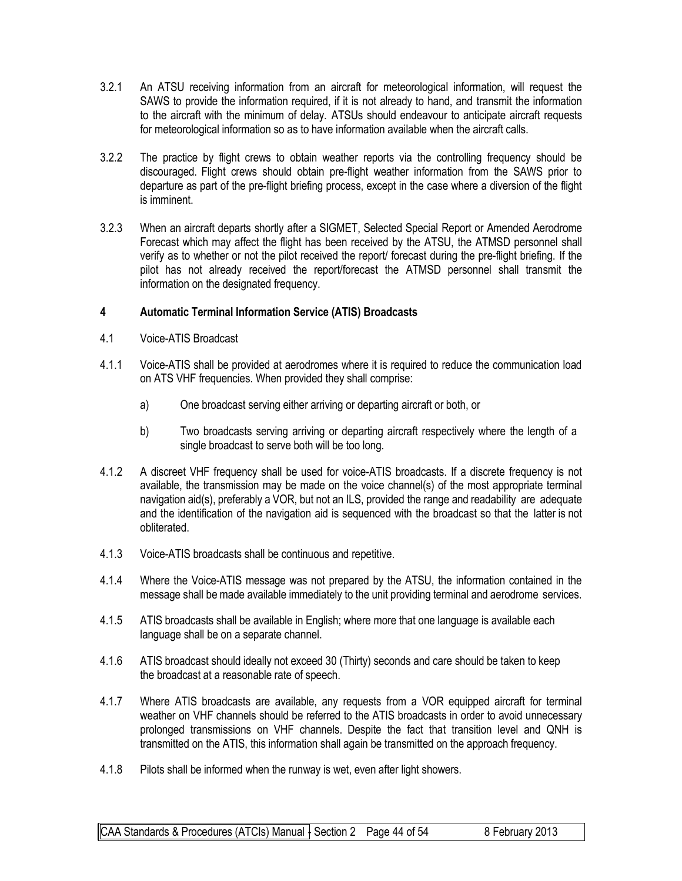3.2.1 An ATSU receiving information from an aircraft for meteorological information, will request the SAWS to provide the information required, if it is not already to hand, and transmit the information to the aircraft with the minimum of delay. ATSUs should endeavour to anticipate aircraft requests for meteorological information so as to have information available when the aircraft calls.

3.2.2 The practice by flight crews to obtain weather reports via the controlling frequency should be discouraged. Flight crews should obtain pre-flight weather information from the SAWS prior to departure as part of the pre-flight briefing process, except in the case where a diversion of the flight is imminent.

3.2.3 When an aircraft departs shortly after a SIGMET, Selected Special Report or Amended Aerodrome Forecast which may affect the flight has been received by the ATSU, the ATMSD personnel shall verify as to whether or not the pilot received the report/ forecast during the pre-flight briefing. If the pilot has not already received the report/forecast the ATMSD personnel shall transmit the information on the designated frequency.

## 4 Automatic Terminal Information Service (ATIS) Broadcasts

4.1 Voice-ATIS Broadcast

4.1.1 Voice-ATIS shall be provided at aerodromes where it is required to reduce the communication load on ATS VHF frequencies. When provided they shall comprise:

a) One broadcast serving either arriving or departing aircraft or both, or

b) Two broadcasts serving arriving or departing aircraft respectively where the length of a single broadcast to serve both will be too long.

4.1.2 A discreet VHF frequency shall be used for voice-ATIS broadcasts. If a discrete frequency is not available, the transmission may be made on the voice channel(s) of the most appropriate terminal navigation aid(s), preferably a VOR, but not an ILS, provided the range and readability are adequate and the identification of the navigation aid is sequenced with the broadcast so that the latter is not obliterated.

4.1.3 Voice-ATIS broadcasts shall be continuous and repetitive.

4.1.4 Where the Voice-ATIS message was not prepared by the ATSU, the information contained in the message shall be made available immediately to the unit providing terminal and aerodrome services.

4.1.5 ATIS broadcasts shall be available in English; where more that one language is available each language shall be on a separate channel.

4.1.6 ATIS broadcast should ideally not exceed 30 (Thirty) seconds and care should be taken to keep the broadcast at a reasonable rate of speech.

4.1.7 Where ATIS broadcasts are available, any requests from a VOR equipped aircraft for terminal weather on VHF channels should be referred to the ATIS broadcasts in order to avoid unnecessary prolonged transmissions on VHF channels. Despite the fact that transition level and QNH is transmitted on the ATIS, this information shall again be transmitted on the approach frequency.

4.1.8 Pilots shall be informed when the runway is wet, even after light showers.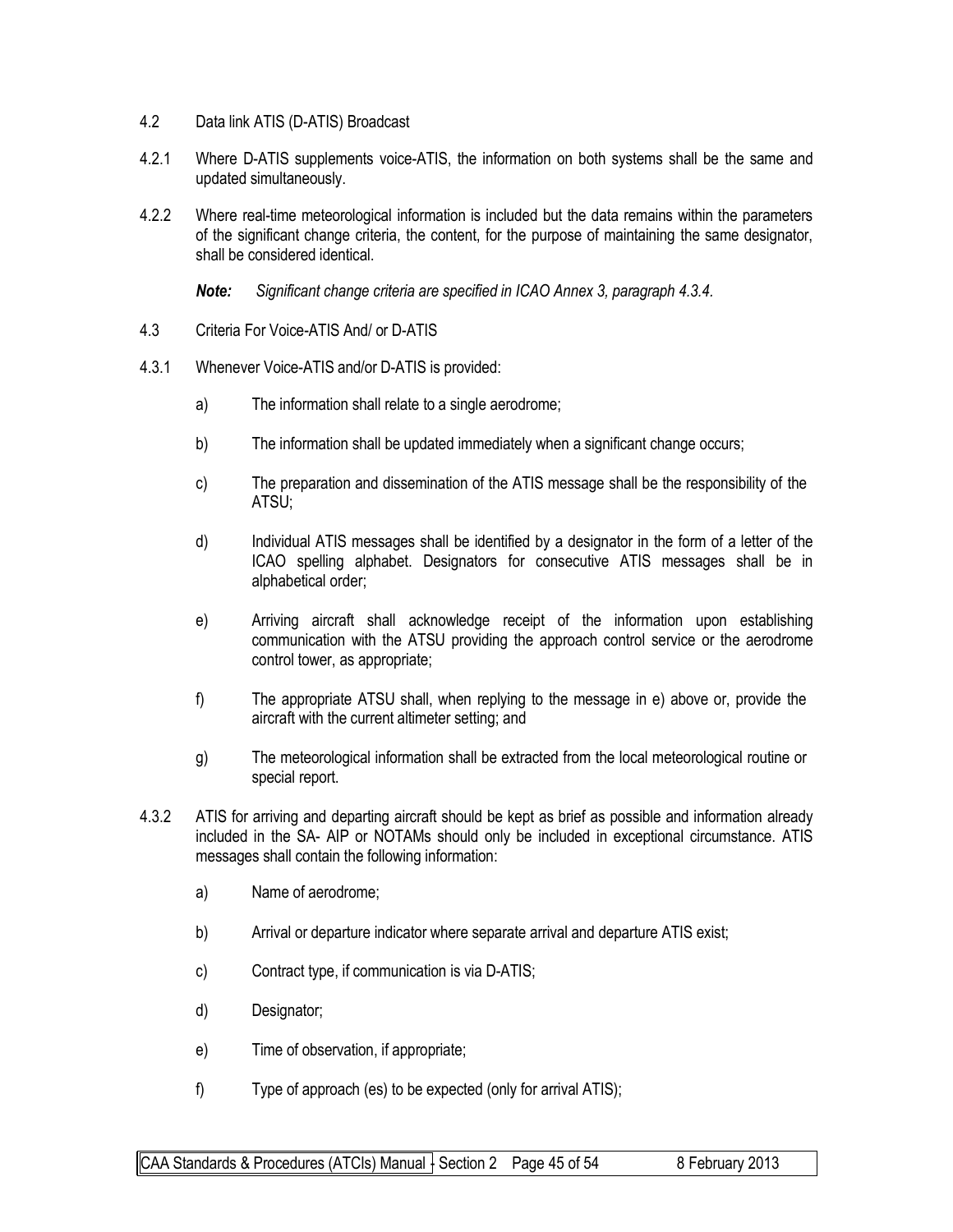4.2 Data link ATIS (D-ATIS) Broadcast

4.2.1 Where D-ATIS supplements voice-ATIS, the information on both systems shall be the same and updated simultaneously.

4.2.2 Where real-time meteorological information is included but the data remains within the parameters of the significant change criteria, the content, for the purpose of maintaining the same designator, shall be considered identical.

***Note:*** *Significant change criteria are specified in ICAO Annex 3, paragraph 4.3.4.*

4.3 Criteria For Voice-ATIS And/ or D-ATIS

4.3.1 Whenever Voice-ATIS and/or D-ATIS is provided:

a) The information shall relate to a single aerodrome;

b) The information shall be updated immediately when a significant change occurs;

c) The preparation and dissemination of the ATIS message shall be the responsibility of the ATSU;

d) Individual ATIS messages shall be identified by a designator in the form of a letter of the ICAO spelling alphabet. Designators for consecutive ATIS messages shall be in alphabetical order;

e) Arriving aircraft shall acknowledge receipt of the information upon establishing communication with the ATSU providing the approach control service or the aerodrome control tower, as appropriate;

f) The appropriate ATSU shall, when replying to the message in e) above or, provide the aircraft with the current altimeter setting; and

g) The meteorological information shall be extracted from the local meteorological routine or special report.

4.3.2 ATIS for arriving and departing aircraft should be kept as brief as possible and information already included in the SA- AIP or NOTAMs should only be included in exceptional circumstance. ATIS messages shall contain the following information:

a) Name of aerodrome;

b) Arrival or departure indicator where separate arrival and departure ATIS exist;

c) Contract type, if communication is via D-ATIS;

d) Designator;

e) Time of observation, if appropriate;

f) Type of approach (es) to be expected (only for arrival ATIS);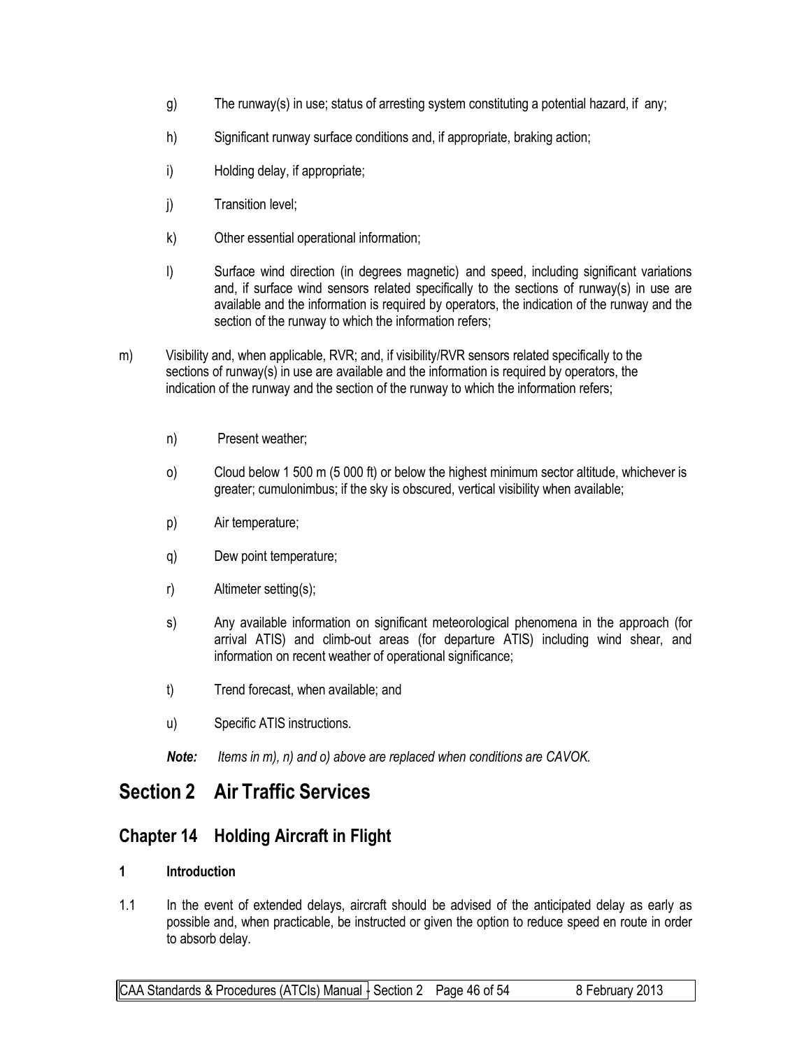g) The runway(s) in use; status of arresting system constituting a potential hazard, if any;

h) Significant runway surface conditions and, if appropriate, braking action;

i) Holding delay, if appropriate;

j) Transition level;

k) Other essential operational information;

l) Surface wind direction (in degrees magnetic) and speed, including significant variations and, if surface wind sensors related specifically to the sections of runway(s) in use are available and the information is required by operators, the indication of the runway and the section of the runway to which the information refers;

m) Visibility and, when applicable, RVR; and, if visibility/RVR sensors related specifically to the sections of runway(s) in use are available and the information is required by operators, the indication of the runway and the section of the runway to which the information refers;

n) Present weather;

o) Cloud below 1 500 m (5 000 ft) or below the highest minimum sector altitude, whichever is greater; cumulonimbus; if the sky is obscured, vertical visibility when available;

p) Air temperature;

q) Dew point temperature;

r) Altimeter setting(s);

s) Any available information on significant meteorological phenomena in the approach (for arrival ATIS) and climb-out areas (for departure ATIS) including wind shear, and information on recent weather of operational significance;

t) Trend forecast, when available; and

u) Specific ATIS instructions.

***Note:*** *Items in m), n) and o) above are replaced when conditions are CAVOK.*

# Section 2 Air Traffic Services

## Chapter 14 Holding Aircraft in Flight

### 1 Introduction

1.1 In the event of extended delays, aircraft should be advised of the anticipated delay as early as possible and, when practicable, be instructed or given the option to reduce speed en route in order to absorb delay.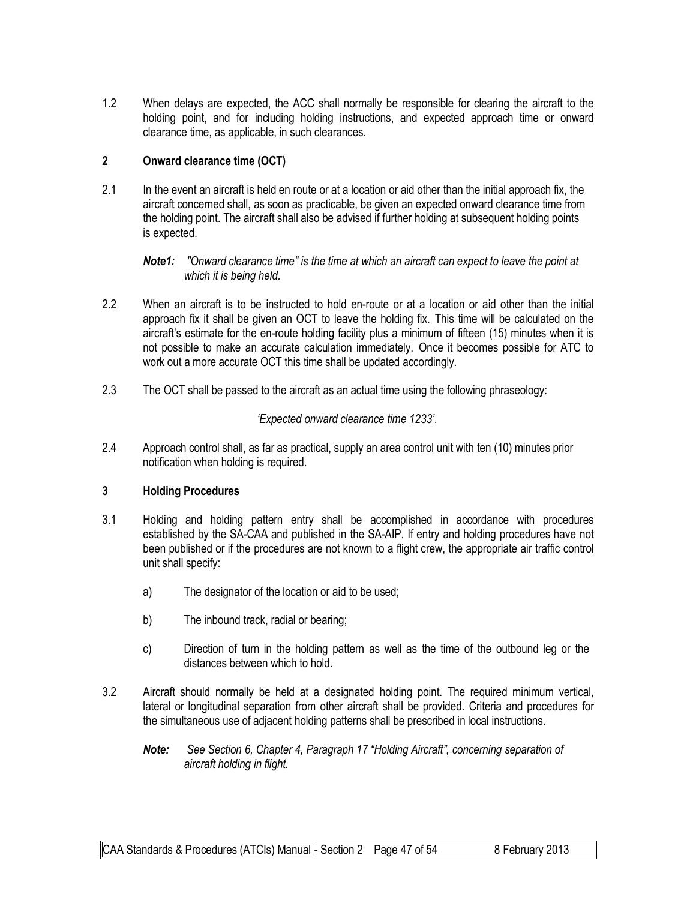1.2 When delays are expected, the ACC shall normally be responsible for clearing the aircraft to the holding point, and for including holding instructions, and expected approach time or onward clearance time, as applicable, in such clearances.

## 2 Onward clearance time (OCT)

2.1 In the event an aircraft is held en route or at a location or aid other than the initial approach fix, the aircraft concerned shall, as soon as practicable, be given an expected onward clearance time from the holding point. The aircraft shall also be advised if further holding at subsequent holding points is expected.

***Note1:*** *"Onward clearance time" is the time at which an aircraft can expect to leave the point at which it is being held.*

2.2 When an aircraft is to be instructed to hold en-route or at a location or aid other than the initial approach fix it shall be given an OCT to leave the holding fix. This time will be calculated on the aircraft's estimate for the en-route holding facility plus a minimum of fifteen (15) minutes when it is not possible to make an accurate calculation immediately. Once it becomes possible for ATC to work out a more accurate OCT this time shall be updated accordingly.

2.3 The OCT shall be passed to the aircraft as an actual time using the following phraseology:

*'Expected onward clearance time 1233'.*

2.4 Approach control shall, as far as practical, supply an area control unit with ten (10) minutes prior notification when holding is required.

## 3 Holding Procedures

3.1 Holding and holding pattern entry shall be accomplished in accordance with procedures established by the SA-CAA and published in the SA-AIP. If entry and holding procedures have not been published or if the procedures are not known to a flight crew, the appropriate air traffic control unit shall specify:

a) The designator of the location or aid to be used;

b) The inbound track, radial or bearing;

c) Direction of turn in the holding pattern as well as the time of the outbound leg or the distances between which to hold.

3.2 Aircraft should normally be held at a designated holding point. The required minimum vertical, lateral or longitudinal separation from other aircraft shall be provided. Criteria and procedures for the simultaneous use of adjacent holding patterns shall be prescribed in local instructions.

***Note:*** *See Section 6, Chapter 4, Paragraph 17 "Holding Aircraft", concerning separation of aircraft holding in flight.*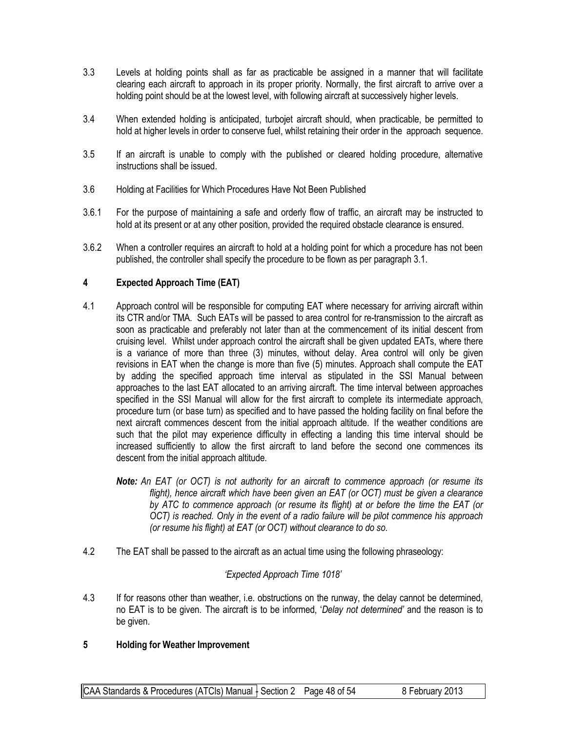3.3 Levels at holding points shall as far as practicable be assigned in a manner that will facilitate clearing each aircraft to approach in its proper priority. Normally, the first aircraft to arrive over a holding point should be at the lowest level, with following aircraft at successively higher levels.

3.4 When extended holding is anticipated, turbojet aircraft should, when practicable, be permitted to hold at higher levels in order to conserve fuel, whilst retaining their order in the approach sequence.

3.5 If an aircraft is unable to comply with the published or cleared holding procedure, alternative instructions shall be issued.

3.6 Holding at Facilities for Which Procedures Have Not Been Published

3.6.1 For the purpose of maintaining a safe and orderly flow of traffic, an aircraft may be instructed to hold at its present or at any other position, provided the required obstacle clearance is ensured.

3.6.2 When a controller requires an aircraft to hold at a holding point for which a procedure has not been published, the controller shall specify the procedure to be flown as per paragraph 3.1.

## 4 Expected Approach Time (EAT)

4.1 Approach control will be responsible for computing EAT where necessary for arriving aircraft within its CTR and/or TMA. Such EATs will be passed to area control for re-transmission to the aircraft as soon as practicable and preferably not later than at the commencement of its initial descent from cruising level. Whilst under approach control the aircraft shall be given updated EATs, where there is a variance of more than three (3) minutes, without delay. Area control will only be given revisions in EAT when the change is more than five (5) minutes. Approach shall compute the EAT by adding the specified approach time interval as stipulated in the SSI Manual between approaches to the last EAT allocated to an arriving aircraft. The time interval between approaches specified in the SSI Manual will allow for the first aircraft to complete its intermediate approach, procedure turn (or base turn) as specified and to have passed the holding facility on final before the next aircraft commences descent from the initial approach altitude. If the weather conditions are such that the pilot may experience difficulty in effecting a landing this time interval should be increased sufficiently to allow the first aircraft to land before the second one commences its descent from the initial approach altitude.

> ***Note:*** *An EAT (or OCT) is not authority for an aircraft to commence approach (or resume its flight), hence aircraft which have been given an EAT (or OCT) must be given a clearance by ATC to commence approach (or resume its flight) at or before the time the EAT (or OCT) is reached. Only in the event of a radio failure will be pilot commence his approach (or resume his flight) at EAT (or OCT) without clearance to do so.*

4.2 The EAT shall be passed to the aircraft as an actual time using the following phraseology:

*'Expected Approach Time 1018'*

4.3 If for reasons other than weather, i.e. obstructions on the runway, the delay cannot be determined, no EAT is to be given. The aircraft is to be informed, '*Delay not determined'* and the reason is to be given.

## 5 Holding for Weather Improvement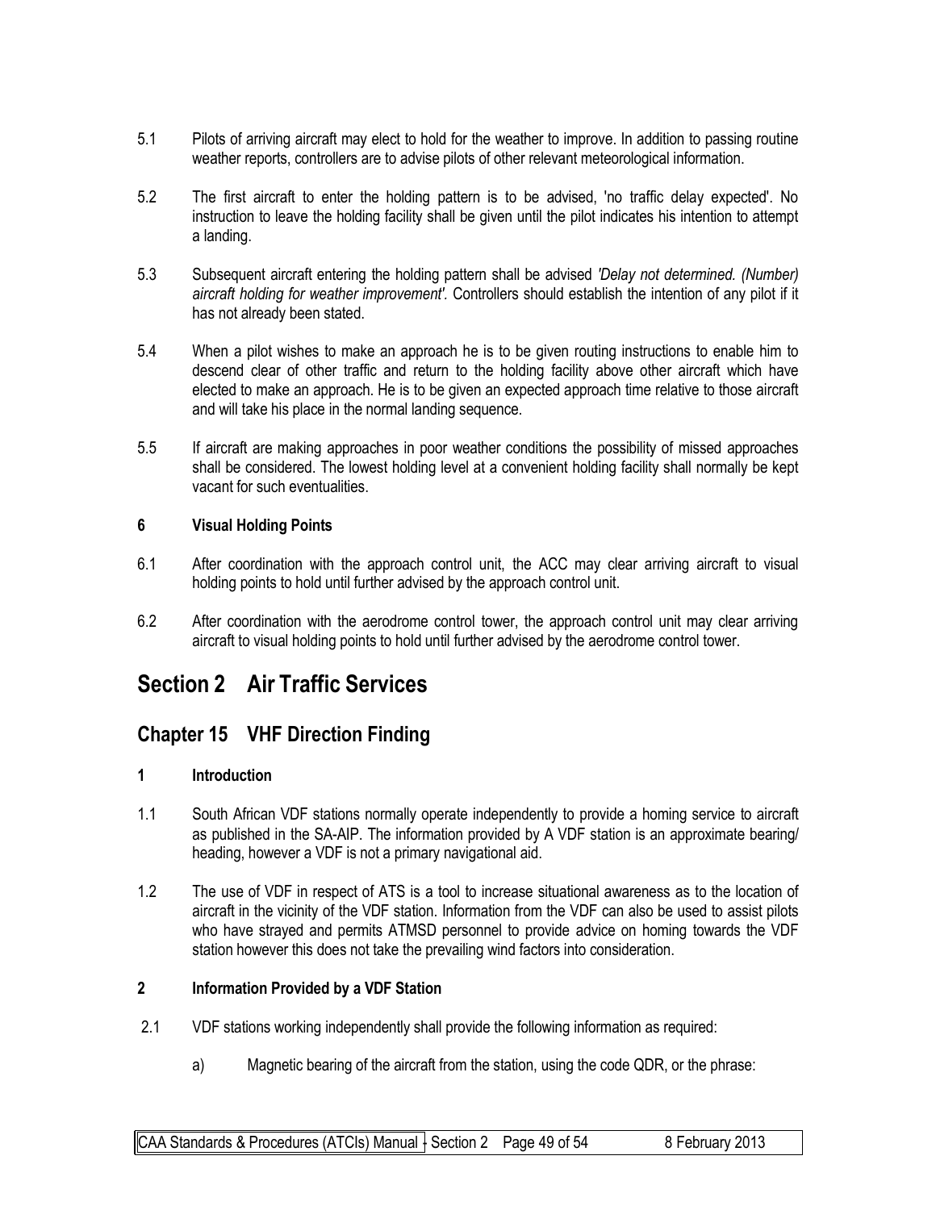5.1 Pilots of arriving aircraft may elect to hold for the weather to improve. In addition to passing routine weather reports, controllers are to advise pilots of other relevant meteorological information.

5.2 The first aircraft to enter the holding pattern is to be advised, 'no traffic delay expected'. No instruction to leave the holding facility shall be given until the pilot indicates his intention to attempt a landing.

5.3 Subsequent aircraft entering the holding pattern shall be advised *'Delay not determined. (Number) aircraft holding for weather improvement'.* Controllers should establish the intention of any pilot if it has not already been stated.

5.4 When a pilot wishes to make an approach he is to be given routing instructions to enable him to descend clear of other traffic and return to the holding facility above other aircraft which have elected to make an approach. He is to be given an expected approach time relative to those aircraft and will take his place in the normal landing sequence.

5.5 If aircraft are making approaches in poor weather conditions the possibility of missed approaches shall be considered. The lowest holding level at a convenient holding facility shall normally be kept vacant for such eventualities.

### 6 Visual Holding Points

6.1 After coordination with the approach control unit, the ACC may clear arriving aircraft to visual holding points to hold until further advised by the approach control unit.

6.2 After coordination with the aerodrome control tower, the approach control unit may clear arriving aircraft to visual holding points to hold until further advised by the aerodrome control tower.

# Section 2 Air Traffic Services

## Chapter 15 VHF Direction Finding

### 1 Introduction

1.1 South African VDF stations normally operate independently to provide a homing service to aircraft as published in the SA-AIP. The information provided by A VDF station is an approximate bearing/ heading, however a VDF is not a primary navigational aid.

1.2 The use of VDF in respect of ATS is a tool to increase situational awareness as to the location of aircraft in the vicinity of the VDF station. Information from the VDF can also be used to assist pilots who have strayed and permits ATMSD personnel to provide advice on homing towards the VDF station however this does not take the prevailing wind factors into consideration.

### 2 Information Provided by a VDF Station

2.1 VDF stations working independently shall provide the following information as required:

a) Magnetic bearing of the aircraft from the station, using the code QDR, or the phrase: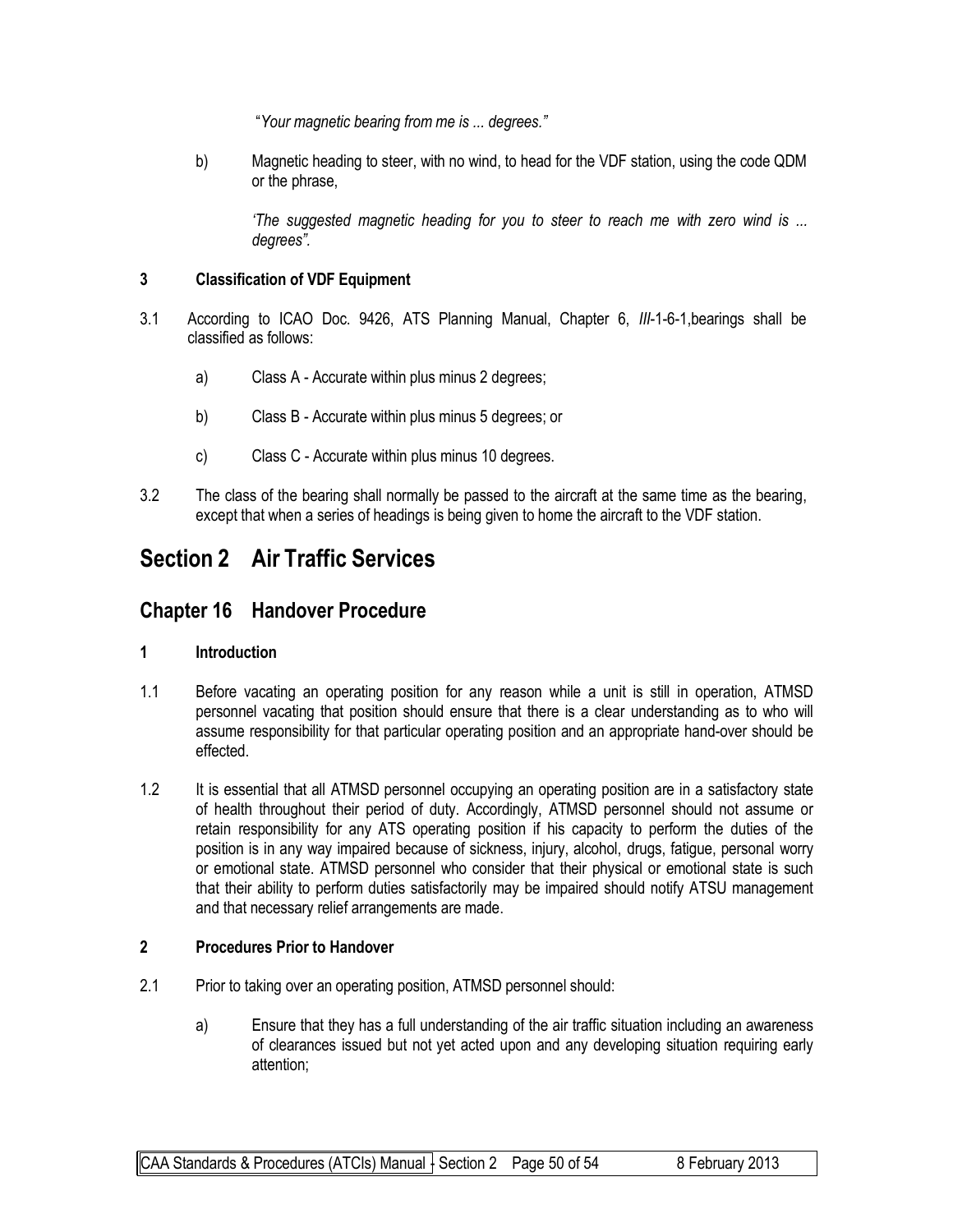"*Your magnetic bearing from me is ... degrees.*"

b) Magnetic heading to steer, with no wind, to head for the VDF station, using the code QDM or the phrase,

*'The suggested magnetic heading for you to steer to reach me with zero wind is ... degrees".*

### 3 Classification of VDF Equipment

3.1 According to ICAO Doc. 9426, ATS Planning Manual, Chapter 6, *III*-1-6-1,bearings shall be classified as follows:

a) Class A - Accurate within plus minus 2 degrees;

b) Class B - Accurate within plus minus 5 degrees; or

c) Class C - Accurate within plus minus 10 degrees.

3.2 The class of the bearing shall normally be passed to the aircraft at the same time as the bearing, except that when a series of headings is being given to home the aircraft to the VDF station.

# Section 2 Air Traffic Services

## Chapter 16 Handover Procedure

### 1 Introduction

1.1 Before vacating an operating position for any reason while a unit is still in operation, ATMSD personnel vacating that position should ensure that there is a clear understanding as to who will assume responsibility for that particular operating position and an appropriate hand-over should be effected.

1.2 It is essential that all ATMSD personnel occupying an operating position are in a satisfactory state of health throughout their period of duty. Accordingly, ATMSD personnel should not assume or retain responsibility for any ATS operating position if his capacity to perform the duties of the position is in any way impaired because of sickness, injury, alcohol, drugs, fatigue, personal worry or emotional state. ATMSD personnel who consider that their physical or emotional state is such that their ability to perform duties satisfactorily may be impaired should notify ATSU management and that necessary relief arrangements are made.

### 2 Procedures Prior to Handover

2.1 Prior to taking over an operating position, ATMSD personnel should:

a) Ensure that they has a full understanding of the air traffic situation including an awareness of clearances issued but not yet acted upon and any developing situation requiring early attention;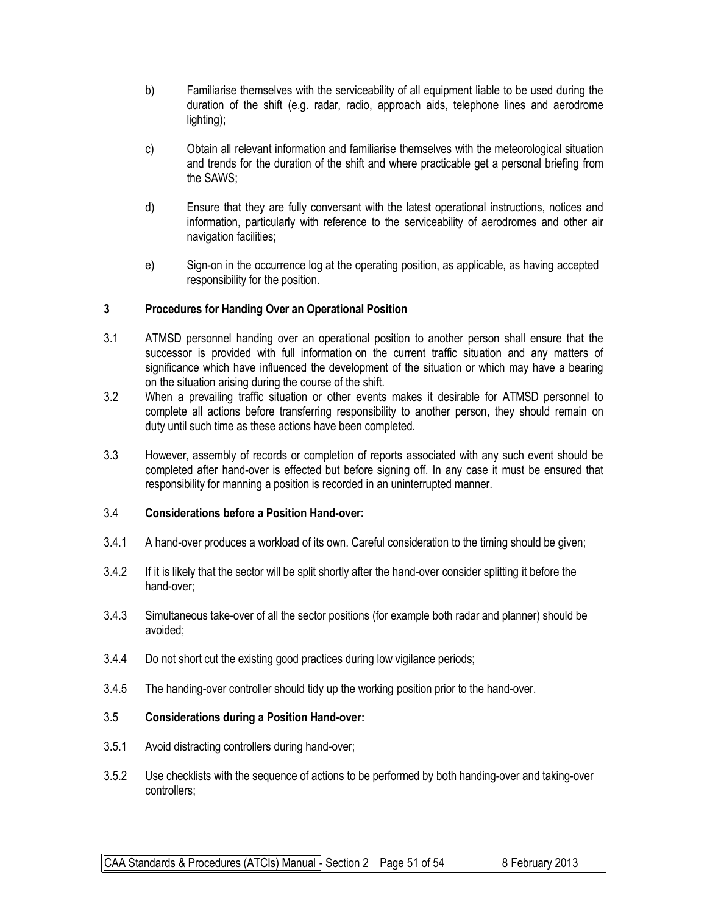b) Familiarise themselves with the serviceability of all equipment liable to be used during the duration of the shift (e.g. radar, radio, approach aids, telephone lines and aerodrome lighting);

c) Obtain all relevant information and familiarise themselves with the meteorological situation and trends for the duration of the shift and where practicable get a personal briefing from the SAWS;

d) Ensure that they are fully conversant with the latest operational instructions, notices and information, particularly with reference to the serviceability of aerodromes and other air navigation facilities;

e) Sign-on in the occurrence log at the operating position, as applicable, as having accepted responsibility for the position.

## 3 Procedures for Handing Over an Operational Position

3.1 ATMSD personnel handing over an operational position to another person shall ensure that the successor is provided with full information on the current traffic situation and any matters of significance which have influenced the development of the situation or which may have a bearing on the situation arising during the course of the shift.

3.2 When a prevailing traffic situation or other events makes it desirable for ATMSD personnel to complete all actions before transferring responsibility to another person, they should remain on duty until such time as these actions have been completed.

3.3 However, assembly of records or completion of reports associated with any such event should be completed after hand-over is effected but before signing off. In any case it must be ensured that responsibility for manning a position is recorded in an uninterrupted manner.

### 3.4 Considerations before a Position Hand-over:

3.4.1 A hand-over produces a workload of its own. Careful consideration to the timing should be given;

3.4.2 If it is likely that the sector will be split shortly after the hand-over consider splitting it before the hand-over;

3.4.3 Simultaneous take-over of all the sector positions (for example both radar and planner) should be avoided;

3.4.4 Do not short cut the existing good practices during low vigilance periods;

3.4.5 The handing-over controller should tidy up the working position prior to the hand-over.

### 3.5 Considerations during a Position Hand-over:

3.5.1 Avoid distracting controllers during hand-over;

3.5.2 Use checklists with the sequence of actions to be performed by both handing-over and taking-over controllers;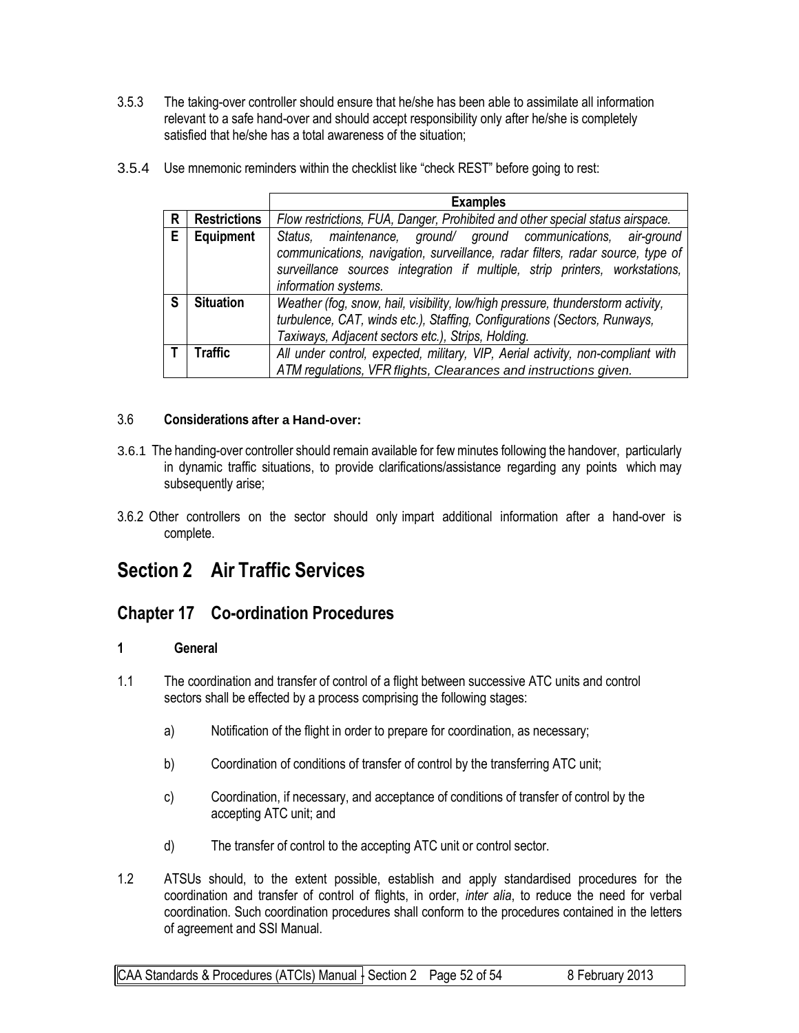3.5.3 The taking-over controller should ensure that he/she has been able to assimilate all information relevant to a safe hand-over and should accept responsibility only after he/she is completely satisfied that he/she has a total awareness of the situation;

3.5.4 Use mnemonic reminders within the checklist like "check REST" before going to rest:

| | | **Examples** |
|---|---|---|
| **R** | **Restrictions** | *Flow restrictions, FUA, Danger, Prohibited and other special status airspace.* |
| **E** | **Equipment** | *Status, maintenance, ground/ ground communications, air-ground communications, navigation, surveillance, radar filters, radar source, type of surveillance sources integration if multiple, strip printers, workstations, information systems.* |
| **S** | **Situation** | *Weather (fog, snow, hail, visibility, low/high pressure, thunderstorm activity, turbulence, CAT, winds etc.), Staffing, Configurations (Sectors, Runways, Taxiways, Adjacent sectors etc.), Strips, Holding.* |
| **T** | **Traffic** | *All under control, expected, military, VIP, Aerial activity, non-compliant with ATM regulations, VFR flights, Clearances and instructions given.* |

3.6 **Considerations after a Hand-over:**

3.6.1 The handing-over controller should remain available for few minutes following the handover, particularly in dynamic traffic situations, to provide clarifications/assistance regarding any points which may subsequently arise;

3.6.2 Other controllers on the sector should only impart additional information after a hand-over is complete.

# Section 2 Air Traffic Services

## Chapter 17 Co-ordination Procedures

### 1 General

1.1 The coordination and transfer of control of a flight between successive ATC units and control sectors shall be effected by a process comprising the following stages:

a) Notification of the flight in order to prepare for coordination, as necessary;

b) Coordination of conditions of transfer of control by the transferring ATC unit;

c) Coordination, if necessary, and acceptance of conditions of transfer of control by the accepting ATC unit; and

d) The transfer of control to the accepting ATC unit or control sector.

1.2 ATSUs should, to the extent possible, establish and apply standardised procedures for the coordination and transfer of control of flights, in order, *inter alia*, to reduce the need for verbal coordination. Such coordination procedures shall conform to the procedures contained in the letters of agreement and SSI Manual.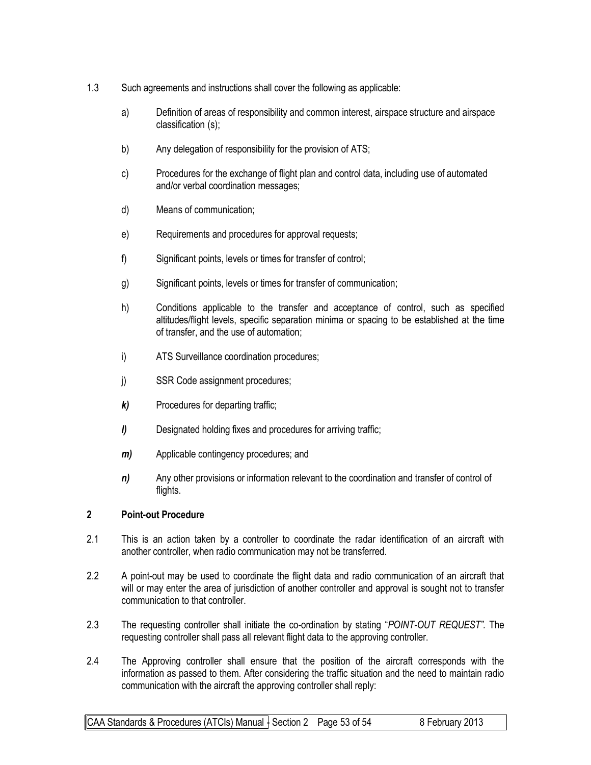1.3 Such agreements and instructions shall cover the following as applicable:

a) Definition of areas of responsibility and common interest, airspace structure and airspace classification (s);

b) Any delegation of responsibility for the provision of ATS;

c) Procedures for the exchange of flight plan and control data, including use of automated and/or verbal coordination messages;

d) Means of communication;

e) Requirements and procedures for approval requests;

f) Significant points, levels or times for transfer of control;

g) Significant points, levels or times for transfer of communication;

h) Conditions applicable to the transfer and acceptance of control, such as specified altitudes/flight levels, specific separation minima or spacing to be established at the time of transfer, and the use of automation;

i) ATS Surveillance coordination procedures;

j) SSR Code assignment procedures;

***k)*** Procedures for departing traffic;

***l)*** Designated holding fixes and procedures for arriving traffic;

***m)*** Applicable contingency procedures; and

***n)*** Any other provisions or information relevant to the coordination and transfer of control of flights.

## 2 Point-out Procedure

2.1 This is an action taken by a controller to coordinate the radar identification of an aircraft with another controller, when radio communication may not be transferred.

2.2 A point-out may be used to coordinate the flight data and radio communication of an aircraft that will or may enter the area of jurisdiction of another controller and approval is sought not to transfer communication to that controller.

2.3 The requesting controller shall initiate the co-ordination by stating "*POINT-OUT REQUEST".* The requesting controller shall pass all relevant flight data to the approving controller.

2.4 The Approving controller shall ensure that the position of the aircraft corresponds with the information as passed to them. After considering the traffic situation and the need to maintain radio communication with the aircraft the approving controller shall reply: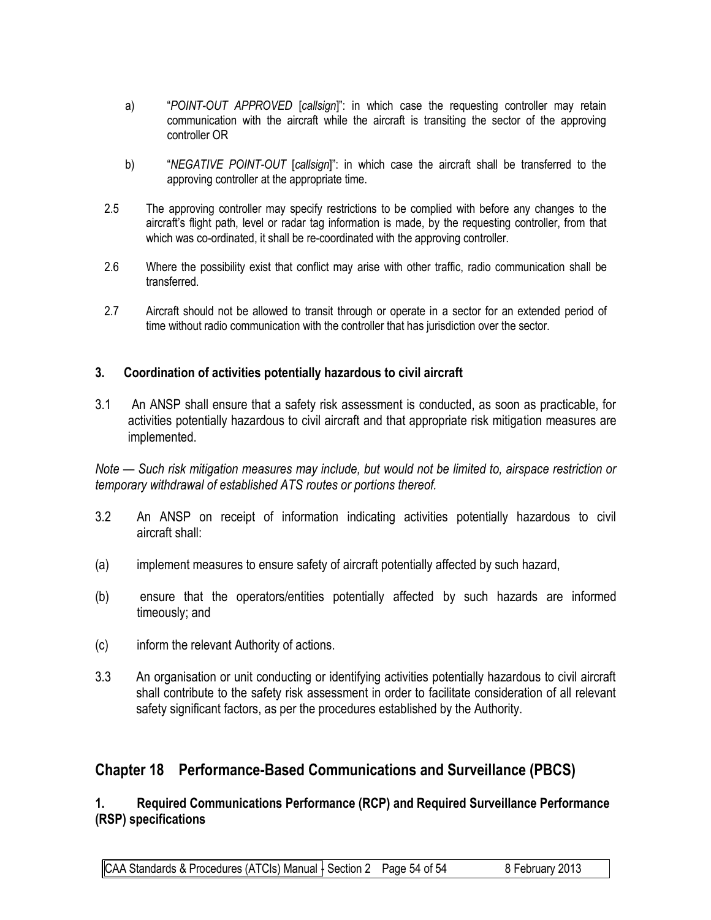a) "*POINT-OUT APPROVED* [*callsign*]": in which case the requesting controller may retain communication with the aircraft while the aircraft is transiting the sector of the approving controller OR

b) "*NEGATIVE POINT-OUT* [*callsign*]": in which case the aircraft shall be transferred to the approving controller at the appropriate time.

2.5 The approving controller may specify restrictions to be complied with before any changes to the aircraft's flight path, level or radar tag information is made, by the requesting controller, from that which was co-ordinated, it shall be re-coordinated with the approving controller.

2.6 Where the possibility exist that conflict may arise with other traffic, radio communication shall be transferred.

2.7 Aircraft should not be allowed to transit through or operate in a sector for an extended period of time without radio communication with the controller that has jurisdiction over the sector.

### 3. Coordination of activities potentially hazardous to civil aircraft

3.1 An ANSP shall ensure that a safety risk assessment is conducted, as soon as practicable, for activities potentially hazardous to civil aircraft and that appropriate risk mitigation measures are implemented.

*Note — Such risk mitigation measures may include, but would not be limited to, airspace restriction or temporary withdrawal of established ATS routes or portions thereof.*

3.2 An ANSP on receipt of information indicating activities potentially hazardous to civil aircraft shall:

(a) implement measures to ensure safety of aircraft potentially affected by such hazard,

(b) ensure that the operators/entities potentially affected by such hazards are informed timeously; and

(c) inform the relevant Authority of actions.

3.3 An organisation or unit conducting or identifying activities potentially hazardous to civil aircraft shall contribute to the safety risk assessment in order to facilitate consideration of all relevant safety significant factors, as per the procedures established by the Authority.

## Chapter 18 Performance-Based Communications and Surveillance (PBCS)

### 1. Required Communications Performance (RCP) and Required Surveillance Performance (RSP) specifications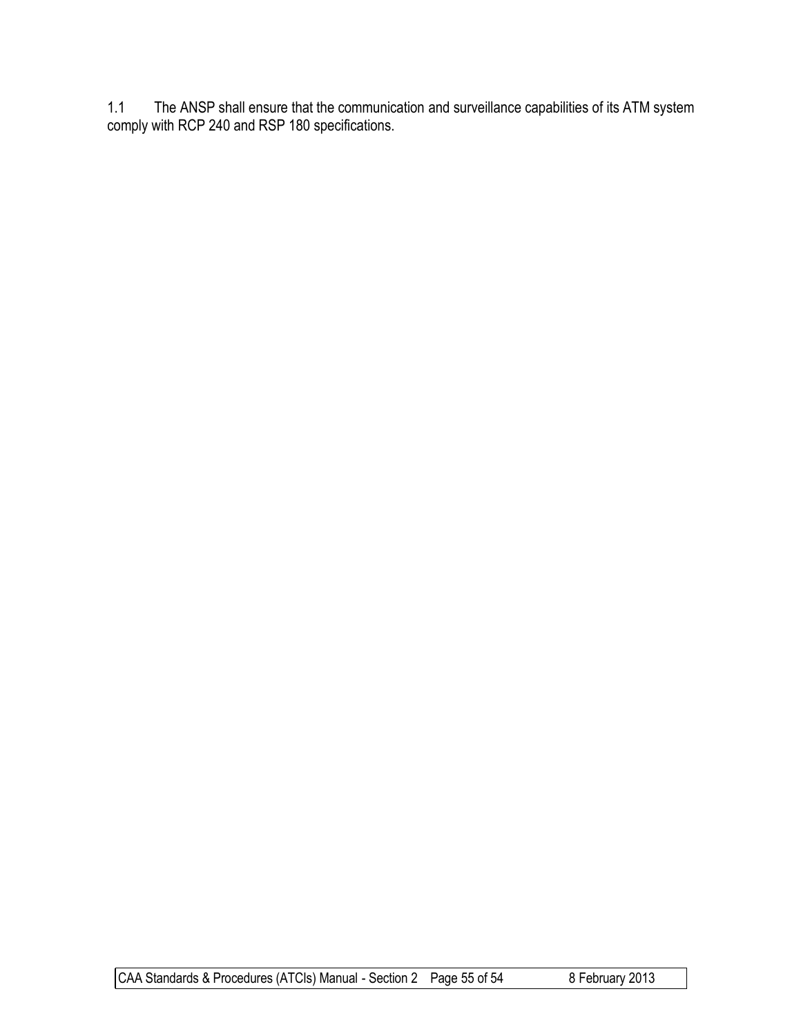1.1 The ANSP shall ensure that the communication and surveillance capabilities of its ATM system comply with RCP 240 and RSP 180 specifications.